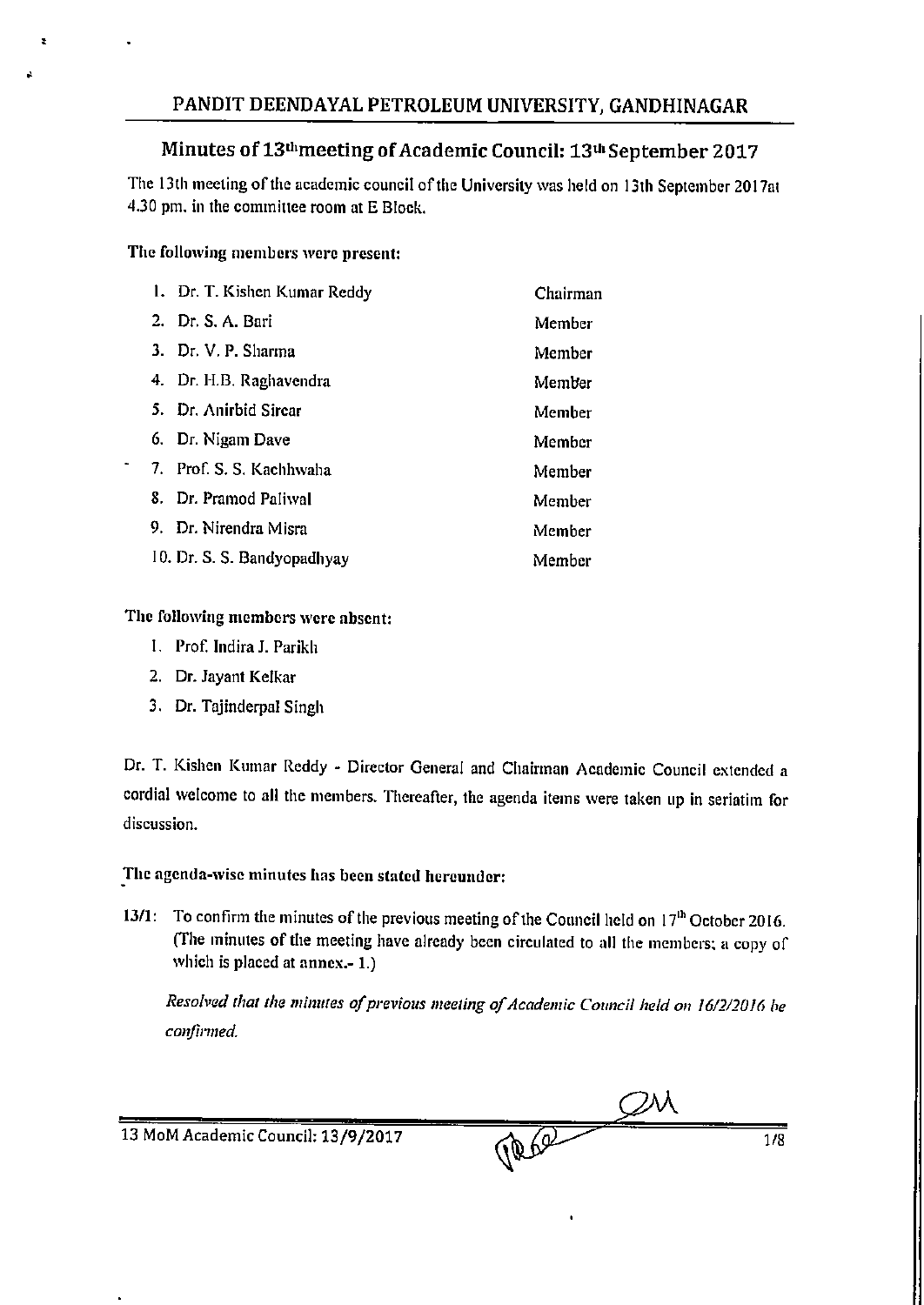## PANDIT DEENDAYAL PETROLEUM UNIVERSITY, GANDHINAGAR

### Minutes of 13th meeting of Academic Council: 13th September 2017

The 13th meeting of the academic council of the University was held on 13th September 2017at 4.30 pm. in the committee room at E Block.

**The following members were present:**

| | |
|---|---|
| 1. Dr. T. Kishen Kumar Reddy | Chairman |
| 2. Dr. S. A. Bari | Member |
| 3. Dr. V. P. Sharma | Member |
| 4. Dr. H.B. Raghavendra | Member |
| 5. Dr. Anirbid Sircar | Member |
| 6. Dr. Nigam Dave | Member |
| 7. Prof. S. S. Kachhwaha | Member |
| 8. Dr. Pramod Paliwal | Member |
| 9. Dr. Nirendra Misra | Member |
| 10. Dr. S. S. Bandyopadhyay | Member |

**The following members were absent:**

1. Prof. Indira J. Parikh
2. Dr. Jayant Kelkar
3. Dr. Tajinderpal Singh

Dr. T. Kishen Kumar Reddy - Director General and Chairman Academic Council extended a cordial welcome to all the members. Thereafter, the agenda items were taken up in seriatim for discussion.

**The agenda-wise minutes has been stated hereunder:**

**13/1:** To confirm the minutes of the previous meeting of the Council held on 17th October 2016. (The minutes of the meeting have already been circulated to all the members; a copy of which is placed at annex.- 1.)

*Resolved that the minutes of previous meeting of Academic Council held on 16/2/2016 be confirmed.*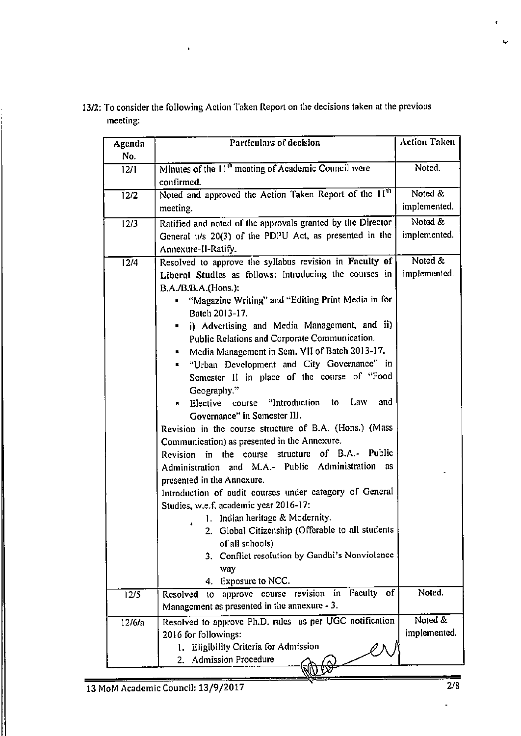13/2: To consider the following Action Taken Report on the decisions taken at the previous meeting:

| Agenda No. | Particulars of decision | Action Taken |
|---|---|---|
| 12/1 | Minutes of the 11th meeting of Academic Council were confirmed. | Noted. |
| 12/2 | Noted and approved the Action Taken Report of the 11th meeting. | Noted & implemented. |
| 12/3 | Ratified and noted of the approvals granted by the Director General u/s 20(3) of the PDPU Act, as presented in the Annexure-II-Ratify. | Noted & implemented. |
| 12/4 | Resolved to approve the syllabus revision in **Faculty of Liberal Studies** as follows: Introducing the courses in B.A./B.B.A.(Hons.): <br>▪ "Magazine Writing" and "Editing Print Media in for Batch 2013-17. <br>▪ i) Advertising and Media Management, and ii) Public Relations and Corporate Communication. <br>▪ Media Management in Sem. VII of Batch 2013-17. <br>▪ "Urban Development and City Governance" in Semester II in place of the course of "Food Geography." <br>▪ Elective course "Introduction to Law and Governance" in Semester III. <br>Revision in the course structure of B.A. (Hons.) (Mass Communication) as presented in the Annexure. <br>Revision in the course structure of B.A.- Public Administration and M.A.- Public Administration as presented in the Annexure. <br>Introduction of audit courses under category of General Studies, w.e.f. academic year 2016-17: <br>1. Indian heritage & Modernity. <br>2. Global Citizenship (Offerable to all students of all schools) <br>3. Conflict resolution by Gandhi's Nonviolence way <br>4. Exposure to NCC. | Noted & implemented. |
| 12/5 | Resolved to approve course revision in Faculty of Management as presented in the annexure - 3. | Noted. |
| 12/6/a | Resolved to approve Ph.D. rules as per UGC notification 2016 for followings: <br>1. Eligibility Criteria for Admission <br>2. Admission Procedure | Noted & implemented. |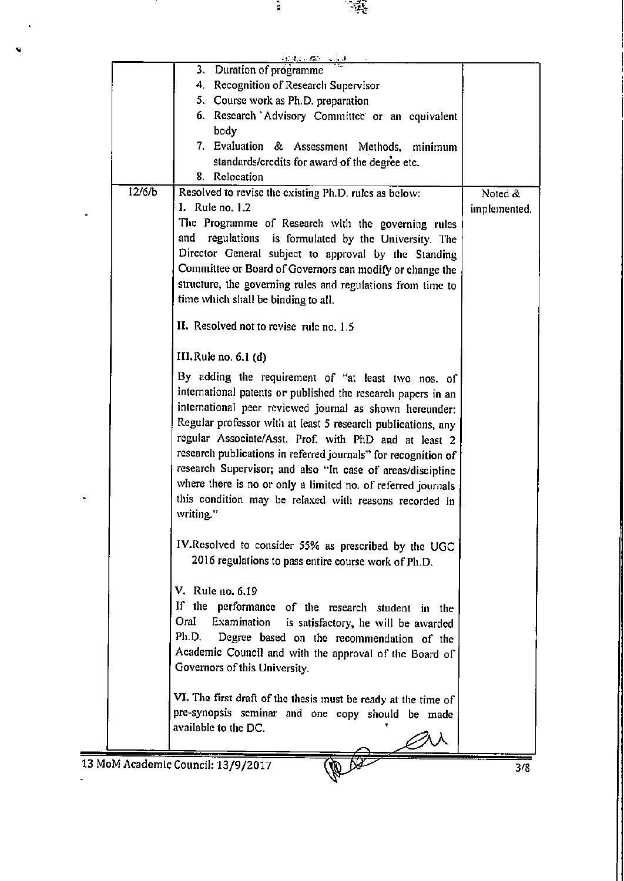| | | |
|---|---|---|
| | 3. Duration of programme<br>4. Recognition of Research Supervisor<br>5. Course work as Ph.D. preparation<br>6. Research 'Advisory Committee' or an equivalent body<br>7. Evaluation & Assessment Methods, minimum standards/credits for award of the degree etc.<br>8. Relocation | |
| 12/6/b | Resolved to revise the existing Ph.D. rules as below:<br>**I.** Rule no. 1.2<br>The Programme of Research with the governing rules and regulations is formulated by the University. The Director General subject to approval by the Standing Committee or Board of Governors can modify or change the structure, the governing rules and regulations from time to time which shall be binding to all.<br><br>**II.** Resolved not to revise rule no. 1.5<br><br>**III.** Rule no. 6.1 (d)<br>By adding the requirement of "at least two nos. of international patents or published the research papers in an international peer reviewed journal as shown hereunder: Regular professor with at least 5 research publications, any regular Associate/Asst. Prof. with PhD and at least 2 research publications in referred journals" for recognition of research Supervisor; and also "In case of areas/discipline where there is no or only a limited no. of referred journals this condition may be relaxed with reasons recorded in writing."<br><br>**IV.** Resolved to consider 55% as prescribed by the UGC 2016 regulations to pass entire course work of Ph.D.<br><br>**V.** Rule no. 6.19<br>If the performance of the research student in the Oral Examination is satisfactory, he will be awarded Ph.D. Degree based on the recommendation of the Academic Council and with the approval of the Board of Governors of this University.<br><br>**VI.** The first draft of the thesis must be ready at the time of pre-synopsis seminar and one copy should be made available to the DC. | Noted & implemented. |

13 MoM Academic Council: 13/9/2017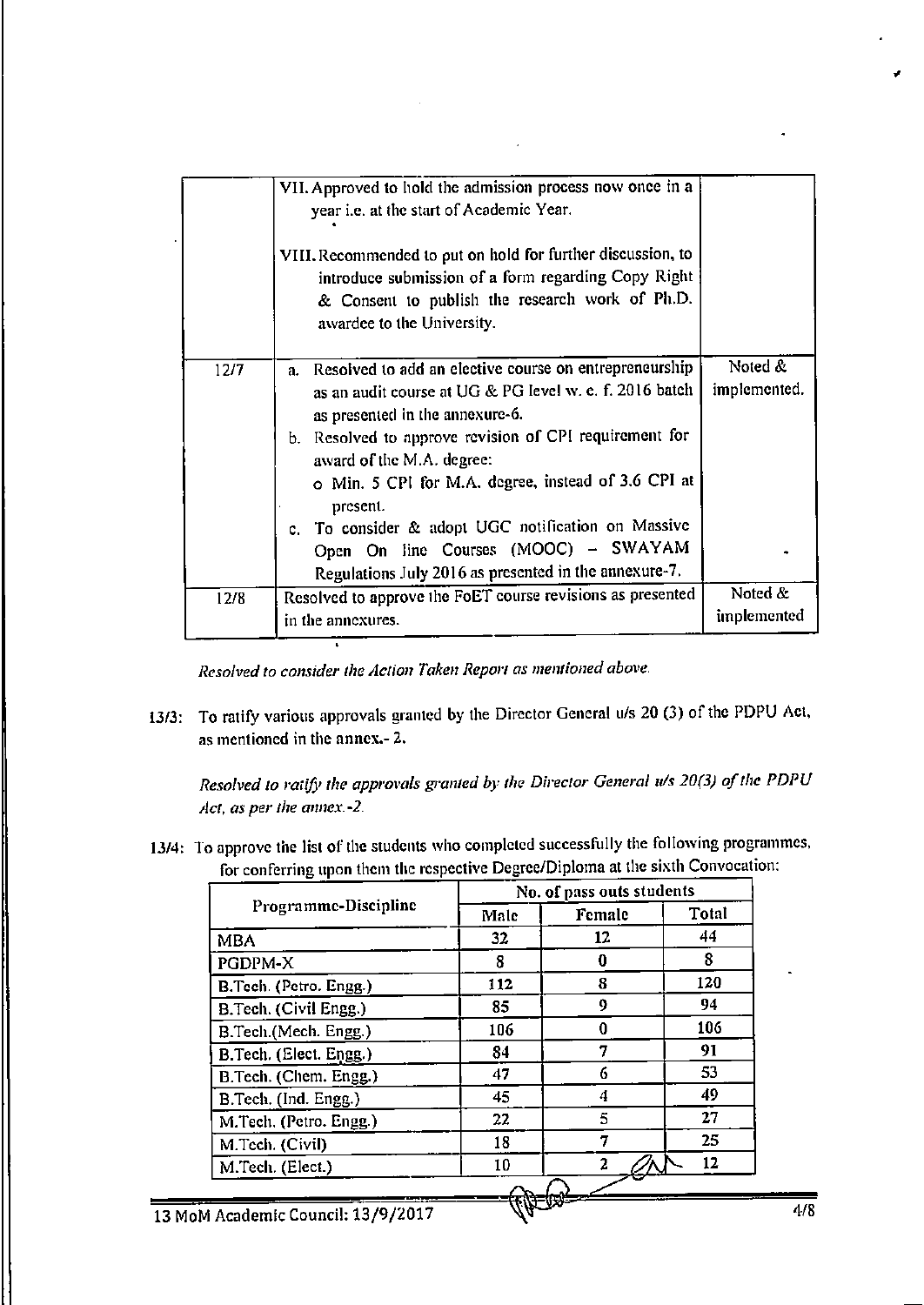| | | |
|---|---|---|
| | VII. Approved to hold the admission process now once in a year i.e. at the start of Academic Year.<br><br>VIII. Recommended to put on hold for further discussion, to introduce submission of a form regarding Copy Right & Consent to publish the research work of Ph.D. awardee to the University. | |
| 12/7 | a. Resolved to add an elective course on entrepreneurship as an audit course at UG & PG level w. e. f. 2016 batch as presented in the annexure-6.<br>b. Resolved to approve revision of CPI requirement for award of the M.A. degree:<br>o Min. 5 CPI for M.A. degree, instead of 3.6 CPI at present.<br>c. To consider & adopt UGC notification on Massive Open On line Courses (MOOC) – SWAYAM Regulations July 2016 as presented in the annexure-7. | Noted & implemented. |
| 12/8 | Resolved to approve the FoET course revisions as presented in the annexures. | Noted & implemented |

*Resolved to consider the Action Taken Report as mentioned above.*

13/3: To ratify various approvals granted by the Director General u/s 20 (3) of the PDPU Act, as mentioned in the annex.- 2.

*Resolved to ratify the approvals granted by the Director General u/s 20(3) of the PDPU Act, as per the annex.-2.*

13/4: To approve the list of the students who completed successfully the following programmes, for conferring upon them the respective Degree/Diploma at the sixth Convocation:

| Programme-Discipline | No. of pass outs students | | |
|---|---|---|---|
| | Male | Female | Total |
| MBA | 32 | 12 | 44 |
| PGDPM-X | 8 | 0 | 8 |
| B.Tech. (Petro. Engg.) | 112 | 8 | 120 |
| B.Tech. (Civil Engg.) | 85 | 9 | 94 |
| B.Tech.(Mech. Engg.) | 106 | 0 | 106 |
| B.Tech. (Elect. Engg.) | 84 | 7 | 91 |
| B.Tech. (Chem. Engg.) | 47 | 6 | 53 |
| B.Tech. (Ind. Engg.) | 45 | 4 | 49 |
| M.Tech. (Petro. Engg.) | 22 | 5 | 27 |
| M.Tech. (Civil) | 18 | 7 | 25 |
| M.Tech. (Elect.) | 10 | 2 | 12 |

13 MoM Academic Council: 13/9/2017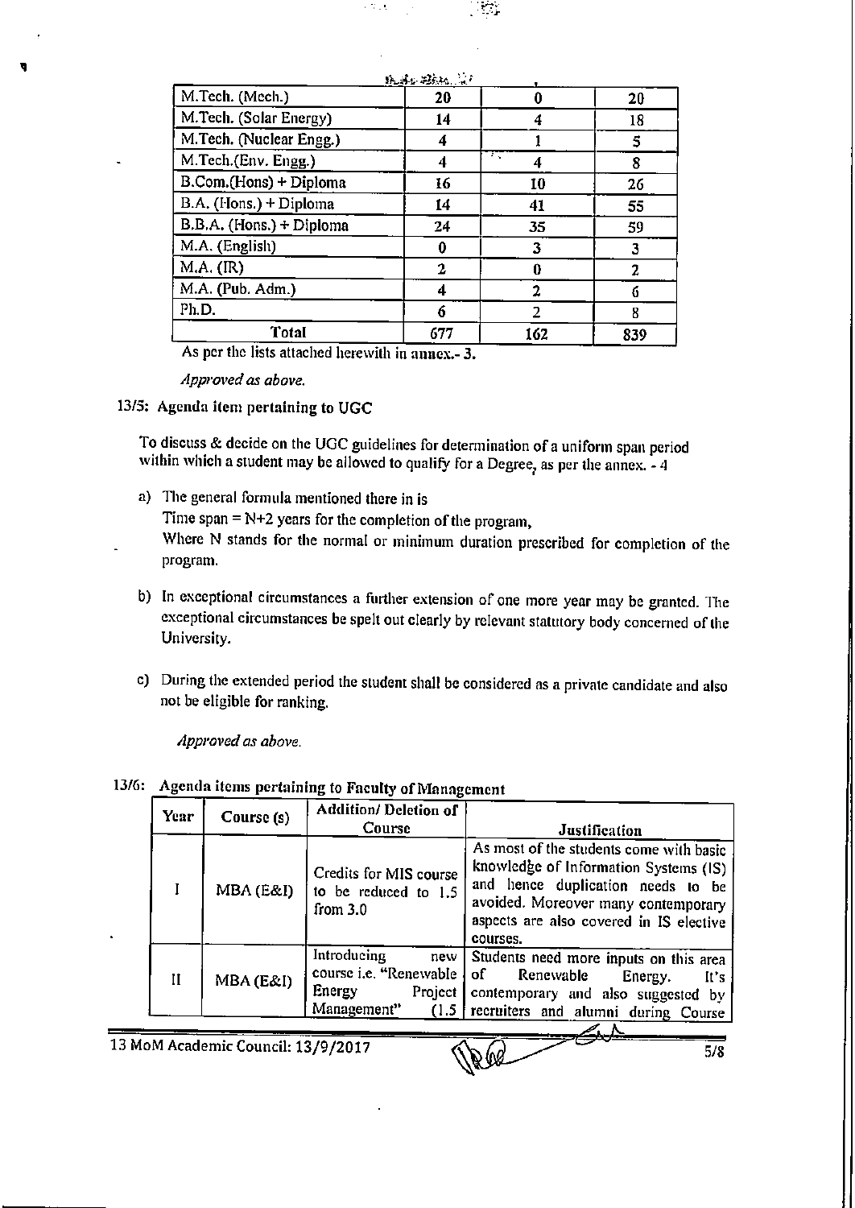| M.Tech. (Mech.) | 20 | 0 | 20 |
|---|---|---|---|
| M.Tech. (Solar Energy) | 14 | 4 | 18 |
| M.Tech. (Nuclear Engg.) | 4 | 1 | 5 |
| M.Tech.(Env. Engg.) | 4 | 4 | 8 |
| B.Com.(Hons) + Diploma | 16 | 10 | 26 |
| B.A. (Hons.) + Diploma | 14 | 41 | 55 |
| B.B.A. (Hons.) + Diploma | 24 | 35 | 59 |
| M.A. (English) | 0 | 3 | 3 |
| M.A. (IR) | 2 | 0 | 2 |
| M.A. (Pub. Adm.) | 4 | 2 | 6 |
| Ph.D. | 6 | 2 | 8 |
| **Total** | 677 | 162 | 839 |

As per the lists attached herewith in annex.- 3.

*Approved as above.*

**13/5: Agenda item pertaining to UGC**

To discuss & decide on the UGC guidelines for determination of a uniform span period within which a student may be allowed to qualify for a Degree, as per the annex. - 4

a) The general formula mentioned there in is
Time span = N+2 years for the completion of the program,
Where N stands for the normal or minimum duration prescribed for completion of the program.

b) In exceptional circumstances a further extension of one more year may be granted. The exceptional circumstances be spelt out clearly by relevant statutory body concerned of the University.

c) During the extended period the student shall be considered as a private candidate and also not be eligible for ranking.

*Approved as above.*

**13/6: Agenda items pertaining to Faculty of Management**

| Year | Course (s) | Addition/ Deletion of Course | Justification |
|---|---|---|---|
| I | MBA (E&I) | Credits for MIS course to be reduced to 1.5 from 3.0 | As most of the students come with basic knowledge of Information Systems (IS) and hence duplication needs to be avoided. Moreover many contemporary aspects are also covered in IS elective courses. |
| II | MBA (E&I) | Introducing new course i.e. "Renewable Energy Project Management" (1.5 | Students need more inputs on this area of Renewable Energy. It's contemporary and also suggested by recruiters and alumni during Course |

13 MoM Academic Council: 13/9/2017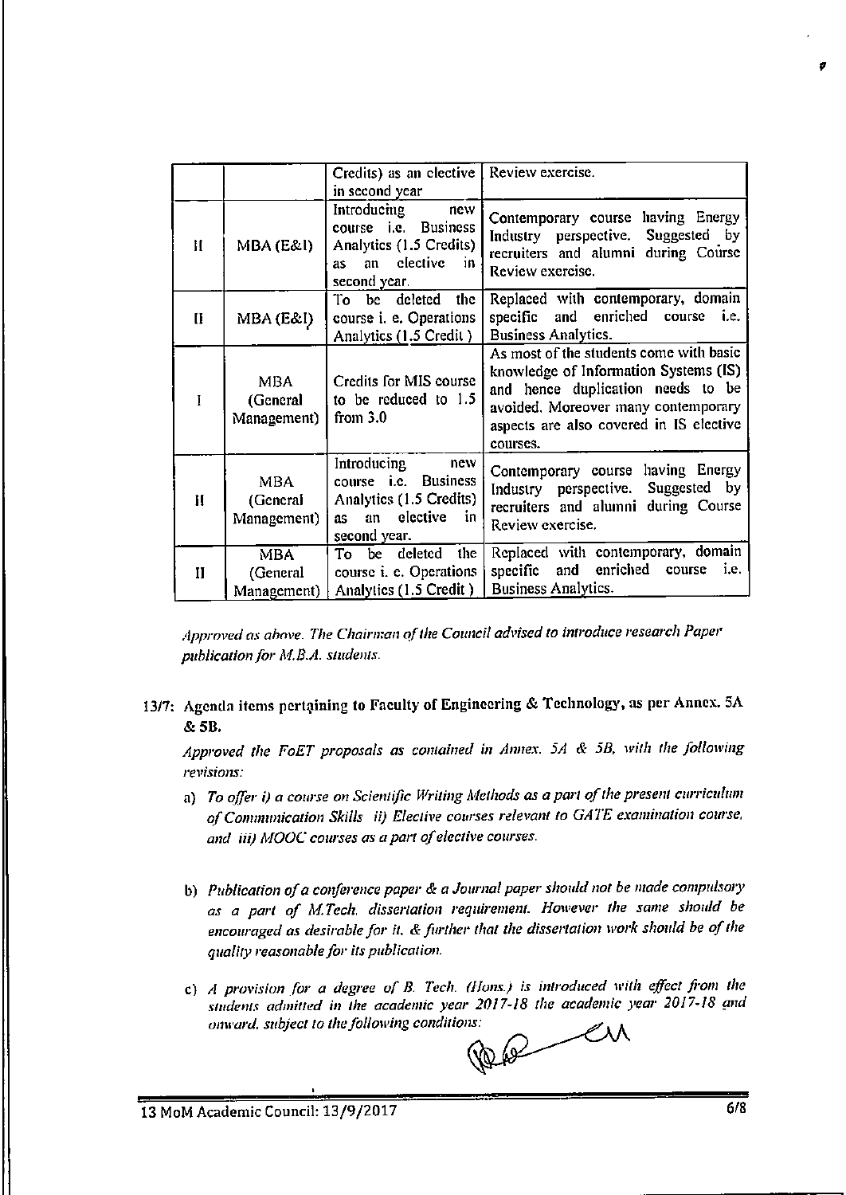| | | Credits) as an elective in second year | Review exercise. |
|---|---|---|---|
| II | MBA (E&I) | Introducing new course i.e. Business Analytics (1.5 Credits) as an elective in second year. | Contemporary course having Energy Industry perspective. Suggested by recruiters and alumni during Course Review exercise. |
| II | MBA (E&I) | To be deleted the course i. e. Operations Analytics (1.5 Credit ) | Replaced with contemporary, domain specific and enriched course i.e. Business Analytics. |
| I | MBA (General Management) | Credits for MIS course to be reduced to 1.5 from 3.0 | As most of the students come with basic knowledge of Information Systems (IS) and hence duplication needs to be avoided. Moreover many contemporary aspects are also covered in IS elective courses. |
| II | MBA (General Management) | Introducing new course i.e. Business Analytics (1.5 Credits) as an elective in second year. | Contemporary course having Energy Industry perspective. Suggested by recruiters and alumni during Course Review exercise. |
| II | MBA (General Management) | To be deleted the course i. e. Operations Analytics (1.5 Credit ) | Replaced with contemporary, domain specific and enriched course i.e. Business Analytics. |

*Approved as above. The Chairman of the Council advised to introduce research Paper publication for M.B.A. students.*

**13/7: Agenda items pertaining to Faculty of Engineering & Technology, as per Annex. 5A & 5B.**

*Approved the FoET proposals as contained in Annex. 5A & 5B, with the following revisions:*

a) *To offer i) a course on Scientific Writing Methods as a part of the present curriculum of Communication Skills ii) Elective courses relevant to GATE examination course, and iii) MOOC courses as a part of elective courses.*

b) *Publication of a conference paper & a Journal paper should not be made compulsory as a part of M.Tech. dissertation requirement. However the same should be encouraged as desirable for it, & further that the dissertation work should be of the quality reasonable for its publication.*

c) *A provision for a degree of B. Tech. (Hons.) is introduced with effect from the students admitted in the academic year 2017-18 the academic year 2017-18 and onward, subject to the following conditions:*

13 MoM Academic Council: 13/9/2017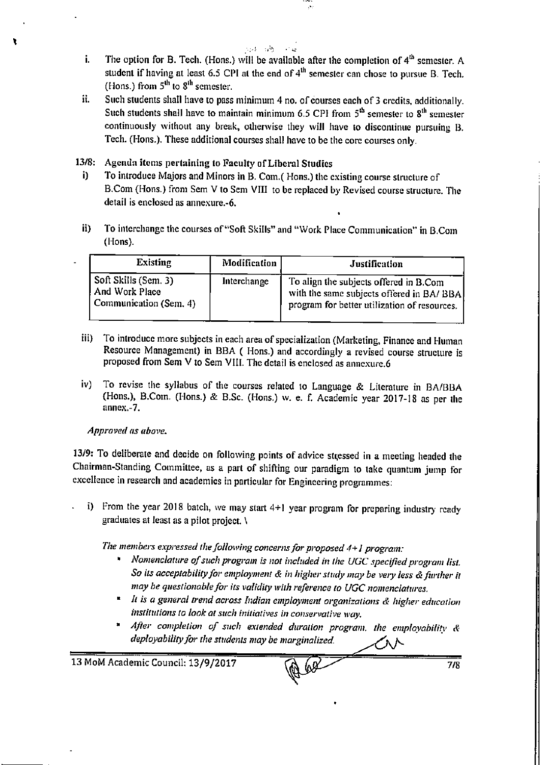i. The option for B. Tech. (Hons.) will be available after the completion of 4th semester. A student if having at least 6.5 CPI at the end of 4th semester can chose to pursue B. Tech. (Hons.) from 5th to 8th semester.

ii. Such students shall have to pass minimum 4 no. of courses each of 3 credits, additionally. Such students shall have to maintain minimum 6.5 CPI from 5th semester to 8th semester continuously without any break, otherwise they will have to discontinue pursuing B. Tech. (Hons.). These additional courses shall have to be the core courses only.

**13/8: Agenda items pertaining to Faculty of Liberal Studies**

i) To introduce Majors and Minors in B. Com.( Hons.) the existing course structure of B.Com (Hons.) from Sem V to Sem VIII to be replaced by Revised course structure. The detail is enclosed as annexure.-6.

ii) To interchange the courses of "Soft Skills" and "Work Place Communication" in B.Com (Hons).

| Existing | Modification | Justification |
|---|---|---|
| Soft Skills (Sem. 3) And Work Place Communication (Sem. 4) | Interchange | To align the subjects offered in B.Com with the same subjects offered in BA/ BBA program for better utilization of resources. |

iii) To introduce more subjects in each area of specialization (Marketing, Finance and Human Resource Management) in BBA ( Hons.) and accordingly a revised course structure is proposed from Sem V to Sem VIII. The detail is enclosed as annexure.6

iv) To revise the syllabus of the courses related to Language & Literature in BA/BBA (Hons.), B.Com. (Hons.) & B.Sc. (Hons.) w. e. f. Academic year 2017-18 as per the annex.-7.

*Approved as above.*

13/9: To deliberate and decide on following points of advice stressed in a meeting headed the Chairman-Standing Committee, as a part of shifting our paradigm to take quantum jump for excellence in research and academics in particular for Engineering programmes:

i) From the year 2018 batch, we may start 4+1 year program for preparing industry ready graduates at least as a pilot project. \

*The members expressed the following concerns for proposed 4+1 program:*

- *Nomenclature of such program is not included in the UGC specified program list. So its acceptability for employment & in higher study may be very less & further it may be questionable for its validity with reference to UGC nomenclatures.*
- *It is a general trend across Indian employment organizations & higher education institutions to look at such initiatives in conservative way.*
- *After completion of such extended duration program, the employability & deployability for the students may be marginalized.*

13 MoM Academic Council: 13/9/2017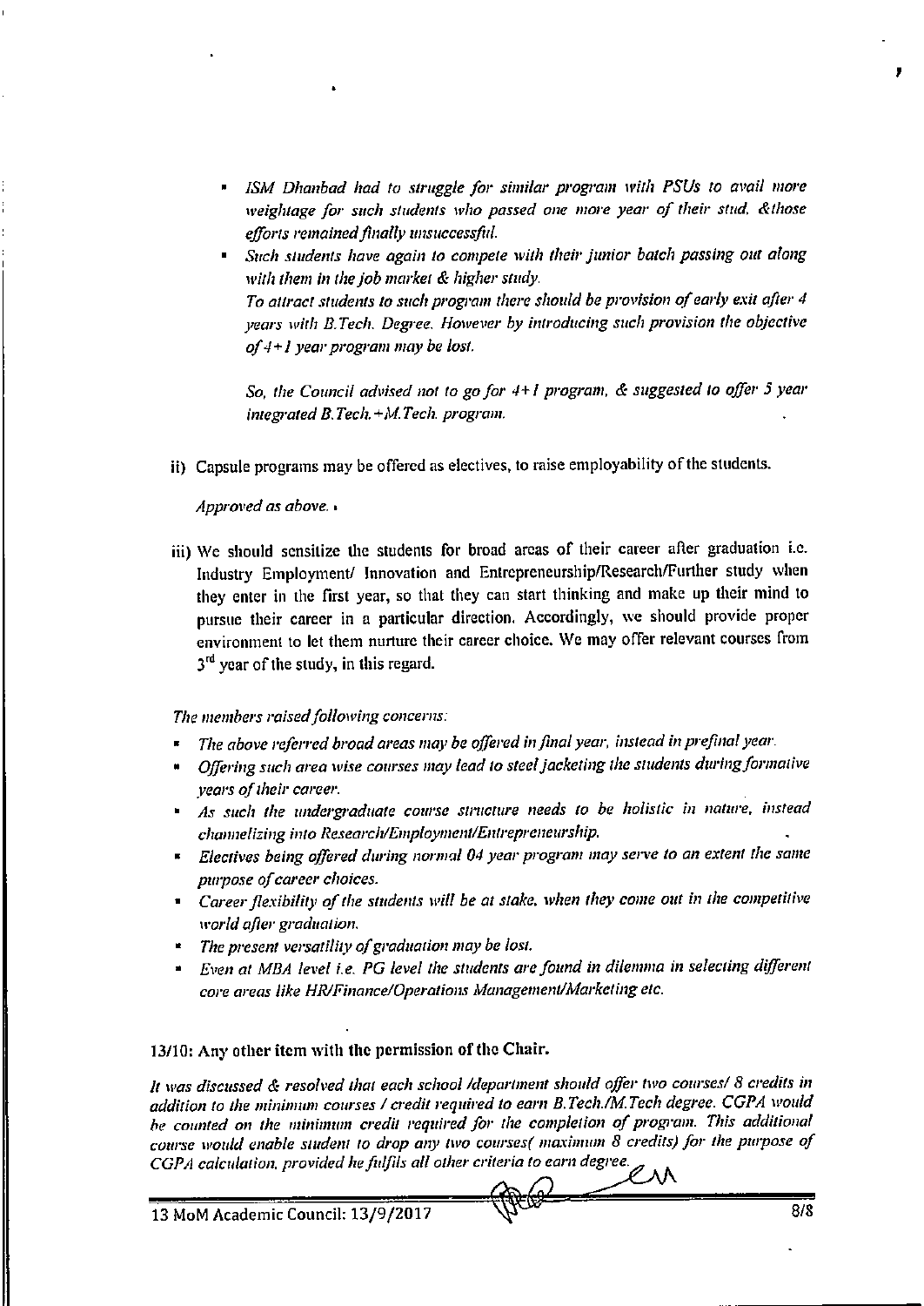- *ISM Dhanbad had to struggle for similar program with PSUs to avail more weightage for such students who passed one more year of their stud. &those efforts remained finally unsuccessful.*
- *Such students have again to compete with their junior batch passing out along with them in the job market & higher study.*
  *To attract students to such program there should be provision of early exit after 4 years with B.Tech. Degree. However by introducing such provision the objective of 4+1 year program may be lost.*

  *So, the Council advised not to go for 4+1 program, & suggested to offer 5 year integrated B.Tech.+M.Tech. program.*

ii) Capsule programs may be offered as electives, to raise employability of the students.

*Approved as above.*

iii) We should sensitize the students for broad areas of their career after graduation i.e. Industry Employment/ Innovation and Entrepreneurship/Research/Further study when they enter in the first year, so that they can start thinking and make up their mind to pursue their career in a particular direction. Accordingly, we should provide proper environment to let them nurture their career choice. We may offer relevant courses from 3rd year of the study, in this regard.

*The members raised following concerns:*

- *The above referred broad areas may be offered in final year, instead in prefinal year.*
- *Offering such area wise courses may lead to steel jacketing the students during formative years of their career.*
- *As such the undergraduate course structure needs to be holistic in nature, instead channelizing into Research/Employment/Entrepreneurship.*
- *Electives being offered during normal 04 year program may serve to an extent the same purpose of career choices.*
- *Career flexibility of the students will be at stake, when they come out in the competitive world after graduation.*
- *The present versatility of graduation may be lost.*
- *Even at MBA level i.e. PG level the students are found in dilemma in selecting different core areas like HR/Finance/Operations Management/Marketing etc.*

**13/10: Any other item with the permission of the Chair.**

*It was discussed & resolved that each school /department should offer two courses/ 8 credits in addition to the minimum courses / credit required to earn B.Tech./M.Tech degree. CGPA would be counted on the minimum credit required for the completion of program. This additional course would enable student to drop any two courses( maximum 8 credits) for the purpose of CGPA calculation, provided he fulfils all other criteria to earn degree.*

13 MoM Academic Council: 13/9/2017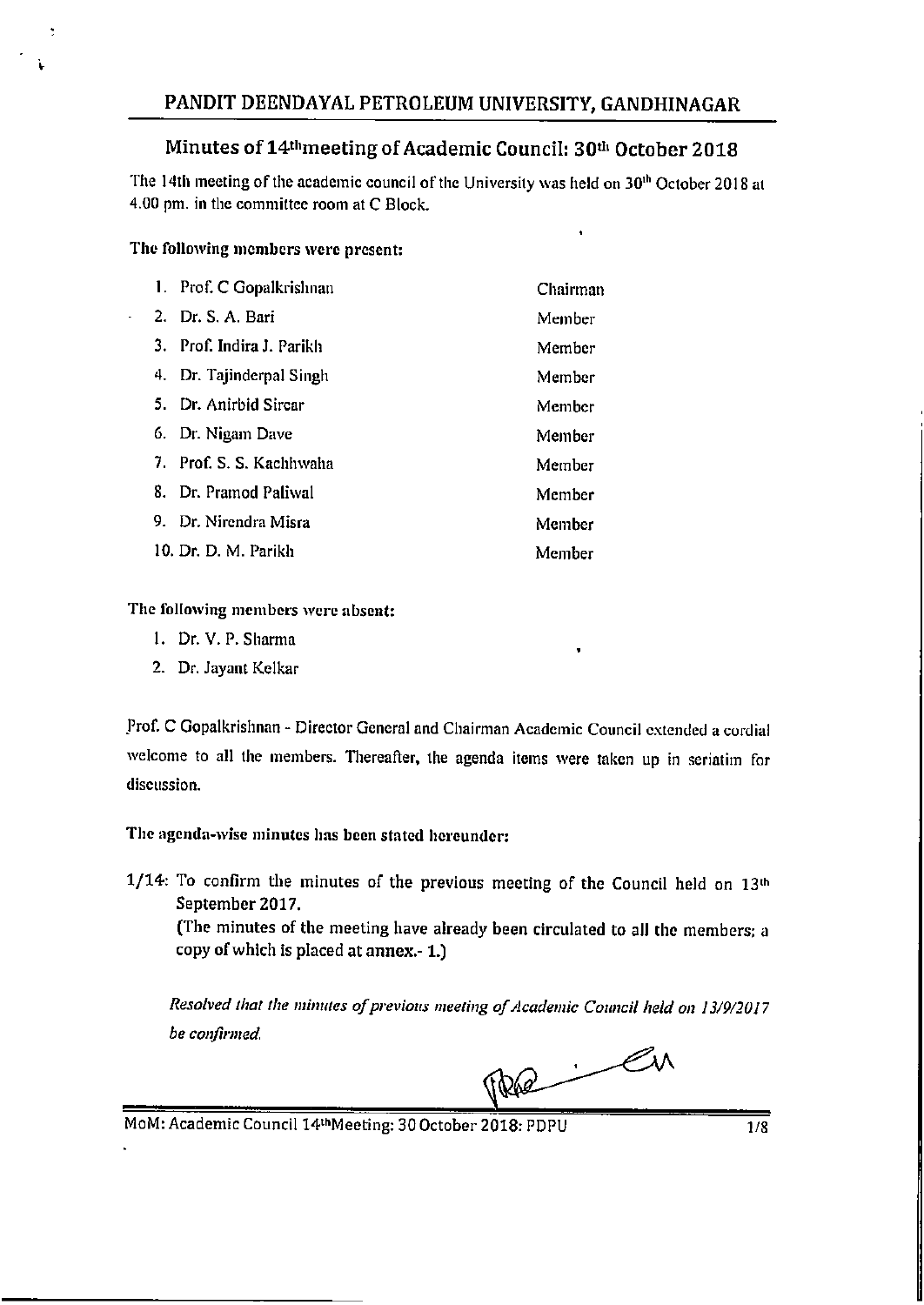# PANDIT DEENDAYAL PETROLEUM UNIVERSITY, GANDHINAGAR

## Minutes of 14th meeting of Academic Council: 30th October 2018

The 14th meeting of the academic council of the University was held on 30th October 2018 at 4.00 pm. in the committee room at C Block.

**The following members were present:**

| | |
|---|---|
| 1. Prof. C Gopalkrishnan | Chairman |
| 2. Dr. S. A. Bari | Member |
| 3. Prof. Indira J. Parikh | Member |
| 4. Dr. Tajinderpal Singh | Member |
| 5. Dr. Anirbid Sircar | Member |
| 6. Dr. Nigam Dave | Member |
| 7. Prof. S. S. Kachhwaha | Member |
| 8. Dr. Pramod Paliwal | Member |
| 9. Dr. Nirendra Misra | Member |
| 10. Dr. D. M. Parikh | Member |

**The following members were absent:**

1. Dr. V. P. Sharma
2. Dr. Jayant Kelkar

Prof. C Gopalkrishnan - Director General and Chairman Academic Council extended a cordial welcome to all the members. Thereafter, the agenda items were taken up in seriatim for discussion.

**The agenda-wise minutes has been stated hereunder:**

1/14: To confirm the minutes of the previous meeting of the Council held on 13th September 2017.
(The minutes of the meeting have already been circulated to all the members; a copy of which is placed at **annex.- 1.**)

*Resolved that the minutes of previous meeting of Academic Council held on 13/9/2017 be confirmed.*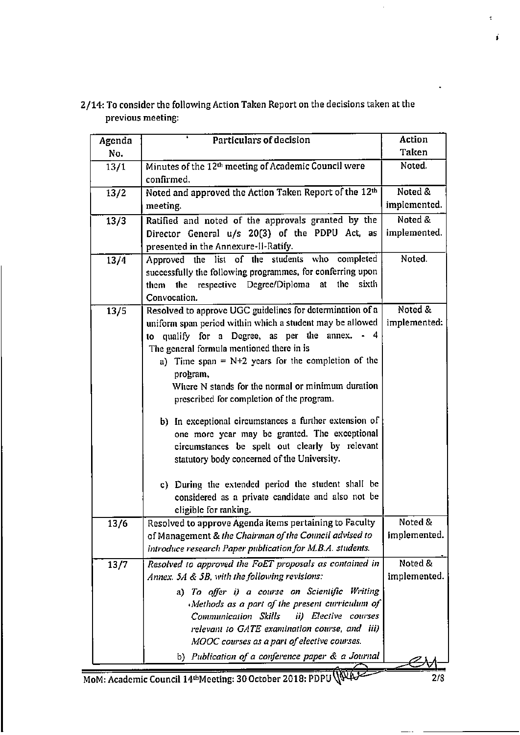2/14: To consider the following Action Taken Report on the decisions taken at the previous meeting:

| Agenda No. | Particulars of decision | Action Taken |
|---|---|---|
| 13/1 | Minutes of the 12th meeting of Academic Council were confirmed. | Noted. |
| 13/2 | Noted and approved the Action Taken Report of the 12th meeting. | Noted & implemented. |
| 13/3 | Ratified and noted of the approvals granted by the Director General u/s 20(3) of the PDPU Act, as presented in the Annexure-II-Ratify. | Noted & implemented. |
| 13/4 | Approved the list of the students who completed successfully the following programmes, for conferring upon them the respective Degree/Diploma at the sixth Convocation. | Noted. |
| 13/5 | Resolved to approve UGC guidelines for determination of a uniform span period within which a student may be allowed to qualify for a Degree, as per the annex. - 4 The general formula mentioned there in is<br>a) Time span = N+2 years for the completion of the program, Where N stands for the normal or minimum duration prescribed for completion of the program.<br>b) In exceptional circumstances a further extension of one more year may be granted. The exceptional circumstances be spelt out clearly by relevant statutory body concerned of the University.<br>c) During the extended period the student shall be considered as a private candidate and also not be eligible for ranking. | Noted & implemented: |
| 13/6 | Resolved to approve Agenda items pertaining to Faculty of Management & *the Chairman of the Council advised to introduce research Paper publication for M.B.A. students.* | Noted & implemented. |
| 13/7 | *Resolved to approved the FoET proposals as contained in Annex. 5A & 5B, with the following revisions:*<br>*a) To offer i) a course on Scientific Writing Methods as a part of the present curriculum of Communication Skills ii) Elective courses relevant to GATE examination course, and iii) MOOC courses as a part of elective courses.*<br>*b) Publication of a conference paper & a Journal* | Noted & implemented. |

MoM: Academic Council 14th Meeting: 30 October 2018: PDPU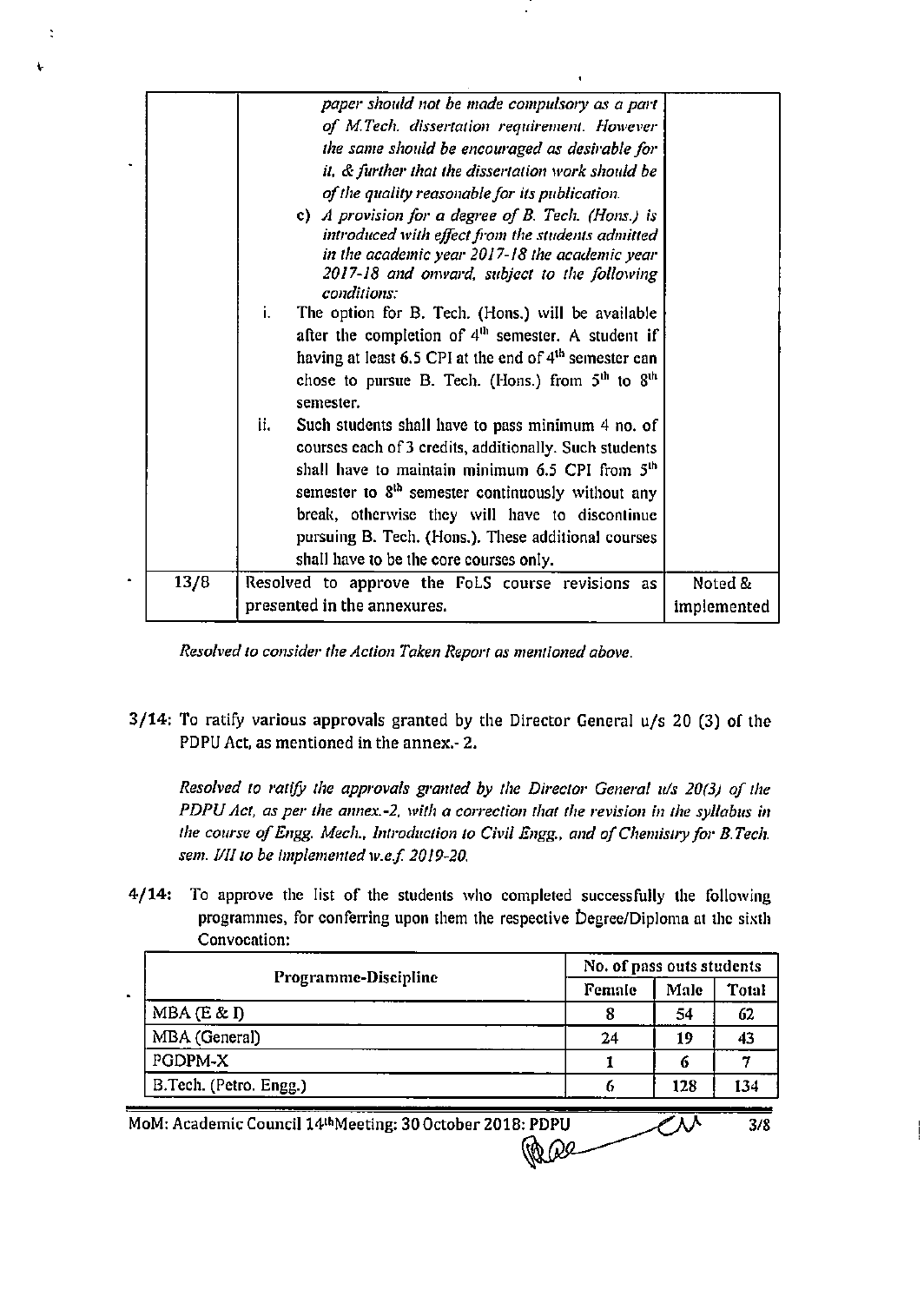| | | |
|---|---|---|
| | *paper should not be made compulsory as a part of M.Tech. dissertation requirement. However the same should be encouraged as desirable for it, & further that the dissertation work should be of the quality reasonable for its publication.*<br>c) *A provision for a degree of B. Tech. (Hons.) is introduced with effect from the students admitted in the academic year 2017-18 the academic year 2017-18 and onward, subject to the following conditions:*<br>i. The option for B. Tech. (Hons.) will be available after the completion of 4th semester. A student if having at least 6.5 CPI at the end of 4th semester can chose to pursue B. Tech. (Hons.) from 5th to 8th semester.<br>ii. Such students shall have to pass minimum 4 no. of courses each of 3 credits, additionally. Such students shall have to maintain minimum 6.5 CPI from 5th semester to 8th semester continuously without any break, otherwise they will have to discontinue pursuing B. Tech. (Hons.). These additional courses shall have to be the core courses only. | |
| 13/8 | Resolved to approve the FoLS course revisions as presented in the annexures. | Noted & implemented |

*Resolved to consider the Action Taken Report as mentioned above.*

**3/14:** To ratify various approvals granted by the Director General u/s 20 (3) of the PDPU Act, as mentioned in the annex.- 2.

*Resolved to ratify the approvals granted by the Director General u/s 20(3) of the PDPU Act, as per the annex.-2, with a correction that the revision in the syllabus in the course of Engg. Mech., Introduction to Civil Engg., and of Chemistry for B.Tech. sem. I/II to be implemented w.e.f. 2019-20.*

**4/14:** To approve the list of the students who completed successfully the following programmes, for conferring upon them the respective Degree/Diploma at the sixth Convocation:

| Programme-Discipline | No. of pass outs students | | |
|---|---|---|---|
| | Female | Male | Total |
| MBA (E & I) | 8 | 54 | 62 |
| MBA (General) | 24 | 19 | 43 |
| PGDPM-X | 1 | 6 | 7 |
| B.Tech. (Petro. Engg.) | 6 | 128 | 134 |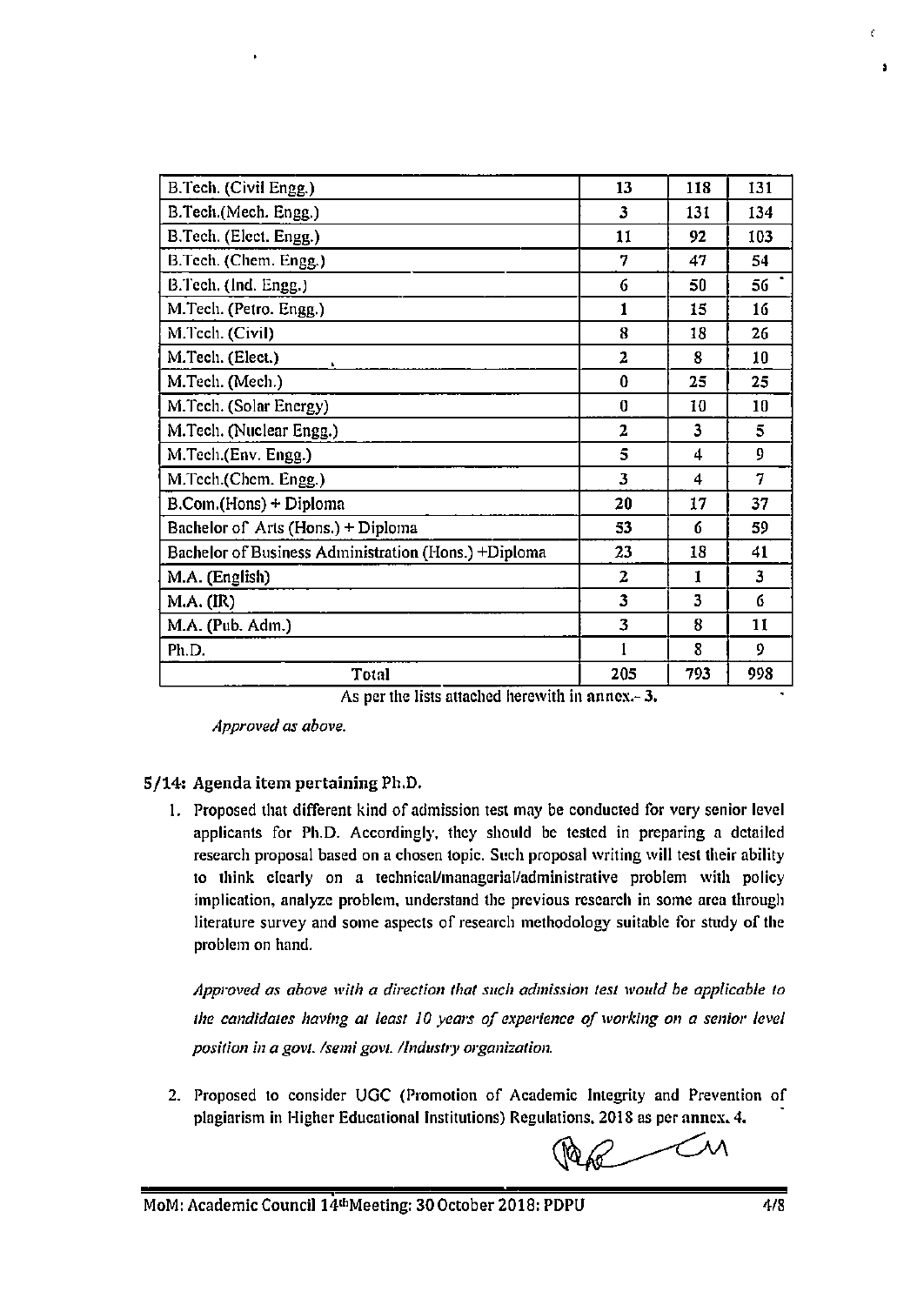| B.Tech. (Civil Engg.) | 13 | 118 | 131 |
|---|---|---|---|
| B.Tech.(Mech. Engg.) | 3 | 131 | 134 |
| B.Tech. (Elect. Engg.) | 11 | 92 | 103 |
| B.Tech. (Chem. Engg.) | 7 | 47 | 54 |
| B.Tech. (Ind. Engg.) | 6 | 50 | 56 |
| M.Tech. (Petro. Engg.) | 1 | 15 | 16 |
| M.Tech. (Civil) | 8 | 18 | 26 |
| M.Tech. (Elect.) | 2 | 8 | 10 |
| M.Tech. (Mech.) | 0 | 25 | 25 |
| M.Tech. (Solar Energy) | 0 | 10 | 10 |
| M.Tech. (Nuclear Engg.) | 2 | 3 | 5 |
| M.Tech.(Env. Engg.) | 5 | 4 | 9 |
| M.Tech.(Chem. Engg.) | 3 | 4 | 7 |
| B.Com.(Hons) + Diploma | 20 | 17 | 37 |
| Bachelor of Arts (Hons.) + Diploma | 53 | 6 | 59 |
| Bachelor of Business Administration (Hons.) +Diploma | 23 | 18 | 41 |
| M.A. (English) | 2 | 1 | 3 |
| M.A. (IR) | 3 | 3 | 6 |
| M.A. (Pub. Adm.) | 3 | 8 | 11 |
| Ph.D. | 1 | 8 | 9 |
| Total | 205 | 793 | 998 |

As per the lists attached herewith in annex.- 3.

*Approved as above.*

### 5/14: Agenda item pertaining Ph.D.

1. Proposed that different kind of admission test may be conducted for very senior level applicants for Ph.D. Accordingly, they should be tested in preparing a detailed research proposal based on a chosen topic. Such proposal writing will test their ability to think clearly on a technical/managerial/administrative problem with policy implication, analyze problem, understand the previous research in some area through literature survey and some aspects of research methodology suitable for study of the problem on hand.

   *Approved as above with a direction that such admission test would be applicable to the candidates having at least 10 years of experience of working on a senior level position in a govt. /semi govt. /Industry organization.*

2. Proposed to consider UGC (Promotion of Academic Integrity and Prevention of plagiarism in Higher Educational Institutions) Regulations, 2018 as per annex. 4.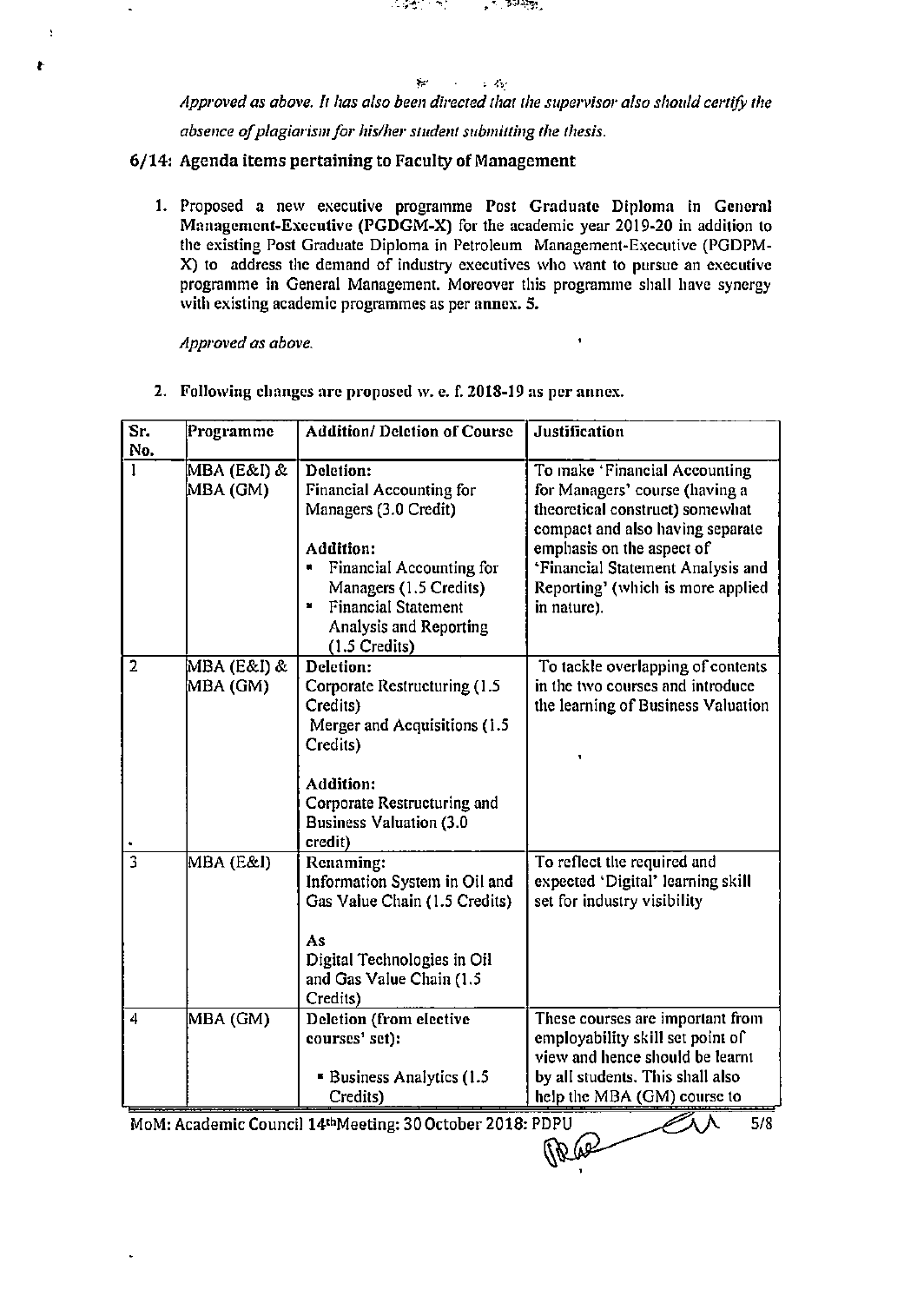*Approved as above. It has also been directed that the supervisor also should certify the absence of plagiarism for his/her student submitting the thesis.*

## 6/14: Agenda items pertaining to Faculty of Management

1. Proposed a new executive programme Post Graduate Diploma in General Management-Executive **(PGDGM-X)** for the academic year **2019-20** in addition to the existing Post Graduate Diploma in Petroleum Management-Executive (PGDPM-X) to address the demand of industry executives who want to pursue an executive programme in General Management. Moreover this programme shall have synergy with existing academic programmes as per **annex. 5.**

   *Approved as above.*

2. **Following changes are proposed w. e. f. 2018-19 as per annex.**

| Sr. No. | Programme | Addition/ Deletion of Course | Justification |
|---|---|---|---|
| 1 | MBA (E&I) & MBA (GM) | **Deletion:** Financial Accounting for Managers (3.0 Credit)<br><br>**Addition:**<br>• Financial Accounting for Managers (1.5 Credits)<br>• Financial Statement Analysis and Reporting (1.5 Credits) | To make 'Financial Accounting for Managers' course (having a theoretical construct) somewhat compact and also having separate emphasis on the aspect of 'Financial Statement Analysis and Reporting' (which is more applied in nature). |
| 2 | MBA (E&I) & MBA (GM) | **Deletion:** Corporate Restructuring (1.5 Credits)<br>Merger and Acquisitions (1.5 Credits)<br><br>**Addition:** Corporate Restructuring and Business Valuation (3.0 credit) | To tackle overlapping of contents in the two courses and introduce the learning of Business Valuation |
| 3 | MBA (E&I) | **Renaming:** Information System in Oil and Gas Value Chain (1.5 Credits)<br><br>As<br>Digital Technologies in Oil and Gas Value Chain (1.5 Credits) | To reflect the required and expected 'Digital' learning skill set for industry visibility |
| 4 | MBA (GM) | **Deletion (from elective courses' set):**<br><br>• Business Analytics (1.5 Credits) | These courses are important from employability skill set point of view and hence should be learnt by all students. This shall also help the MBA (GM) course to |

MoM: Academic Council 14th Meeting: 30 October 2018: PDPU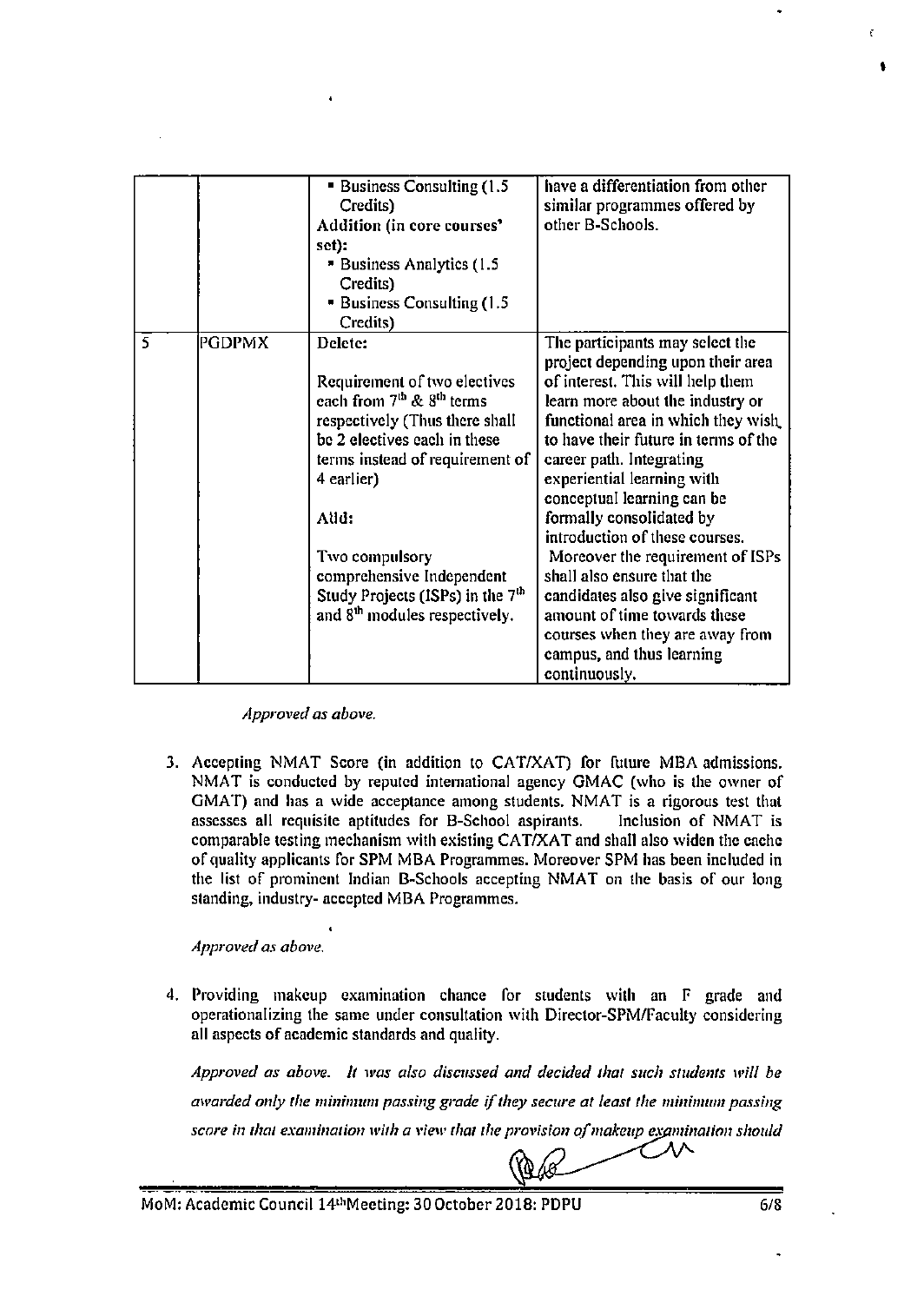| | | ▪ Business Consulting (1.5 Credits)<br>**Addition (in core courses' set):**<br>▪ Business Analytics (1.5 Credits)<br>▪ Business Consulting (1.5 Credits) | have a differentiation from other similar programmes offered by other B-Schools. |
|---|---|---|---|
| 5 | PGDPMX | Delete:<br><br>Requirement of two electives each from 7th & 8th terms respectively (Thus there shall be 2 electives each in these terms instead of requirement of 4 earlier)<br><br>Add:<br><br>Two compulsory comprehensive Independent Study Projects (ISPs) in the 7th and 8th modules respectively. | The participants may select the project depending upon their area of interest. This will help them learn more about the industry or functional area in which they wish to have their future in terms of the career path. Integrating experiential learning with conceptual learning can be formally consolidated by introduction of these courses.<br>Moreover the requirement of ISPs shall also ensure that the candidates also give significant amount of time towards these courses when they are away from campus, and thus learning continuously. |

*Approved as above.*

3. Accepting NMAT Score (in addition to CAT/XAT) for future MBA admissions. NMAT is conducted by reputed international agency GMAC (who is the owner of GMAT) and has a wide acceptance among students. NMAT is a rigorous test that assesses all requisite aptitudes for B-School aspirants. Inclusion of NMAT is comparable testing mechanism with existing CAT/XAT and shall also widen the cache of quality applicants for SPM MBA Programmes. Moreover SPM has been included in the list of prominent Indian B-Schools accepting NMAT on the basis of our long standing, industry- accepted MBA Programmes.

*Approved as above.*

4. Providing makeup examination chance for students with an F grade and operationalizing the same under consultation with Director-SPM/Faculty considering all aspects of academic standards and quality.

*Approved as above. It was also discussed and decided that such students will be awarded only the minimum passing grade if they secure at least the minimum passing score in that examination with a view that the provision of makeup examination should*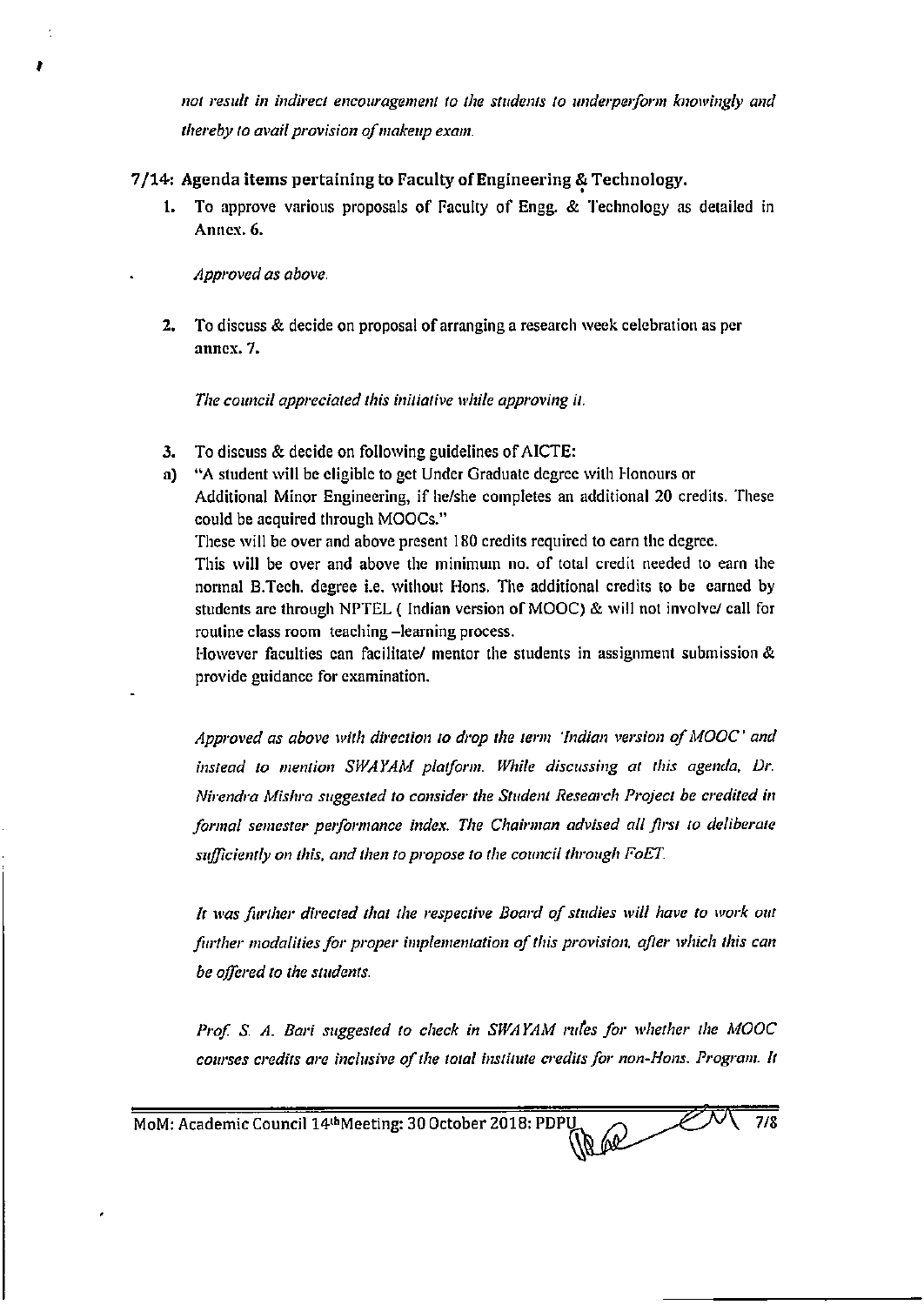*not result in indirect encouragement to the students to underperform knowingly and thereby to avail provision of makeup exam.*

### 7/14: Agenda items pertaining to Faculty of Engineering & Technology.

1. To approve various proposals of Faculty of Engg. & Technology as detailed in **Annex. 6.**

   *Approved as above.*

2. To discuss & decide on proposal of arranging a research week celebration as per **annex. 7.**

   *The council appreciated this initiative while approving it.*

3. To discuss & decide on following guidelines of AICTE:

a) "A student will be eligible to get Under Graduate degree with Honours or Additional Minor Engineering, if he/she completes an additional 20 credits. These could be acquired through MOOCs."

These will be over and above present 180 credits required to earn the degree.

This will be over and above the minimum no. of total credit needed to earn the normal B.Tech. degree i.e. without Hons. The additional credits to be earned by students are through NPTEL ( Indian version of MOOC) & will not involve/ call for routine class room teaching –learning process.

However faculties can facilitate/ mentor the students in assignment submission & provide guidance for examination.

*Approved as above with direction to drop the term 'Indian version of MOOC' and instead to mention SWAYAM platform. While discussing at this agenda, Dr. Nirendra Mishra suggested to consider the Student Research Project be credited in formal semester performance index. The Chairman advised all first to deliberate sufficiently on this, and then to propose to the council through FoET.*

*It was further directed that the respective Board of studies will have to work out further modalities for proper implementation of this provision, after which this can be offered to the students.*

*Prof. S. A. Bari suggested to check in SWAYAM rules for whether the MOOC courses credits are inclusive of the total institute credits for non-Hons. Program. It*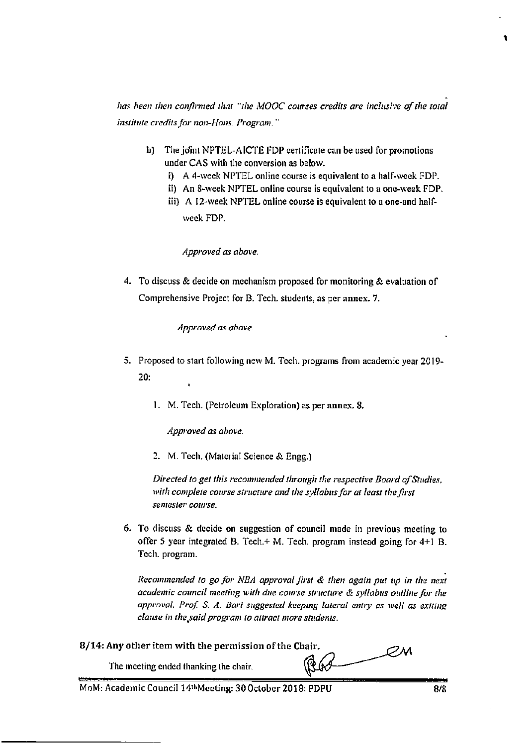*has been then confirmed that "the MOOC courses credits are inclusive of the total institute credits for non-Hons. Program."*

b) The joint NPTEL-AICTE FDP certificate can be used for promotions under CAS with the conversion as below.

   i) A 4-week NPTEL online course is equivalent to a half-week FDP.

   ii) An 8-week NPTEL online course is equivalent to a one-week FDP.

   iii) A 12-week NPTEL online course is equivalent to a one-and half-week FDP.

   *Approved as above.*

4. To discuss & decide on mechanism proposed for monitoring & evaluation of Comprehensive Project for B. Tech. students, as per **annex. 7.**

   *Approved as above.*

5. Proposed to start following new M. Tech. programs from academic year 2019-20:

   1. M. Tech. (Petroleum Exploration) as per **annex. 8.**

      *Approved as above.*

   2. M. Tech. (Material Science & Engg.)

      *Directed to get this recommended through the respective Board of Studies, with complete course structure and the syllabus for at least the first semester course.*

6. To discuss & decide on suggestion of council made in previous meeting to offer 5 year integrated B. Tech.+ M. Tech. program instead going for 4+1 B. Tech. program.

   *Recommended to go for NBA approval first & then again put up in the next academic council meeting with due course structure & syllabus outline for the approval. Prof. S. A. Bari suggested keeping lateral entry as well as exiting clause in the said program to attract more students.*

**8/14: Any other item with the permission of the Chair.**

The meeting ended thanking the chair.

MoM: Academic Council 14th Meeting: 30 October 2018: PDPU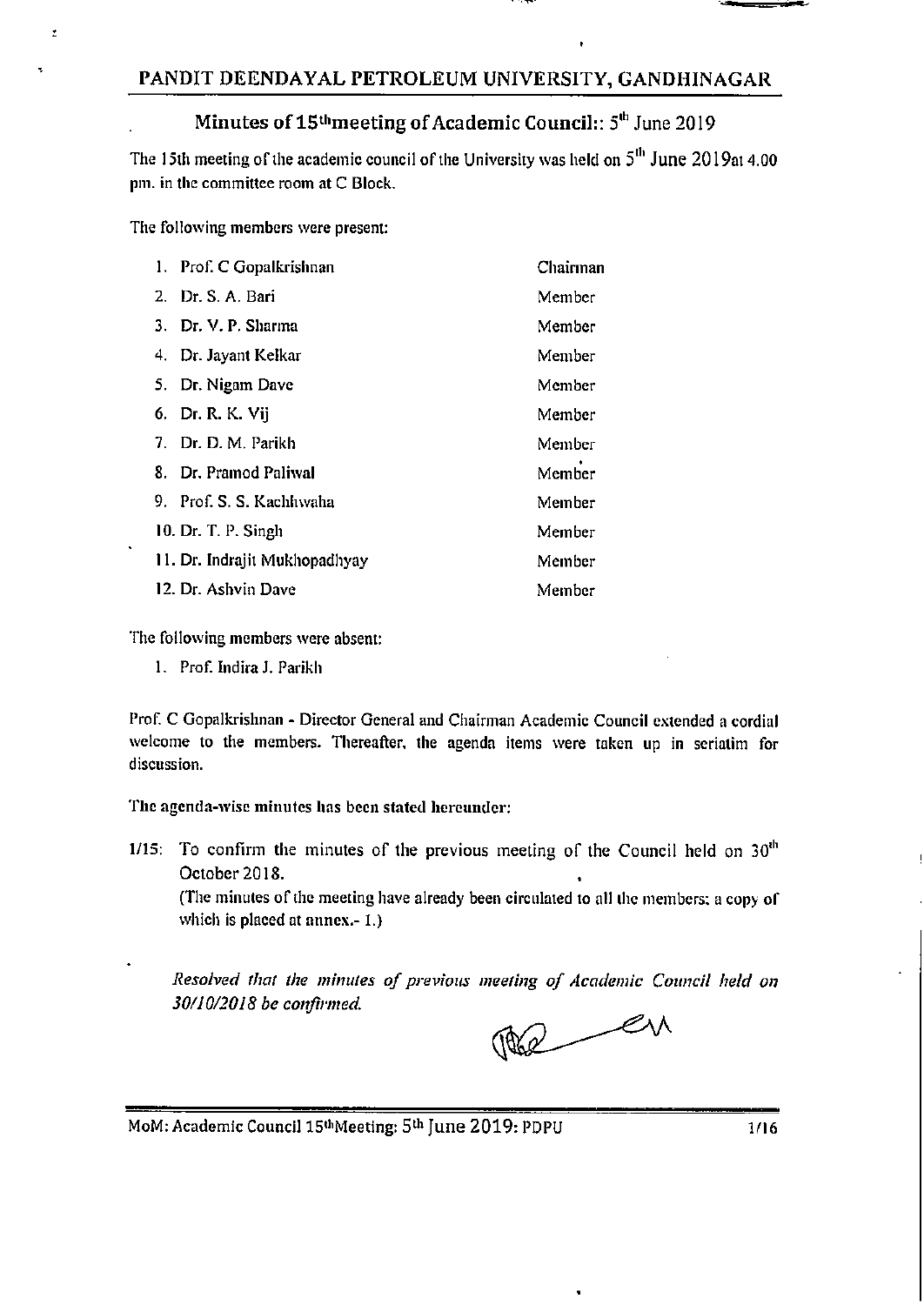## PANDIT DEENDAYAL PETROLEUM UNIVERSITY, GANDHINAGAR

### Minutes of 15th meeting of Academic Council:: 5th June 2019

The 15th meeting of the academic council of the University was held on 5th June 2019 at 4.00 pm. in the committee room at C Block.

The following members were present:

| | |
|---|---|
| 1. Prof. C Gopalkrishnan | Chairman |
| 2. Dr. S. A. Bari | Member |
| 3. Dr. V. P. Sharma | Member |
| 4. Dr. Jayant Kelkar | Member |
| 5. Dr. Nigam Dave | Member |
| 6. Dr. R. K. Vij | Member |
| 7. Dr. D. M. Parikh | Member |
| 8. Dr. Pramod Paliwal | Member |
| 9. Prof. S. S. Kachhwaha | Member |
| 10. Dr. T. P. Singh | Member |
| 11. Dr. Indrajit Mukhopadhyay | Member |
| 12. Dr. Ashvin Dave | Member |

The following members were absent:

1. Prof. Indira J. Parikh

Prof. C Gopalkrishnan - Director General and Chairman Academic Council extended a cordial welcome to the members. Thereafter, the agenda items were taken up in seriatim for discussion.

The agenda-wise minutes has been stated hereunder:

1/15: To confirm the minutes of the previous meeting of the Council held on 30th October 2018.
(The minutes of the meeting have already been circulated to all the members; a copy of which is placed at annex.- 1.)

*Resolved that the minutes of previous meeting of Academic Council held on 30/10/2018 be confirmed.*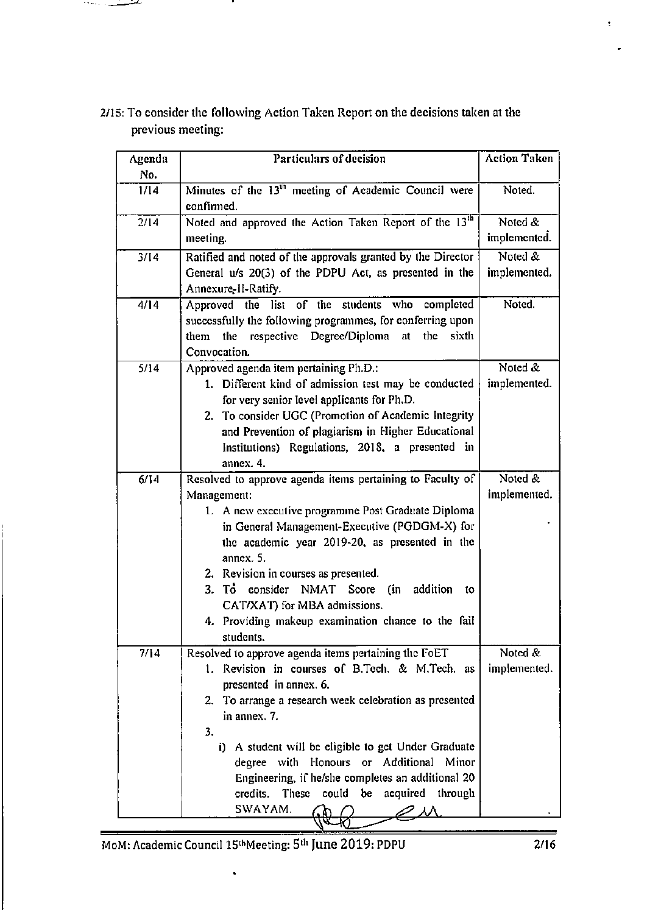2/15: To consider the following Action Taken Report on the decisions taken at the previous meeting:

| Agenda No. | Particulars of decision | Action Taken |
|---|---|---|
| 1/14 | Minutes of the 13th meeting of Academic Council were confirmed. | Noted. |
| 2/14 | Noted and approved the Action Taken Report of the 13th meeting. | Noted & implemented. |
| 3/14 | Ratified and noted of the approvals granted by the Director General u/s 20(3) of the PDPU Act, as presented in the Annexure-II-Ratify. | Noted & implemented. |
| 4/14 | Approved the list of the students who completed successfully the following programmes, for conferring upon them the respective Degree/Diploma at the sixth Convocation. | Noted. |
| 5/14 | Approved agenda item pertaining Ph.D.:<br>1. Different kind of admission test may be conducted for very senior level applicants for Ph.D.<br>2. To consider UGC (Promotion of Academic Integrity and Prevention of plagiarism in Higher Educational Institutions) Regulations, 2018, a presented in annex. 4. | Noted & implemented. |
| 6/14 | Resolved to approve agenda items pertaining to Faculty of Management:<br>1. A new executive programme Post Graduate Diploma in General Management-Executive (PGDGM-X) for the academic year 2019-20, as presented in the annex. 5.<br>2. Revision in courses as presented.<br>3. To consider NMAT Score (in addition to CAT/XAT) for MBA admissions.<br>4. Providing makeup examination chance to the fail students. | Noted & implemented. |
| 7/14 | Resolved to approve agenda items pertaining the FoET<br>1. Revision in courses of B.Tech. & M.Tech. as presented in annex. 6.<br>2. To arrange a research week celebration as presented in annex. 7.<br>3.<br>i) A student will be eligible to get Under Graduate degree with Honours or Additional Minor Engineering, if he/she completes an additional 20 credits. These could be acquired through SWAYAM. | Noted & implemented. |

MoM: Academic Council 15th Meeting: 5th June 2019: PDPU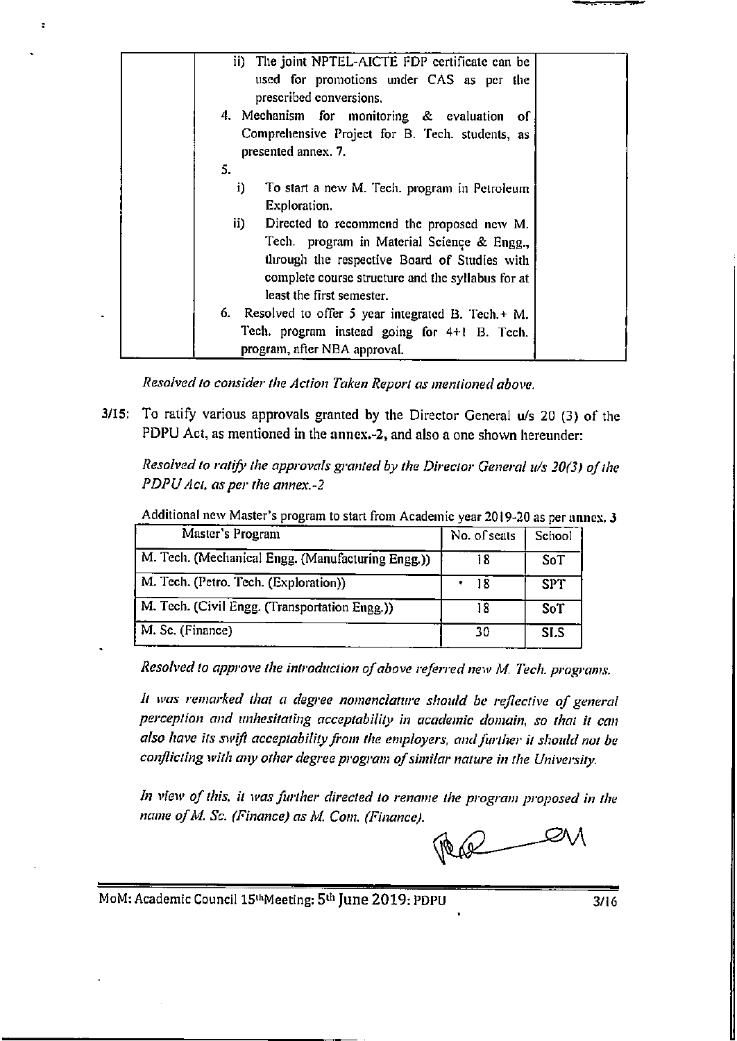| | ii) The joint NPTEL-AICTE FDP certificate can be used for promotions under CAS as per the prescribed conversions.<br>4. Mechanism for monitoring & evaluation of Comprehensive Project for B. Tech. students, as presented annex. 7.<br>5.<br>i) To start a new M. Tech. program in Petroleum Exploration.<br>ii) Directed to recommend the proposed new M. Tech. program in Material Science & Engg., through the respective Board of Studies with complete course structure and the syllabus for at least the first semester.<br>6. Resolved to offer 5 year integrated B. Tech.+ M. Tech. program instead going for 4+1 B. Tech. program, after NBA approval. | |
|---|---|---|

*Resolved to consider the Action Taken Report as mentioned above.*

3/15: To ratify various approvals granted by the Director General u/s 20 (3) of the PDPU Act, as mentioned in the annex.-2, and also a one shown hereunder:

*Resolved to ratify the approvals granted by the Director General u/s 20(3) of the PDPU Act, as per the annex.-2*

Additional new Master's program to start from Academic year 2019-20 as per annex. 3

| Master's Program | No. of seats | School |
|---|---|---|
| M. Tech. (Mechanical Engg. (Manufacturing Engg.)) | 18 | SoT |
| M. Tech. (Petro. Tech. (Exploration)) | 18 | SPT |
| M. Tech. (Civil Engg. (Transportation Engg.)) | 18 | SoT |
| M. Sc. (Finance) | 30 | SLS |

*Resolved to approve the introduction of above referred new M. Tech. programs.*

*It was remarked that a degree nomenclature should be reflective of general perception and unhesitating acceptability in academic domain, so that it can also have its swift acceptability from the employers, and further it should not be conflicting with any other degree program of similar nature in the University.*

*In view of this, it was further directed to rename the program proposed in the name of M. Sc. (Finance) as M. Com. (Finance).*

MoM: Academic Council 15th Meeting: 5th June 2019: PDPU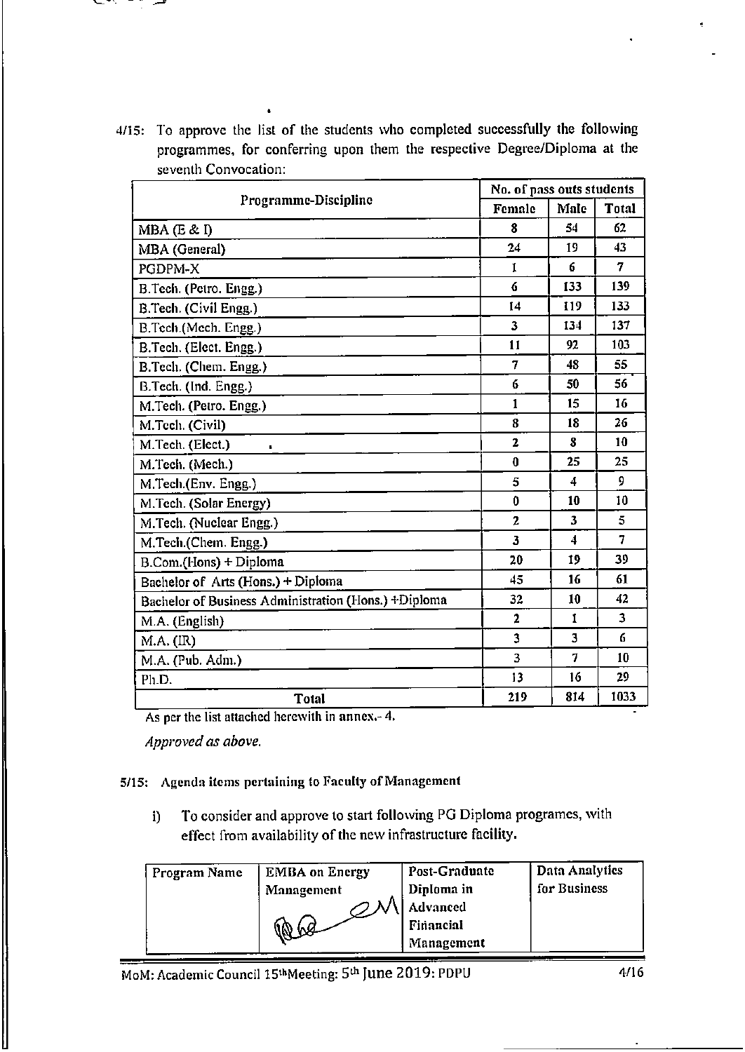4/15: To approve the list of the students who completed successfully the following programmes, for conferring upon them the respective Degree/Diploma at the seventh Convocation:

| Programme-Discipline | No. of pass outs students | | |
|---|---|---|---|
| | Female | Male | Total |
| MBA (E & I) | 8 | 54 | 62 |
| MBA (General) | 24 | 19 | 43 |
| PGDPM-X | 1 | 6 | 7 |
| B.Tech. (Petro. Engg.) | 6 | 133 | 139 |
| B.Tech. (Civil Engg.) | 14 | 119 | 133 |
| B.Tech.(Mech. Engg.) | 3 | 134 | 137 |
| B.Tech. (Elect. Engg.) | 11 | 92 | 103 |
| B.Tech. (Chem. Engg.) | 7 | 48 | 55 |
| B.Tech. (Ind. Engg.) | 6 | 50 | 56 |
| M.Tech. (Petro. Engg.) | 1 | 15 | 16 |
| M.Tech. (Civil) | 8 | 18 | 26 |
| M.Tech. (Elect.) | 2 | 8 | 10 |
| M.Tech. (Mech.) | 0 | 25 | 25 |
| M.Tech.(Env. Engg.) | 5 | 4 | 9 |
| M.Tech. (Solar Energy) | 0 | 10 | 10 |
| M.Tech. (Nuclear Engg.) | 2 | 3 | 5 |
| M.Tech.(Chem. Engg.) | 3 | 4 | 7 |
| B.Com.(Hons) + Diploma | 20 | 19 | 39 |
| Bachelor of Arts (Hons.) + Diploma | 45 | 16 | 61 |
| Bachelor of Business Administration (Hons.) +Diploma | 32 | 10 | 42 |
| M.A. (English) | 2 | 1 | 3 |
| M.A. (IR) | 3 | 3 | 6 |
| M.A. (Pub. Adm.) | 3 | 7 | 10 |
| Ph.D. | 13 | 16 | 29 |
| **Total** | 219 | 814 | 1033 |

As per the list attached herewith in annex.- 4.

*Approved as above.*

**5/15: Agenda items pertaining to Faculty of Management**

i) To consider and approve to start following PG Diploma programes, with effect from availability of the new infrastructure facility.

| Program Name | EMBA on Energy Management | Post-Graduate Diploma in Advanced Financial Management | Data Analytics for Business |
|---|---|---|---|

MoM: Academic Council 15[th] Meeting: 5[th] June 2019: PDPU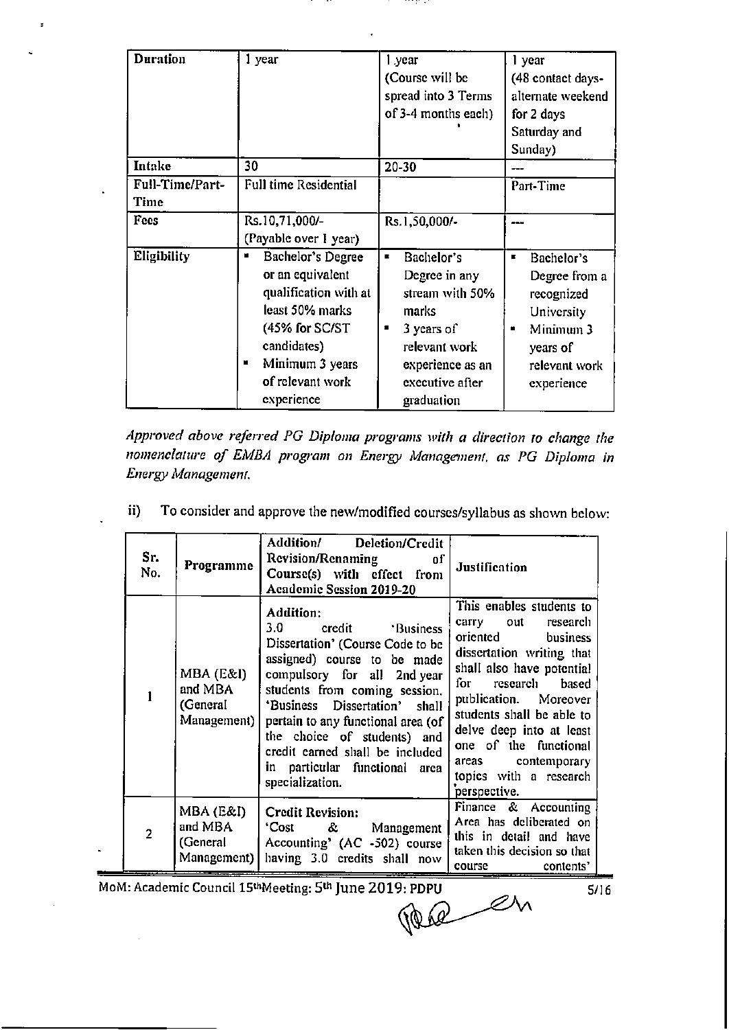| Duration | 1 year | 1 year (Course will be spread into 3 Terms of 3-4 months each) | 1 year (48 contact days- alternate weekend for 2 days Saturday and Sunday) |
|---|---|---|---|
| Intake | 30 | 20-30 | --- |
| Full-Time/Part-Time | Full time Residential | | Part-Time |
| Fees | Rs.10,71,000/- (Payable over 1 year) | Rs.1,50,000/- | --- |
| Eligibility | ▪ Bachelor's Degree or an equivalent qualification with at least 50% marks (45% for SC/ST candidates)<br>▪ Minimum 3 years of relevant work experience | ▪ Bachelor's Degree in any stream with 50% marks<br>▪ 3 years of relevant work experience as an executive after graduation | ▪ Bachelor's Degree from a recognized University<br>▪ Minimum 3 years of relevant work experience |

*Approved above referred PG Diploma programs with a direction to change the nomenclature of EMBA program on Energy Management, as PG Diploma in Energy Management.*

ii) To consider and approve the new/modified courses/syllabus as shown below:

| Sr. No. | Programme | Addition/ Deletion/Credit Revision/Renaming of Course(s) with effect from Academic Session 2019-20 | Justification |
|---|---|---|---|
| 1 | MBA (E&I) and MBA (General Management) | **Addition:** 3.0 credit 'Business Dissertation' (Course Code to be assigned) course to be made compulsory for all 2nd year students from coming session. 'Business Dissertation' shall pertain to any functional area (of the choice of students) and credit earned shall be included in particular functional area specialization. | This enables students to carry out research oriented business dissertation writing that shall also have potential for research based publication. Moreover students shall be able to delve deep into at least one of the functional areas contemporary topics with a research perspective. |
| 2 | MBA (E&I) and MBA (General Management) | **Credit Revision:** 'Cost & Management Accounting' (AC -502) course having 3.0 credits shall now | Finance & Accounting Area has deliberated on this in detail and have taken this decision so that course contents' |

MoM: Academic Council 15th Meeting: 5th June 2019: PDPU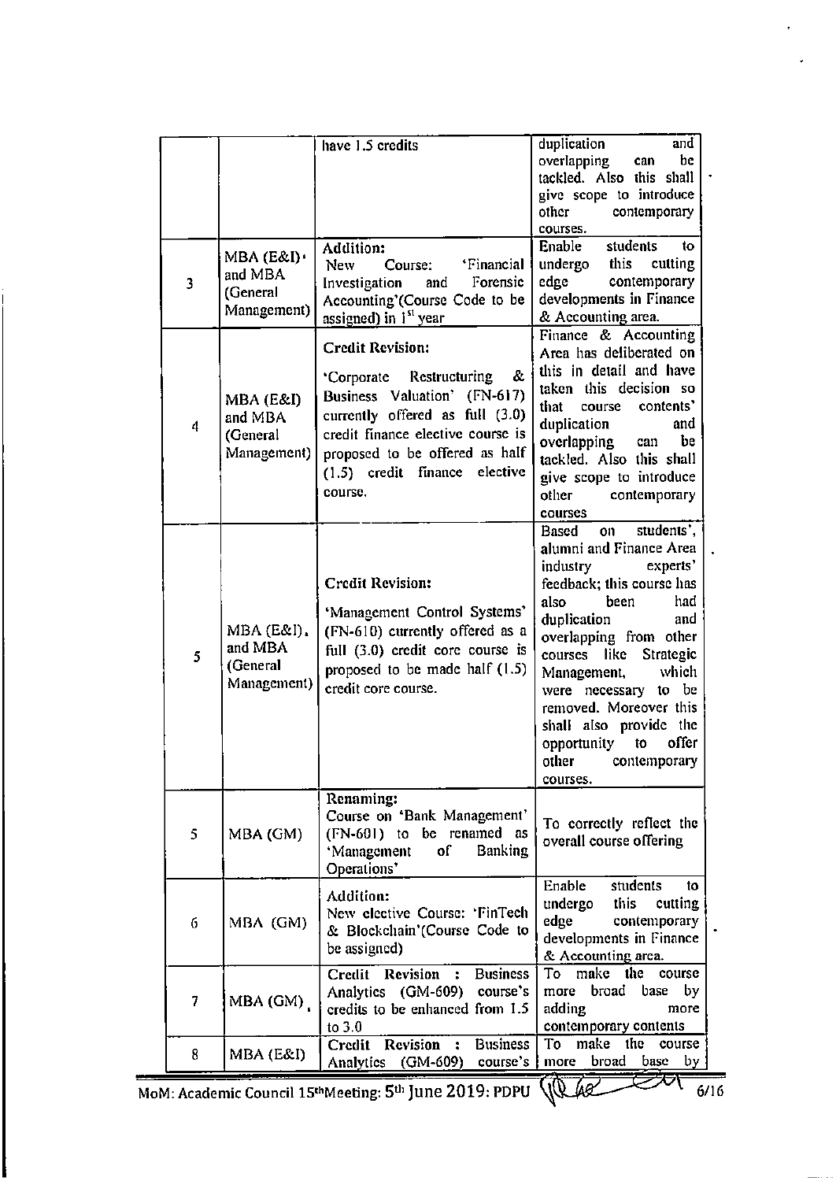| | | have 1.5 credits | duplication and overlapping can be tackled. Also this shall give scope to introduce other contemporary courses. |
|---|---|---|---|
| 3 | MBA (E&I) and MBA (General Management) | **Addition:** New Course: 'Financial Investigation and Forensic Accounting'(Course Code to be assigned) in 1st year | Enable students to undergo this cutting edge contemporary developments in Finance & Accounting area. |
| 4 | MBA (E&I) and MBA (General Management) | **Credit Revision:** 'Corporate Restructuring & Business Valuation' (FN-617) currently offered as full (3.0) credit finance elective course is proposed to be offered as half (1.5) credit finance elective course. | Finance & Accounting Area has deliberated on this in detail and have taken this decision so that course contents' duplication and overlapping can be tackled. Also this shall give scope to introduce other contemporary courses |
| 5 | MBA (E&I), and MBA (General Management) | **Credit Revision:** 'Management Control Systems' (FN-610) currently offered as a full (3.0) credit core course is proposed to be made half (1.5) credit core course. | Based on students', alumni and Finance Area industry experts' feedback; this course has also been had duplication and overlapping from other courses like Strategic Management, which were necessary to be removed. Moreover this shall also provide the opportunity to offer other contemporary courses. |
| 5 | MBA (GM) | **Renaming:** Course on 'Bank Management' (FN-601) to be renamed as 'Management of Banking Operations' | To correctly reflect the overall course offering |
| 6 | MBA (GM) | **Addition:** New elective Course: 'FinTech & Blockchain'(Course Code to be assigned) | Enable students to undergo this cutting edge contemporary developments in Finance & Accounting area. |
| 7 | MBA (GM) | **Credit Revision : Business** Analytics (GM-609) course's credits to be enhanced from 1.5 to 3.0 | To make the course more broad base by adding more contemporary contents |
| 8 | MBA (E&I) | **Credit Revision : Business** Analytics (GM-609) course's | To make the course more broad base by |

MoM: Academic Council 15th Meeting: 5th June 2019: PDPU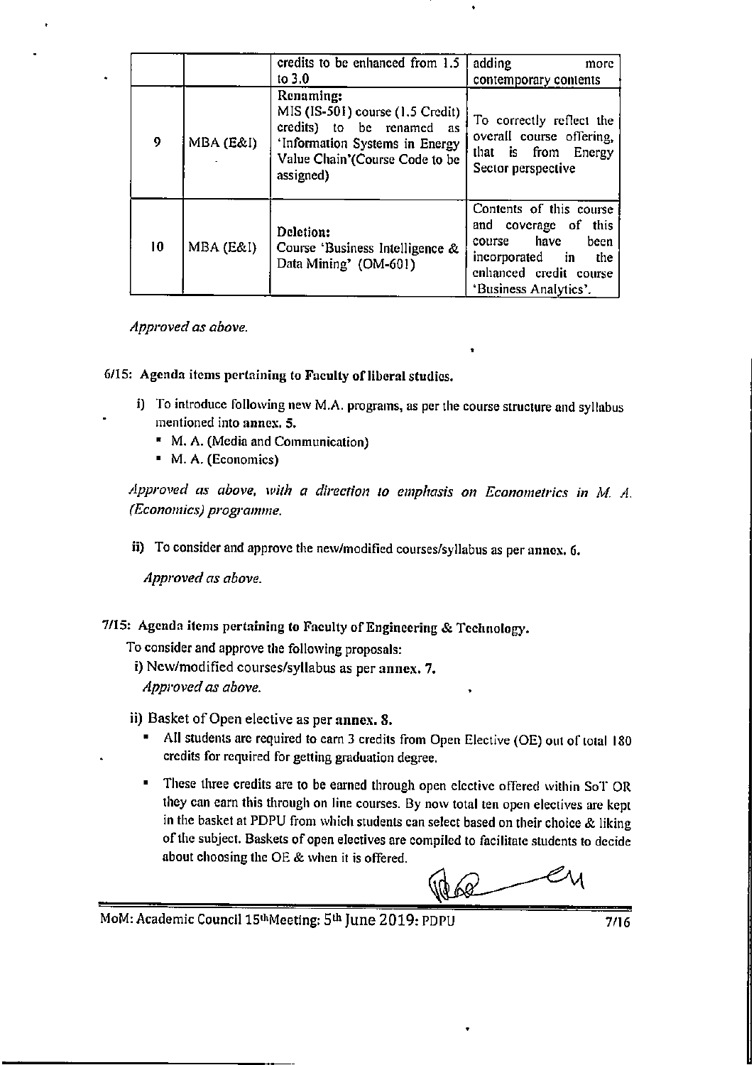|  |  | credits to be enhanced from 1.5 to 3.0 | adding more contemporary contents |
|---|---|---|---|
| 9 | MBA (E&I) | Renaming: MIS (IS-501) course (1.5 Credit) credits) to be renamed as 'Information Systems in Energy Value Chain'(Course Code to be assigned) | To correctly reflect the overall course offering, that is from Energy Sector perspective |
| 10 | MBA (E&I) | Deletion: Course 'Business Intelligence & Data Mining' (OM-601) | Contents of this course and coverage of this course have been incorporated in the enhanced credit course 'Business Analytics'. |

*Approved as above.*

**6/15: Agenda items pertaining to Faculty of liberal studies.**

i) To introduce following new M.A. programs, as per the course structure and syllabus mentioned into **annex. 5.**
- M. A. (Media and Communication)
- M. A. (Economics)

*Approved as above, with a direction to emphasis on Econometrics in M. A. (Economics) programme.*

ii) To consider and approve the new/modified courses/syllabus as per **annex. 6.**

*Approved as above.*

**7/15: Agenda items pertaining to Faculty of Engineering & Technology.**

To consider and approve the following proposals:

i) New/modified courses/syllabus as per **annex. 7.**
*Approved as above.*

ii) Basket of Open elective as per **annex. 8.**
- All students are required to earn 3 credits from Open Elective (OE) out of total 180 credits for required for getting graduation degree.
- These three credits are to be earned through open elective offered within SoT OR they can earn this through on line courses. By now total ten open electives are kept in the basket at PDPU from which students can select based on their choice & liking of the subject. Baskets of open electives are compiled to facilitate students to decide about choosing the OE & when it is offered.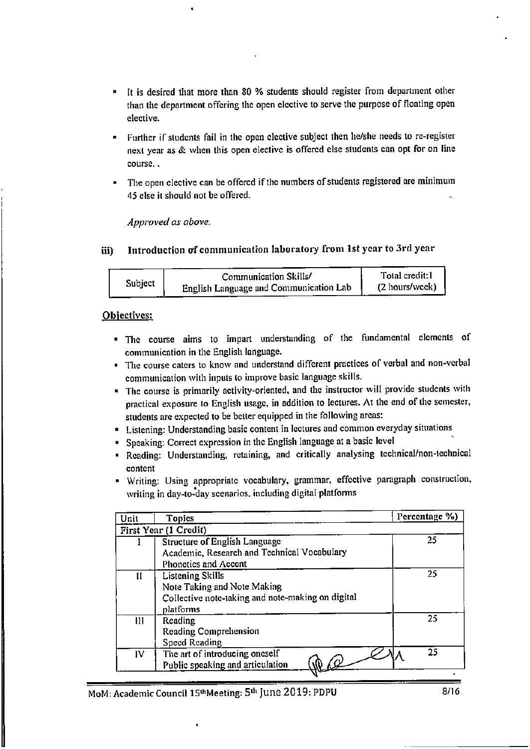- It is desired that more than 80 % students should register from department other than the department offering the open elective to serve the purpose of floating open elective.
- Further if students fail in the open elective subject then he/she needs to re-register next year as & when this open elective is offered else students can opt for on line course. .
- The open elective can be offered if the numbers of students registered are minimum 45 else it should not be offered.

*Approved as above.*

### iii) Introduction of communication laboratory from 1st year to 3rd year

| Subject | Communication Skills/ English Language and Communication Lab | Total credit:1 (2 hours/week) |
|---|---|---|

**Objectives:**

- The course aims to impart understanding of the fundamental elements of communication in the English language.
- The course caters to know and understand different practices of verbal and non-verbal communication with inputs to improve basic language skills.
- The course is primarily activity-oriented, and the instructor will provide students with practical exposure to English usage, in addition to lectures. At the end of the semester, students are expected to be better equipped in the following areas:
- Listening: Understanding basic content in lectures and common everyday situations
- Speaking: Correct expression in the English language at a basic level
- Reading: Understanding, retaining, and critically analysing technical/non-technical content
- Writing: Using appropriate vocabulary, grammar, effective paragraph construction, writing in day-to-day scenarios, including digital platforms

| Unit | Topics | Percentage %) |
|---|---|---|
| First Year (1 Credit) | | |
| I | Structure of English Language<br>Academic, Research and Technical Vocabulary<br>Phonetics and Accent | 25 |
| II | Listening Skills<br>Note Taking and Note Making<br>Collective note-taking and note-making on digital platforms | 25 |
| III | Reading<br>Reading Comprehension<br>Speed Reading | 25 |
| IV | The art of introducing oneself<br>Public speaking and articulation | 25 |

MoM: Academic Council 15th Meeting: 5th June 2019: PDPU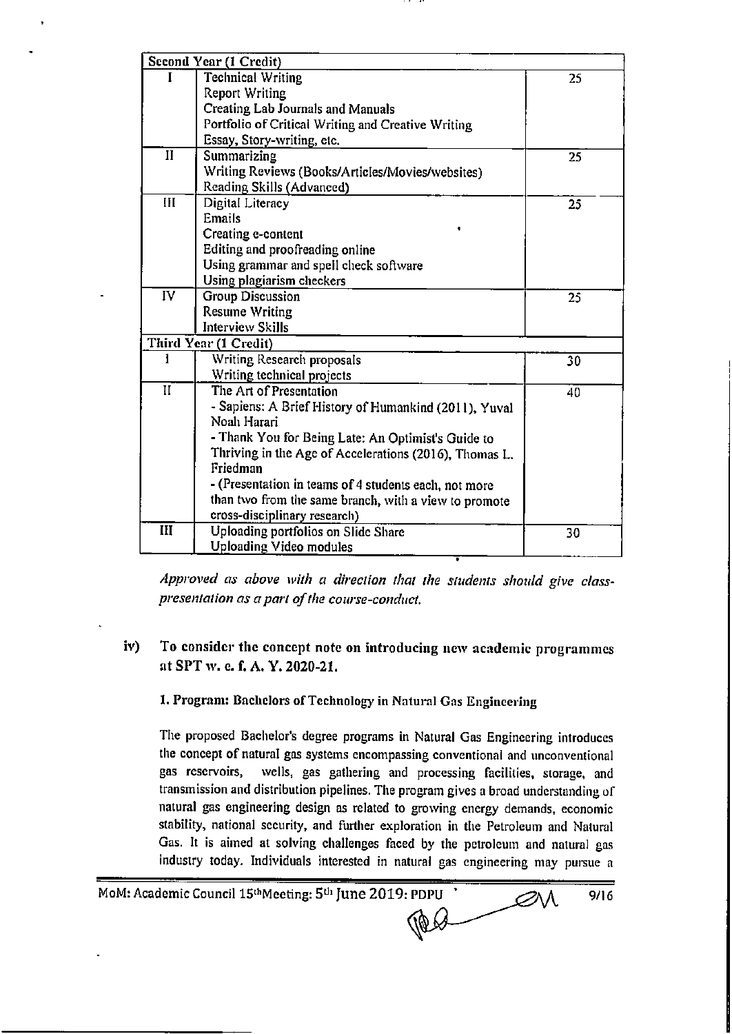| Second Year (1 Credit) | | |
|---|---|---|
| I | Technical Writing<br>Report Writing<br>Creating Lab Journals and Manuals<br>Portfolio of Critical Writing and Creative Writing<br>Essay, Story-writing, etc. | 25 |
| II | Summarizing<br>Writing Reviews (Books/Articles/Movies/websites)<br>Reading Skills (Advanced) | 25 |
| III | Digital Literacy<br>Emails<br>Creating e-content<br>Editing and proofreading online<br>Using grammar and spell check software<br>Using plagiarism checkers | 25 |
| IV | Group Discussion<br>Resume Writing<br>Interview Skills | 25 |
| **Third Year (1 Credit)** | | |
| I | Writing Research proposals<br>Writing technical projects | 30 |
| II | The Art of Presentation<br>- Sapiens: A Brief History of Humankind (2011), Yuval Noah Harari<br>- Thank You for Being Late: An Optimist's Guide to Thriving in the Age of Accelerations (2016), Thomas L. Friedman<br>- (Presentation in teams of 4 students each, not more than two from the same branch, with a view to promote cross-disciplinary research) | 40 |
| III | Uploading portfolios on Slide Share<br>Uploading Video modules | 30 |

*Approved as above with a direction that the students should give class-presentation as a part of the course-conduct.*

**iv) To consider the concept note on introducing new academic programmes at SPT w. e. f. A. Y. 2020-21.**

**1. Program: Bachelors of Technology in Natural Gas Engineering**

The proposed Bachelor's degree programs in Natural Gas Engineering introduces the concept of natural gas systems encompassing conventional and unconventional gas reservoirs, wells, gas gathering and processing facilities, storage, and transmission and distribution pipelines. The program gives a broad understanding of natural gas engineering design as related to growing energy demands, economic stability, national security, and further exploration in the Petroleum and Natural Gas. It is aimed at solving challenges faced by the petroleum and natural gas industry today. Individuals interested in natural gas engineering may pursue a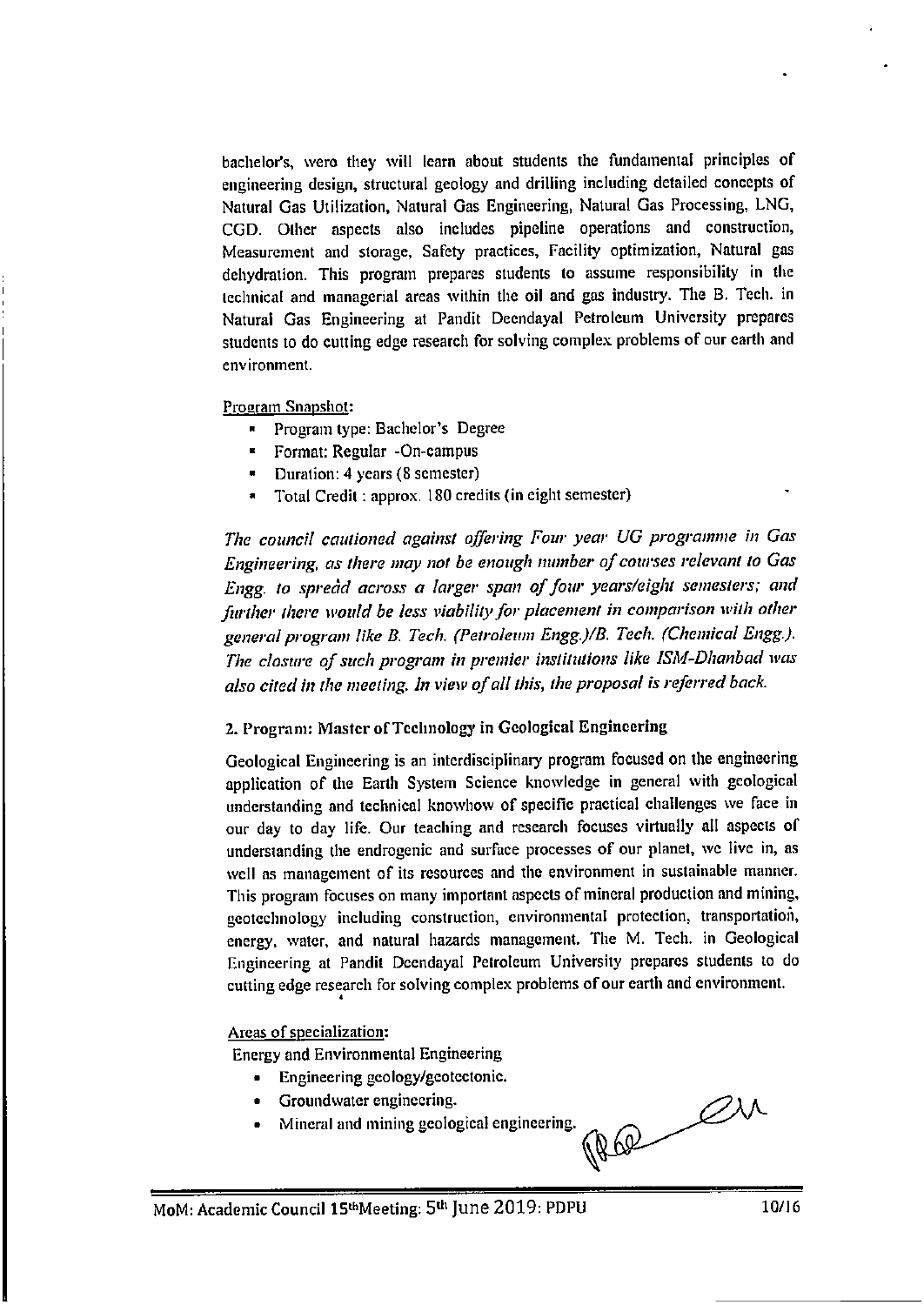bachelor's, wero they will learn about students the fundamental principles of engineering design, structural geology and drilling including detailed concepts of Natural Gas Utilization, Natural Gas Engineering, Natural Gas Processing, LNG, CGD. Other aspects also includes pipeline operations and construction, Measurement and storage, Safety practices, Facility optimization, Natural gas dehydration. This program prepares students to assume responsibility in the technical and managerial areas within the oil and gas industry. The B. Tech. in Natural Gas Engineering at Pandit Deendayal Petroleum University prepares students to do cutting edge research for solving complex problems of our earth and environment.

Program Snapshot:

- Program type: Bachelor's Degree
- Format: Regular -On-campus
- Duration: 4 years (8 semester)
- Total Credit : approx. 180 credits (in eight semester)

*The council cautioned against offering Four year UG programme in Gas Engineering, as there may not be enough number of courses relevant to Gas Engg. to spread across a larger span of four years/eight semesters; and further there would be less viability for placement in comparison with other general program like B. Tech. (Petroleum Engg.)/B. Tech. (Chemical Engg.). The closure of such program in premier institutions like ISM-Dhanbad was also cited in the meeting. In view of all this, the proposal is referred back.*

**2. Program: Master of Technology in Geological Engineering**

Geological Engineering is an interdisciplinary program focused on the engineering application of the Earth System Science knowledge in general with geological understanding and technical knowhow of specific practical challenges we face in our day to day life. Our teaching and research focuses virtually all aspects of understanding the endrogenic and surface processes of our planet, we live in, as well as management of its resources and the environment in sustainable manner. This program focuses on many important aspects of mineral production and mining, geotechnology including construction, environmental protection, transportation, energy, water, and natural hazards management. The M. Tech. in Geological Engineering at Pandit Deendayal Petroleum University prepares students to do cutting edge research for solving complex problems of our earth and environment.

Areas of specialization:

Energy and Environmental Engineering

- Engineering geology/geotectonic.
- Groundwater engineering.
- Mineral and mining geological engineering.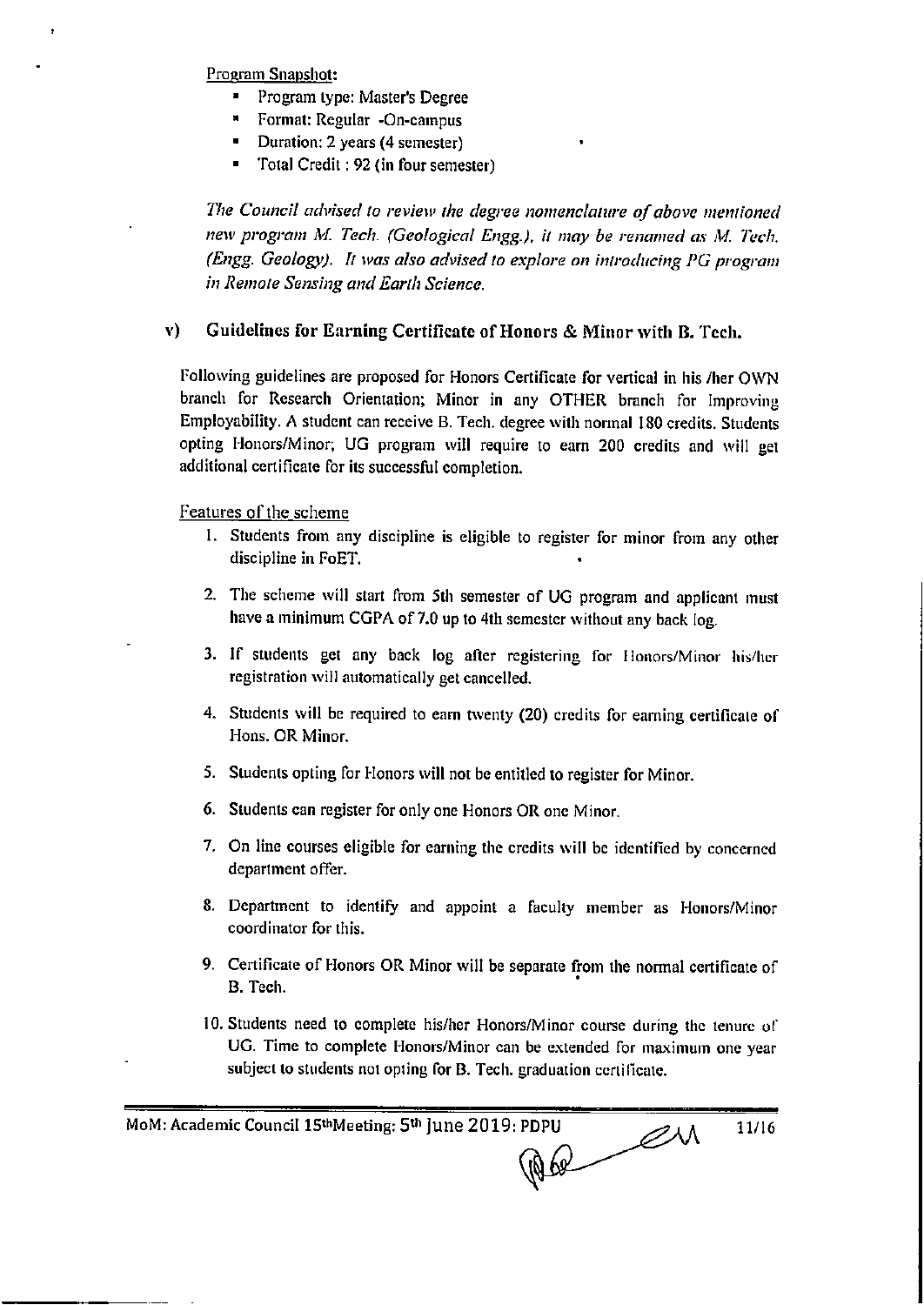Program Snapshot:

- Program type: Master's Degree
- Format: Regular -On-campus
- Duration: 2 years (4 semester)
- Total Credit : 92 (in four semester)

*The Council advised to review the degree nomenclature of above mentioned new program M. Tech. (Geological Engg.), it may be renamed as M. Tech. (Engg. Geology). It was also advised to explore on introducing PG program in Remote Sensing and Earth Science.*

## v) Guidelines for Earning Certificate of Honors & Minor with B. Tech.

Following guidelines are proposed for Honors Certificate for vertical in his /her OWN branch for Research Orientation; Minor in any OTHER branch for Improving Employability. A student can receive B. Tech. degree with normal 180 credits. Students opting Honors/Minor; UG program will require to earn 200 credits and will get additional certificate for its successful completion.

Features of the scheme

1. Students from any discipline is eligible to register for minor from any other discipline in FoET.
2. The scheme will start from 5th semester of UG program and applicant must have a minimum CGPA of 7.0 up to 4th semester without any back log.
3. If students get any back log after registering for Honors/Minor his/her registration will automatically get cancelled.
4. Students will be required to earn twenty (20) credits for earning certificate of Hons. OR Minor.
5. Students opting for Honors will not be entitled to register for Minor.
6. Students can register for only one Honors OR one Minor.
7. On line courses eligible for earning the credits will be identified by concerned department offer.
8. Department to identify and appoint a faculty member as Honors/Minor coordinator for this.
9. Certificate of Honors OR Minor will be separate from the normal certificate of B. Tech.
10. Students need to complete his/her Honors/Minor course during the tenure of UG. Time to complete Honors/Minor can be extended for maximum one year subject to students not opting for B. Tech. graduation certificate.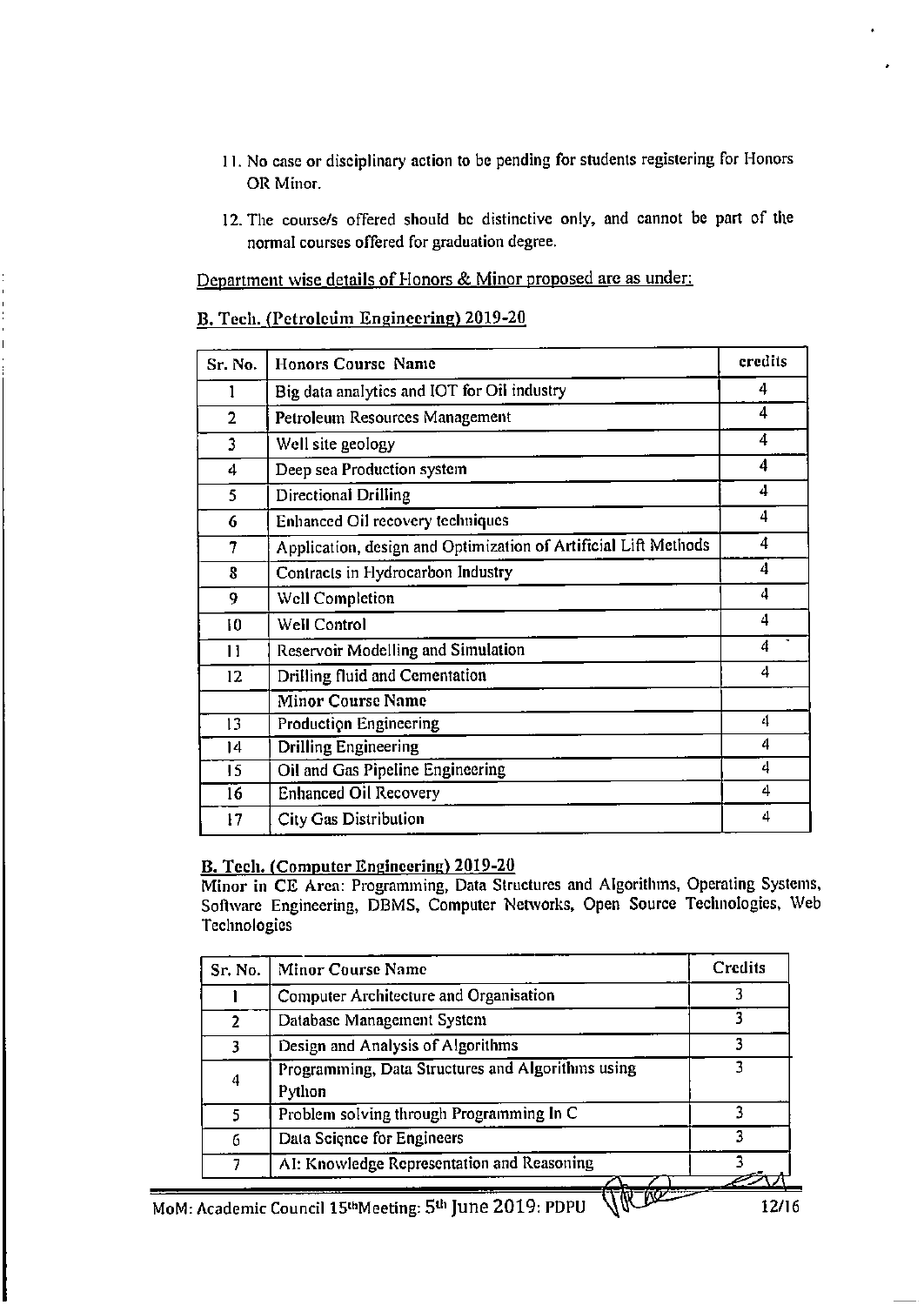11. No case or disciplinary action to be pending for students registering for Honors OR Minor.
12. The course/s offered should be distinctive only, and cannot be part of the normal courses offered for graduation degree.

Department wise details of Honors & Minor proposed are as under:

**B. Tech. (Petroleum Engineering) 2019-20**

| Sr. No. | Honors Course Name | credits |
|---|---|---|
| 1 | Big data analytics and IOT for Oil industry | 4 |
| 2 | Petroleum Resources Management | 4 |
| 3 | Well site geology | 4 |
| 4 | Deep sea Production system | 4 |
| 5 | Directional Drilling | 4 |
| 6 | Enhanced Oil recovery techniques | 4 |
| 7 | Application, design and Optimization of Artificial Lift Methods | 4 |
| 8 | Contracts in Hydrocarbon Industry | 4 |
| 9 | Well Completion | 4 |
| 10 | Well Control | 4 |
| 11 | Reservoir Modelling and Simulation | 4 |
| 12 | Drilling fluid and Cementation | 4 |
| | **Minor Course Name** | |
| 13 | Production Engineering | 4 |
| 14 | Drilling Engineering | 4 |
| 15 | Oil and Gas Pipeline Engineering | 4 |
| 16 | Enhanced Oil Recovery | 4 |
| 17 | City Gas Distribution | 4 |

**B. Tech. (Computer Engineering) 2019-20**

Minor in CE Area: Programming, Data Structures and Algorithms, Operating Systems, Software Engineering, DBMS, Computer Networks, Open Source Technologies, Web Technologies

| Sr. No. | Minor Course Name | Credits |
|---|---|---|
| 1 | Computer Architecture and Organisation | 3 |
| 2 | Database Management System | 3 |
| 3 | Design and Analysis of Algorithms | 3 |
| 4 | Programming, Data Structures and Algorithms using Python | 3 |
| 5 | Problem solving through Programming In C | 3 |
| 6 | Data Science for Engineers | 3 |
| 7 | AI: Knowledge Representation and Reasoning | 3 |

MoM: Academic Council 15th Meeting: 5th June 2019: PDPU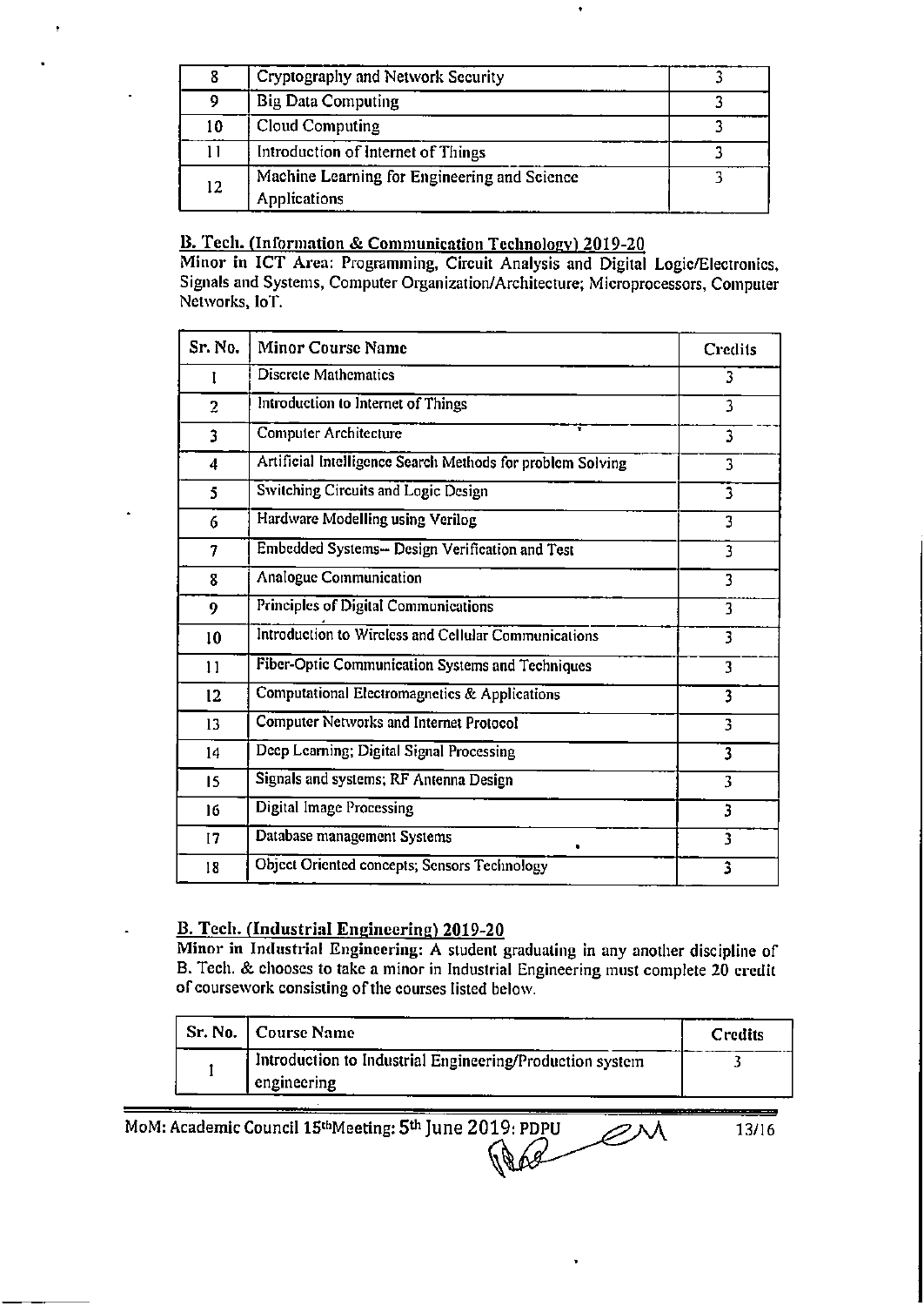| | | |
|---|---|---|
| 8 | Cryptography and Network Security | 3 |
| 9 | Big Data Computing | 3 |
| 10 | Cloud Computing | 3 |
| 11 | Introduction of Internet of Things | 3 |
| 12 | Machine Learning for Engineering and Science Applications | 3 |

**B. Tech. (Information & Communication Technology) 2019-20**

**Minor in ICT Area:** Programming, Circuit Analysis and Digital Logic/Electronics, Signals and Systems, Computer Organization/Architecture; Microprocessors, Computer Networks, IoT.

| Sr. No. | Minor Course Name | Credits |
|---|---|---|
| 1 | Discrete Mathematics | 3 |
| 2 | Introduction to Internet of Things | 3 |
| 3 | Computer Architecture | 3 |
| 4 | Artificial Intelligence Search Methods for problem Solving | 3 |
| 5 | Switching Circuits and Logic Design | 3 |
| 6 | Hardware Modelling using Verilog | 3 |
| 7 | Embedded Systems– Design Verification and Test | 3 |
| 8 | Analogue Communication | 3 |
| 9 | Principles of Digital Communications | 3 |
| 10 | Introduction to Wireless and Cellular Communications | 3 |
| 11 | Fiber-Optic Communication Systems and Techniques | 3 |
| 12 | Computational Electromagnetics & Applications | 3 |
| 13 | Computer Networks and Internet Protocol | 3 |
| 14 | Deep Learning; Digital Signal Processing | 3 |
| 15 | Signals and systems; RF Antenna Design | 3 |
| 16 | Digital Image Processing | 3 |
| 17 | Database management Systems | 3 |
| 18 | Object Oriented concepts; Sensors Technology | 3 |

**B. Tech. (Industrial Engineering) 2019-20**

**Minor in Industrial Engineering:** A student graduating in any another discipline of B. Tech. & chooses to take a minor in Industrial Engineering must complete 20 credit of coursework consisting of the courses listed below.

| Sr. No. | Course Name | Credits |
|---|---|---|
| 1 | Introduction to Industrial Engineering/Production system engineering | 3 |

MoM: Academic Council 15[th]Meeting: 5[th] June 2019: PDPU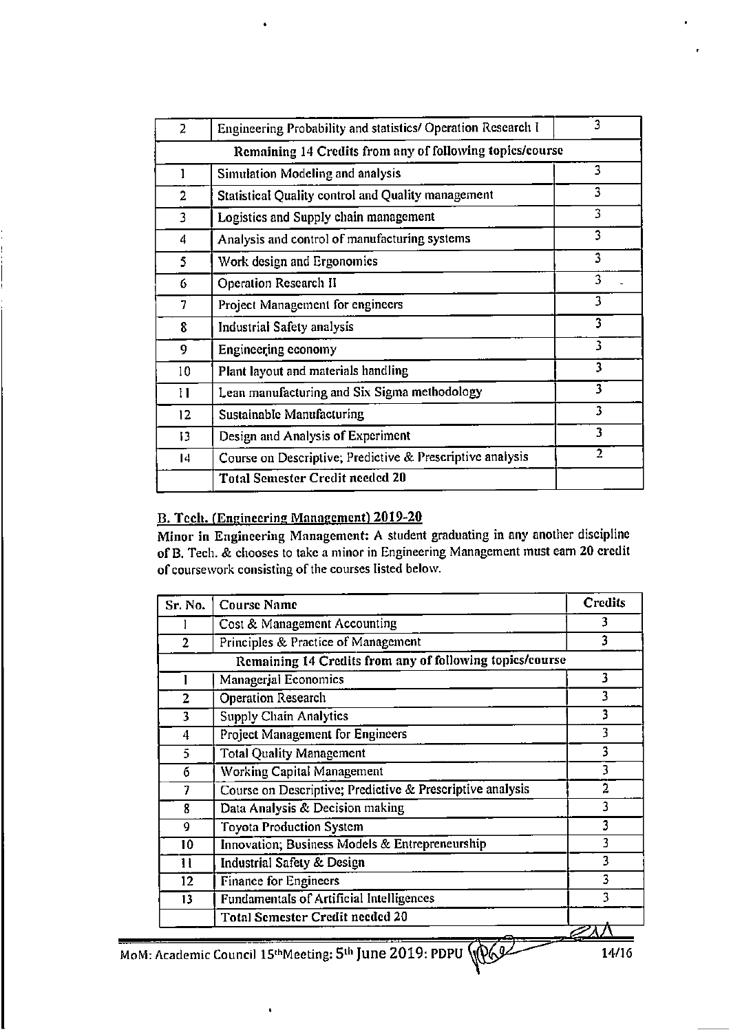| | | |
|---|---|---|
| 2 | Engineering Probability and statistics/ Operation Research I | 3 |
| | Remaining 14 Credits from any of following topics/course | |
| 1 | Simulation Modeling and analysis | 3 |
| 2 | Statistical Quality control and Quality management | 3 |
| 3 | Logistics and Supply chain management | 3 |
| 4 | Analysis and control of manufacturing systems | 3 |
| 5 | Work design and Ergonomics | 3 |
| 6 | Operation Research II | 3 |
| 7 | Project Management for engineers | 3 |
| 8 | Industrial Safety analysis | 3 |
| 9 | Engineering economy | 3 |
| 10 | Plant layout and materials handling | 3 |
| 11 | Lean manufacturing and Six Sigma methodology | 3 |
| 12 | Sustainable Manufacturing | 3 |
| 13 | Design and Analysis of Experiment | 3 |
| 14 | Course on Descriptive; Predictive & Prescriptive analysis | 2 |
| | **Total Semester Credit needed 20** | |

## B. Tech. (Engineering Management) 2019-20

**Minor in Engineering Management:** A student graduating in any another discipline of B. Tech. & chooses to take a minor in Engineering Management must earn **20** credit of coursework consisting of the courses listed below.

| Sr. No. | Course Name | Credits |
|---|---|---|
| 1 | Cost & Management Accounting | 3 |
| 2 | Principles & Practice of Management | 3 |
| | Remaining 14 Credits from any of following topics/course | |
| 1 | Managerial Economics | 3 |
| 2 | Operation Research | 3 |
| 3 | Supply Chain Analytics | 3 |
| 4 | Project Management for Engineers | 3 |
| 5 | Total Quality Management | 3 |
| 6 | Working Capital Management | 3 |
| 7 | Course on Descriptive; Predictive & Prescriptive analysis | 2 |
| 8 | Data Analysis & Decision making | 3 |
| 9 | Toyota Production System | 3 |
| 10 | Innovation; Business Models & Entrepreneurship | 3 |
| 11 | Industrial Safety & Design | 3 |
| 12 | Finance for Engineers | 3 |
| 13 | Fundamentals of Artificial Intelligences | 3 |
| | Total Semester Credit needed 20 | |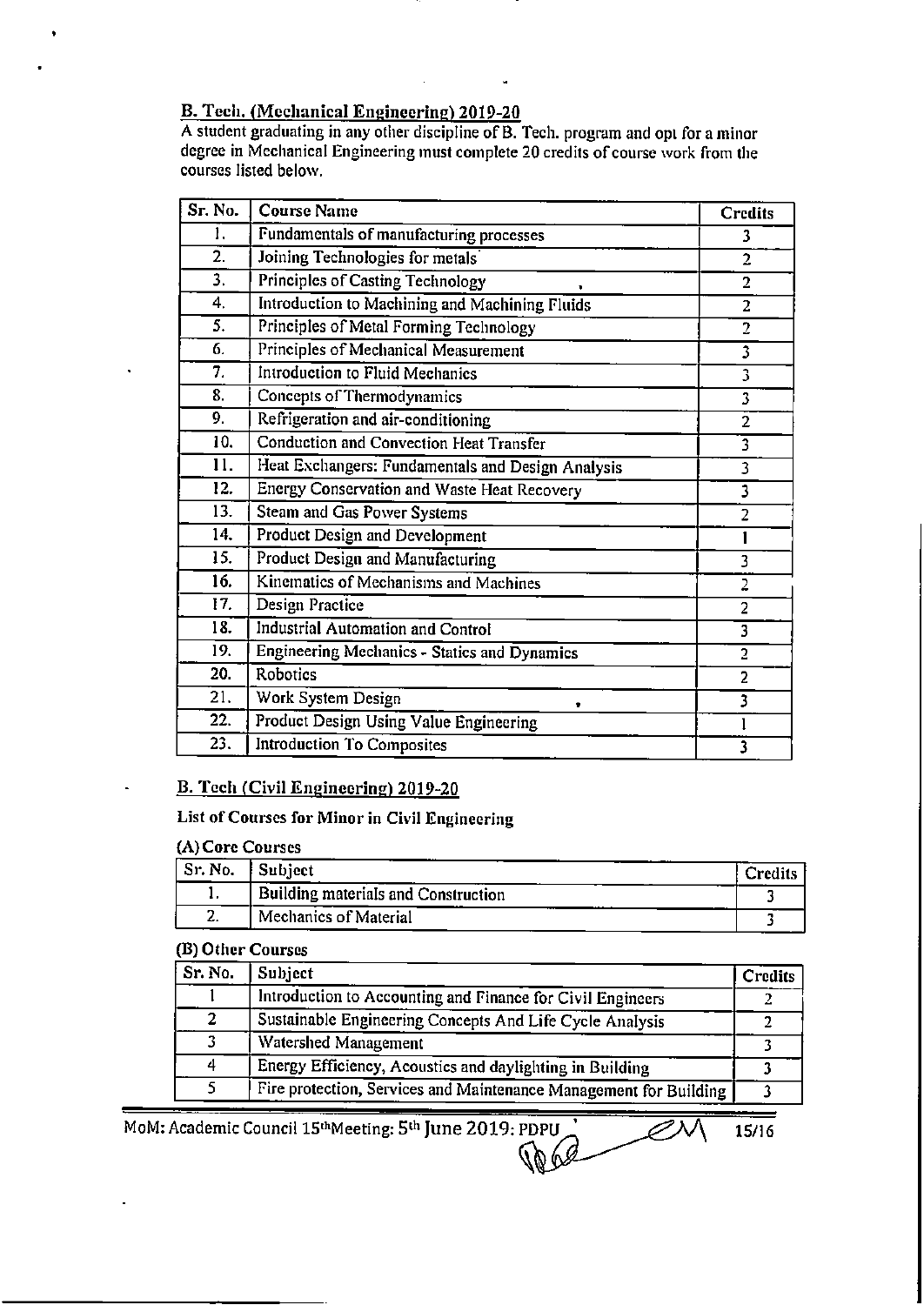## B. Tech. (Mechanical Engineering) 2019-20

A student graduating in any other discipline of B. Tech. program and opt for a minor degree in Mechanical Engineering must complete 20 credits of course work from the courses listed below.

| Sr. No. | Course Name | Credits |
|---|---|---|
| 1. | Fundamentals of manufacturing processes | 3 |
| 2. | Joining Technologies for metals | 2 |
| 3. | Principles of Casting Technology | 2 |
| 4. | Introduction to Machining and Machining Fluids | 2 |
| 5. | Principles of Metal Forming Technology | 2 |
| 6. | Principles of Mechanical Measurement | 3 |
| 7. | Introduction to Fluid Mechanics | 3 |
| 8. | Concepts of Thermodynamics | 3 |
| 9. | Refrigeration and air-conditioning | 2 |
| 10. | Conduction and Convection Heat Transfer | 3 |
| 11. | Heat Exchangers: Fundamentals and Design Analysis | 3 |
| 12. | Energy Conservation and Waste Heat Recovery | 3 |
| 13. | Steam and Gas Power Systems | 2 |
| 14. | Product Design and Development | 1 |
| 15. | Product Design and Manufacturing | 3 |
| 16. | Kinematics of Mechanisms and Machines | 2 |
| 17. | Design Practice | 2 |
| 18. | Industrial Automation and Control | 3 |
| 19. | Engineering Mechanics - Statics and Dynamics | 2 |
| 20. | Robotics | 2 |
| 21. | Work System Design | 3 |
| 22. | Product Design Using Value Engineering | 1 |
| 23. | Introduction To Composites | 3 |

## B. Tech (Civil Engineering) 2019-20

**List of Courses for Minor in Civil Engineering**

**(A) Core Courses**

| Sr. No. | Subject | Credits |
|---|---|---|
| 1. | Building materials and Construction | 3 |
| 2. | Mechanics of Material | 3 |

**(B) Other Courses**

| Sr. No. | Subject | Credits |
|---|---|---|
| 1 | Introduction to Accounting and Finance for Civil Engineers | 2 |
| 2 | Sustainable Engineering Concepts And Life Cycle Analysis | 2 |
| 3 | Watershed Management | 3 |
| 4 | Energy Efficiency, Acoustics and daylighting in Building | 3 |
| 5 | Fire protection, Services and Maintenance Management for Building | 3 |

MoM: Academic Council 15th Meeting: 5th June 2019: PDPU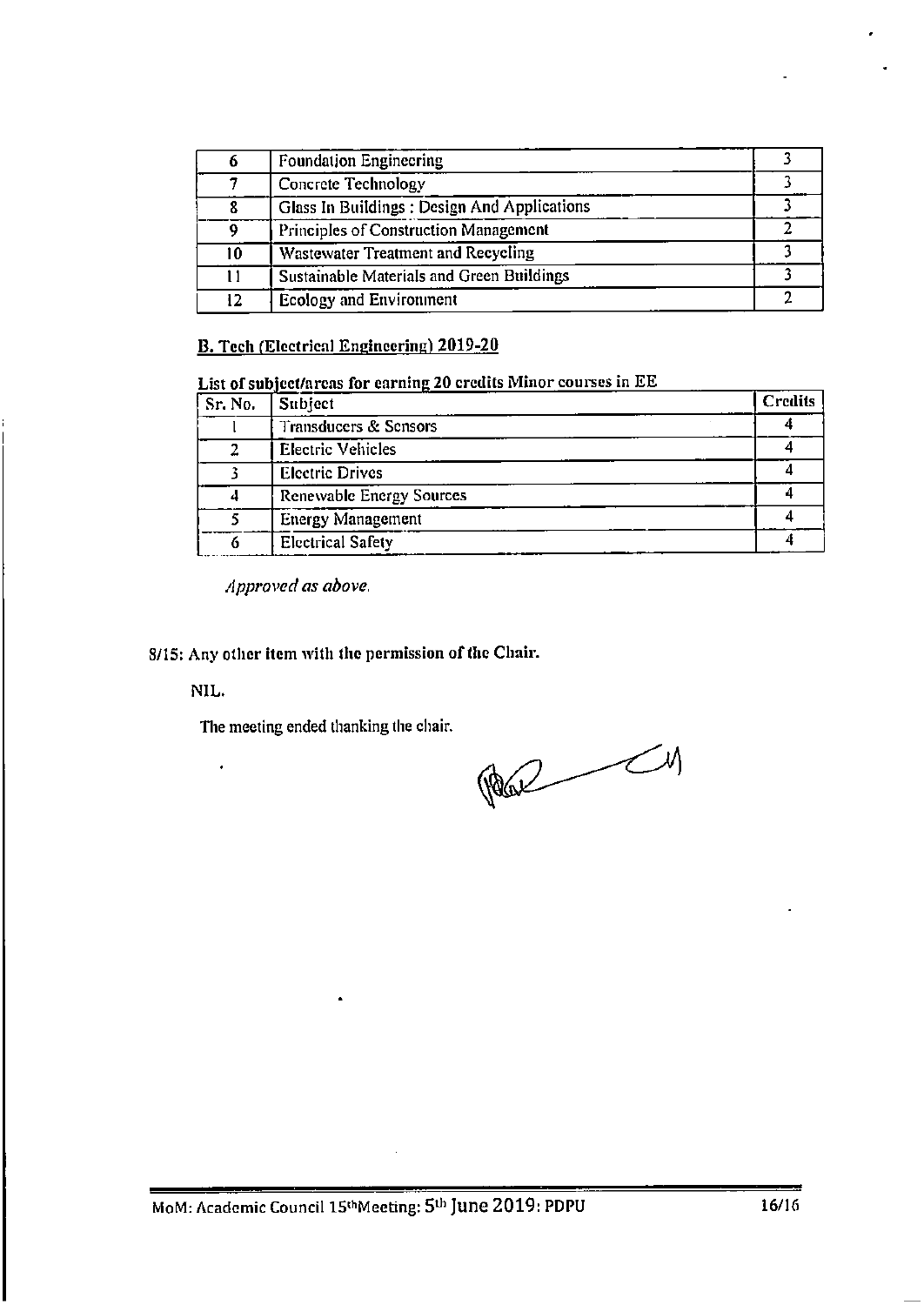| 6 | Foundation Engineering | 3 |
|---|---|---|
| 7 | Concrete Technology | 3 |
| 8 | Glass In Buildings : Design And Applications | 3 |
| 9 | Principles of Construction Management | 2 |
| 10 | Wastewater Treatment and Recycling | 3 |
| 11 | Sustainable Materials and Green Buildings | 3 |
| 12 | Ecology and Environment | 2 |

**B. Tech (Electrical Engineering) 2019-20**

**List of subject/areas for earning 20 credits Minor courses in EE**

| Sr. No. | Subject | Credits |
|---|---|---|
| 1 | Transducers & Sensors | 4 |
| 2 | Electric Vehicles | 4 |
| 3 | Electric Drives | 4 |
| 4 | Renewable Energy Sources | 4 |
| 5 | Energy Management | 4 |
| 6 | Electrical Safety | 4 |

*Approved as above.*

**8/15: Any other item with the permission of the Chair.**

NIL.

The meeting ended thanking the chair.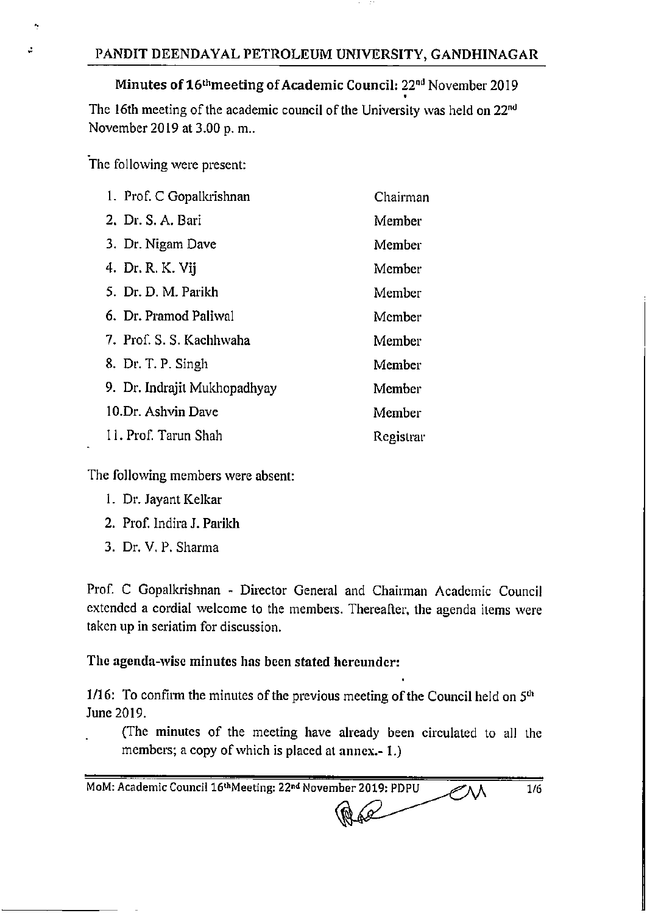# PANDIT DEENDAYAL PETROLEUM UNIVERSITY, GANDHINAGAR

## Minutes of 16th meeting of Academic Council: 22nd November 2019

The 16th meeting of the academic council of the University was held on 22nd November 2019 at 3.00 p. m..

The following were present:

| | |
|---|---|
| 1. Prof. C Gopalkrishnan | Chairman |
| 2. Dr. S. A. Bari | Member |
| 3. Dr. Nigam Dave | Member |
| 4. Dr. R. K. Vij | Member |
| 5. Dr. D. M. Parikh | Member |
| 6. Dr. Pramod Paliwal | Member |
| 7. Prof. S. S. Kachhwaha | Member |
| 8. Dr. T. P. Singh | Member |
| 9. Dr. Indrajit Mukhopadhyay | Member |
| 10. Dr. Ashvin Dave | Member |
| 11. Prof. Tarun Shah | Registrar |

The following members were absent:

1. Dr. Jayant Kelkar
2. Prof. Indira J. Parikh
3. Dr. V. P. Sharma

Prof. C Gopalkrishnan - Director General and Chairman Academic Council extended a cordial welcome to the members. Thereafter, the agenda items were taken up in seriatim for discussion.

**The agenda-wise minutes has been stated hereunder:**

1/16: To confirm the minutes of the previous meeting of the Council held on 5th June 2019.

(The minutes of the meeting have already been circulated to all the members; a copy of which is placed at annex.- 1.)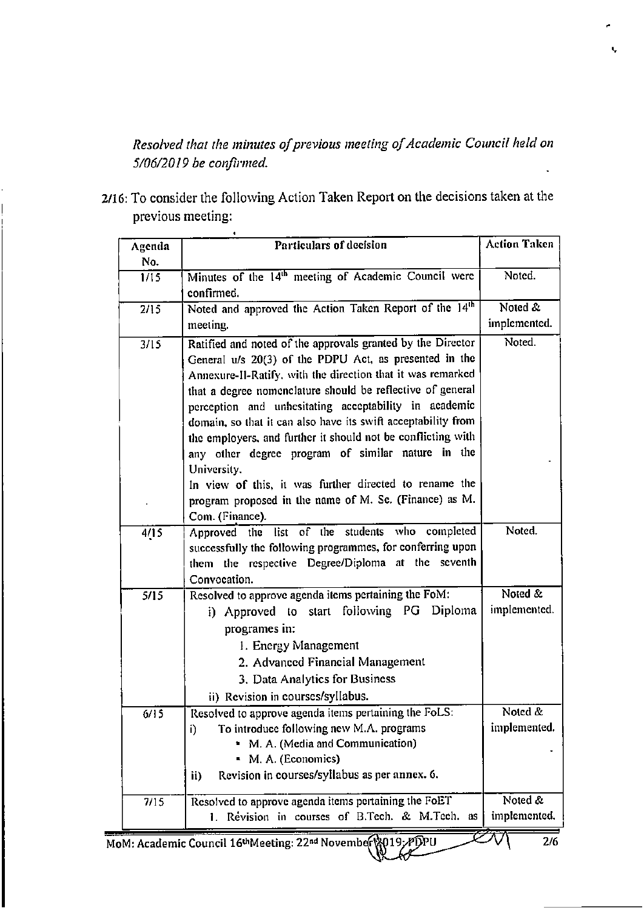*Resolved that the minutes of previous meeting of Academic Council held on 5/06/2019 be confirmed.*

2/16: To consider the following Action Taken Report on the decisions taken at the previous meeting:

| Agenda No. | Particulars of decision | Action Taken |
|---|---|---|
| 1/15 | Minutes of the 14th meeting of Academic Council were confirmed. | Noted. |
| 2/15 | Noted and approved the Action Taken Report of the 14th meeting. | Noted & implemented. |
| 3/15 | Ratified and noted of the approvals granted by the Director General u/s 20(3) of the PDPU Act, as presented in the Annexure-II-Ratify, with the direction that it was remarked that a degree nomenclature should be reflective of general perception and unhesitating acceptability in academic domain, so that it can also have its swift acceptability from the employers, and further it should not be conflicting with any other degree program of similar nature in the University. In view of this, it was further directed to rename the program proposed in the name of M. Sc. (Finance) as M. Com. (Finance). | Noted. |
| 4/15 | Approved the list of the students who completed successfully the following programmes, for conferring upon them the respective Degree/Diploma at the seventh Convocation. | Noted. |
| 5/15 | Resolved to approve agenda items pertaining the FoM: i) Approved to start following PG Diploma programes in: 1. Energy Management 2. Advanced Financial Management 3. Data Analytics for Business ii) Revision in courses/syllabus. | Noted & implemented. |
| 6/15 | Resolved to approve agenda items pertaining the FoLS: i) To introduce following new M.A. programs ▪ M. A. (Media and Communication) ▪ M. A. (Economics) ii) Revision in courses/syllabus as per annex. 6. | Noted & implemented. |
| 7/15 | Resolved to approve agenda items pertaining the FoET 1. Revision in courses of B.Tech. & M.Tech. as | Noted & implemented. |

MoM: Academic Council 16th Meeting: 22nd November 2019: PDPU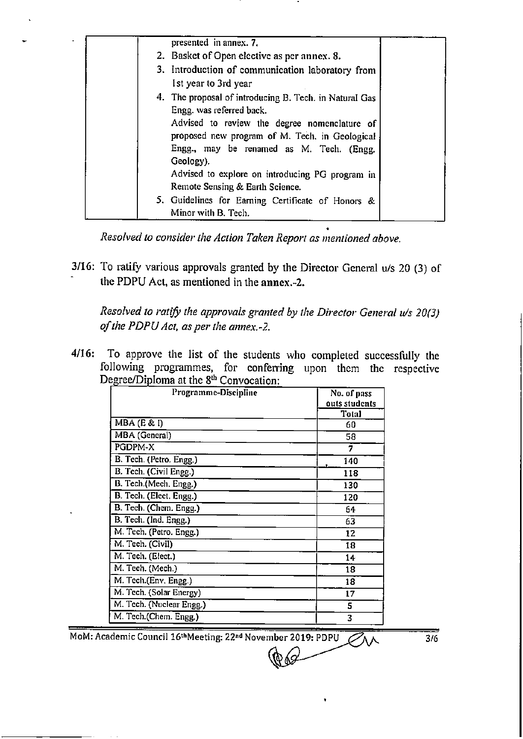| | presented in annex. 7.<br>2. Basket of Open elective as per annex. 8.<br>3. Introduction of communication laboratory from 1st year to 3rd year<br>4. The proposal of introducing B. Tech. in Natural Gas Engg. was referred back.<br>Advised to review the degree nomenclature of proposed new program of M. Tech. in Geological Engg., may be renamed as M. Tech. (Engg. Geology).<br>Advised to explore on introducing PG program in Remote Sensing & Earth Science.<br>5. Guidelines for Earning Certificate of Honors & Minor with B. Tech. | |
|---|---|---|

*Resolved to consider the Action Taken Report as mentioned above.*

**3/16:** To ratify various approvals granted by the Director General u/s 20 (3) of the PDPU Act, as mentioned in the **annex.-2.**

*Resolved to ratify the approvals granted by the Director General u/s 20(3) of the PDPU Act, as per the annex.-2.*

**4/16:** To approve the list of the students who completed successfully the following programmes, for conferring upon them the respective Degree/Diploma at the 8th Convocation:

| Programme-Discipline | No. of pass outs students Total |
|---|---|
| MBA (E & I) | 60 |
| MBA (General) | 58 |
| PGDPM-X | 7 |
| B. Tech. (Petro. Engg.) | 140 |
| B. Tech. (Civil Engg.) | 118 |
| B. Tech.(Mech. Engg.) | 130 |
| B. Tech. (Elect. Engg.) | 120 |
| B. Tech. (Chem. Engg.) | 64 |
| B. Tech. (Ind. Engg.) | 63 |
| M. Tech. (Petro. Engg.) | 12 |
| M. Tech. (Civil) | 18 |
| M. Tech. (Elect.) | 14 |
| M. Tech. (Mech.) | 18 |
| M. Tech.(Env. Engg.) | 18 |
| M. Tech. (Solar Energy) | 17 |
| M. Tech. (Nuclear Engg.) | 5 |
| M. Tech.(Chem. Engg.) | 3 |

MoM: Academic Council 16th Meeting: 22nd November 2019: PDPU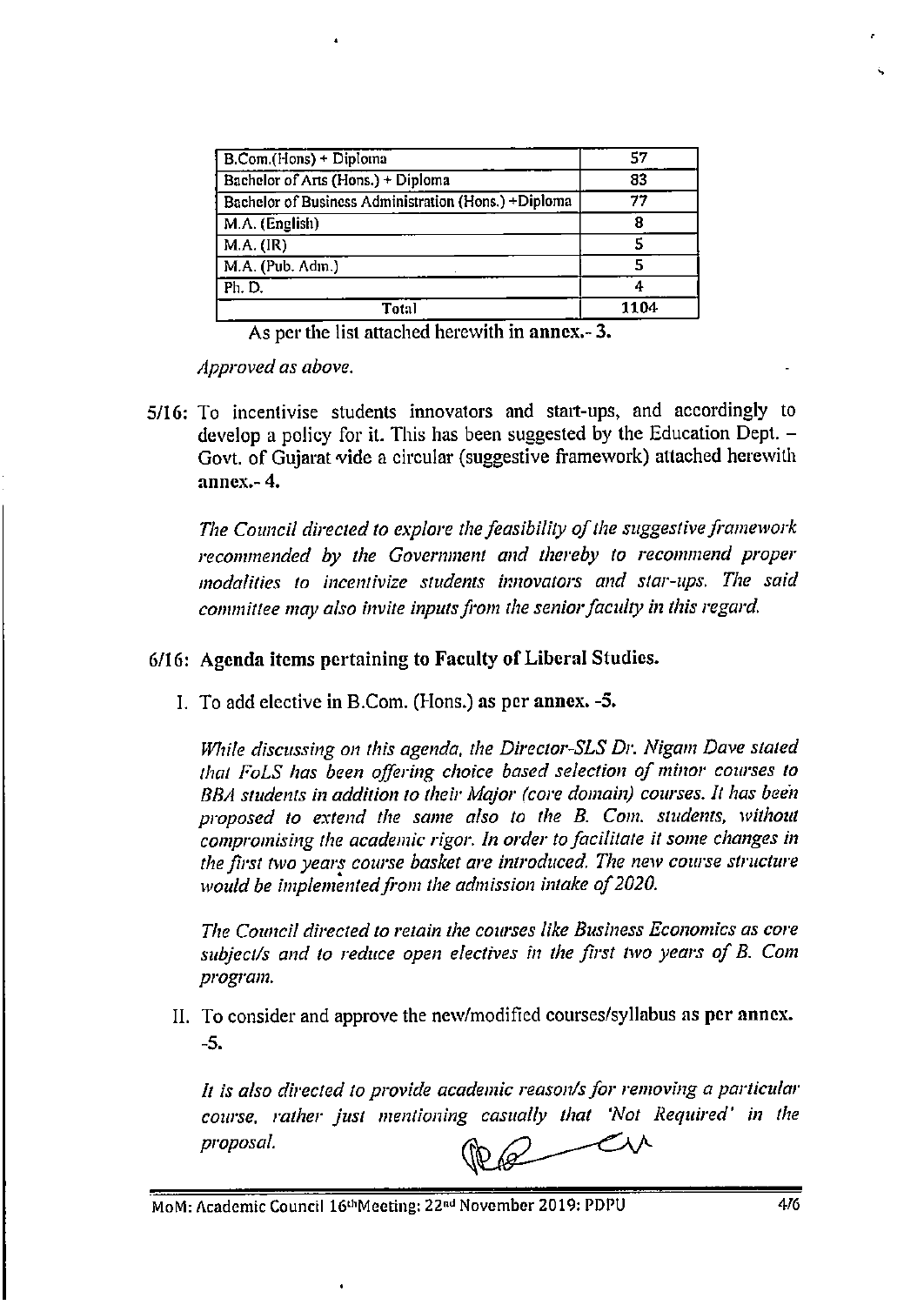| B.Com.(Hons) + Diploma | 57 |
| --- | --- |
| Bachelor of Arts (Hons.) + Diploma | 83 |
| Bachelor of Business Administration (Hons.) +Diploma | 77 |
| M.A. (English) | 8 |
| M.A. (IR) | 5 |
| M.A. (Pub. Adm.) | 5 |
| Ph. D. | 4 |
| Total | 1104 |

As per the list attached herewith in **annex.- 3.**

*Approved as above.*

**5/16:** To incentivise students innovators and start-ups, and accordingly to develop a policy for it. This has been suggested by the Education Dept. – Govt. of Gujarat vide a circular (suggestive framework) attached herewith **annex.- 4.**

*The Council directed to explore the feasibility of the suggestive framework recommended by the Government and thereby to recommend proper modalities to incentivize students innovators and star-ups. The said committee may also invite inputs from the senior faculty in this regard.*

**6/16: Agenda items pertaining to Faculty of Liberal Studies.**

I. To add elective in B.Com. (Hons.) as per **annex. -5.**

*While discussing on this agenda, the Director-SLS Dr. Nigam Dave stated that FoLS has been offering choice based selection of minor courses to BBA students in addition to their Major (core domain) courses. It has been proposed to extend the same also to the B. Com. students, without compromising the academic rigor. In order to facilitate it some changes in the first two years course basket are introduced. The new course structure would be implemented from the admission intake of 2020.*

*The Council directed to retain the courses like Business Economics as core subject/s and to reduce open electives in the first two years of B. Com program.*

II. To consider and approve the new/modified courses/syllabus as **per annex. -5.**

*It is also directed to provide academic reason/s for removing a particular course, rather just mentioning casually that 'Not Required' in the proposal.*

MoM: Academic Council 16th Meeting: 22nd November 2019: PDPU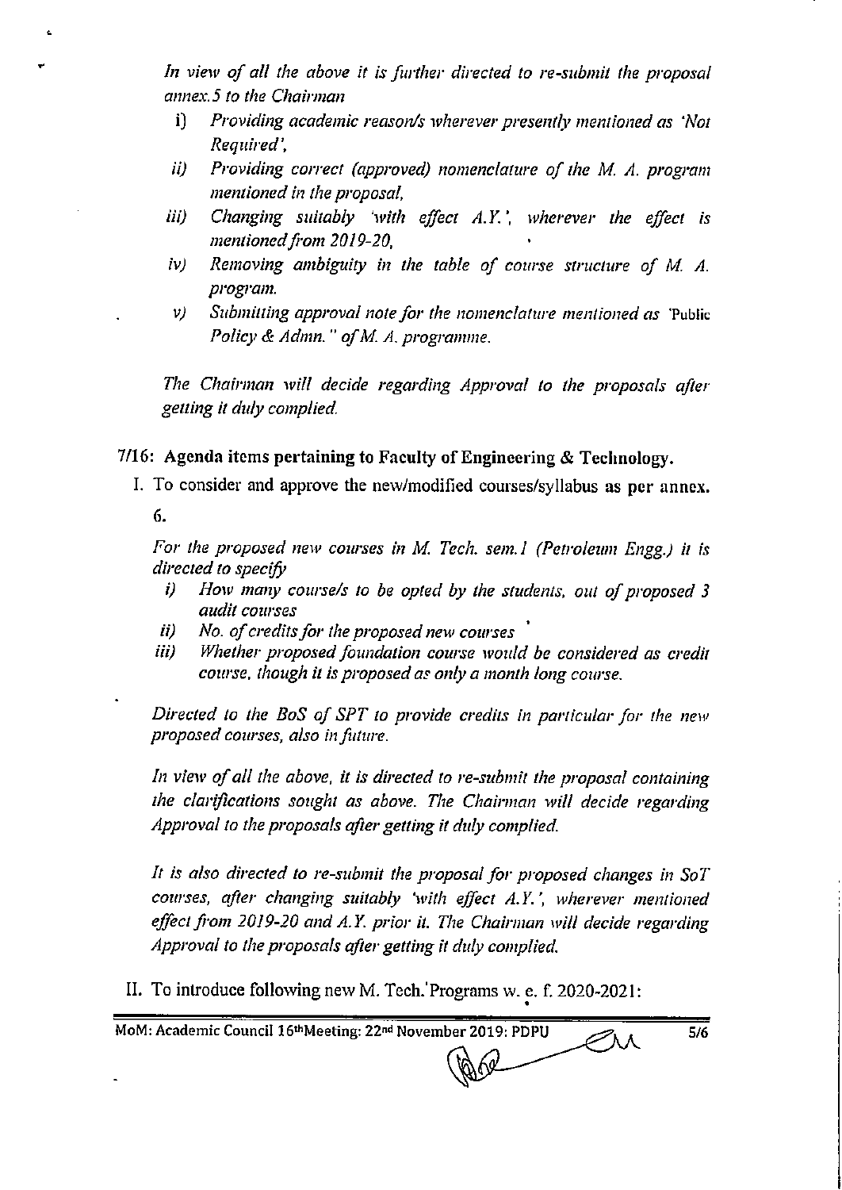*In view of all the above it is further directed to re-submit the proposal annex.5 to the Chairman*

i) *Providing academic reason/s wherever presently mentioned as 'Not Required',*
ii) *Providing correct (approved) nomenclature of the M. A. program mentioned in the proposal,*
iii) *Changing suitably 'with effect A.Y.', wherever the effect is mentioned from 2019-20,*
iv) *Removing ambiguity in the table of course structure of M. A. program.*
v) *Submitting approval note for the nomenclature mentioned as* 'Public *Policy & Admn." of M. A. programme.*

*The Chairman will decide regarding Approval to the proposals after getting it duly complied.*

**7/16: Agenda items pertaining to Faculty of Engineering & Technology.**

I. To consider and approve the new/modified courses/syllabus as per annex. 6.

*For the proposed new courses in M. Tech. sem.1 (Petroleum Engg.) it is directed to specify*

i) *How many course/s to be opted by the students, out of proposed 3 audit courses*
ii) *No. of credits for the proposed new courses*
iii) *Whether proposed foundation course would be considered as credit course, though it is proposed as only a month long course.*

*Directed to the BoS of SPT to provide credits in particular for the new proposed courses, also in future.*

*In view of all the above, it is directed to re-submit the proposal containing the clarifications sought as above. The Chairman will decide regarding Approval to the proposals after getting it duly complied.*

*It is also directed to re-submit the proposal for proposed changes in SoT courses, after changing suitably 'with effect A.Y.', wherever mentioned effect from 2019-20 and A.Y. prior it. The Chairman will decide regarding Approval to the proposals after getting it duly complied.*

II. To introduce following new M. Tech. Programs w. e. f. 2020-2021:

MoM: Academic Council 16th Meeting: 22nd November 2019: PDPU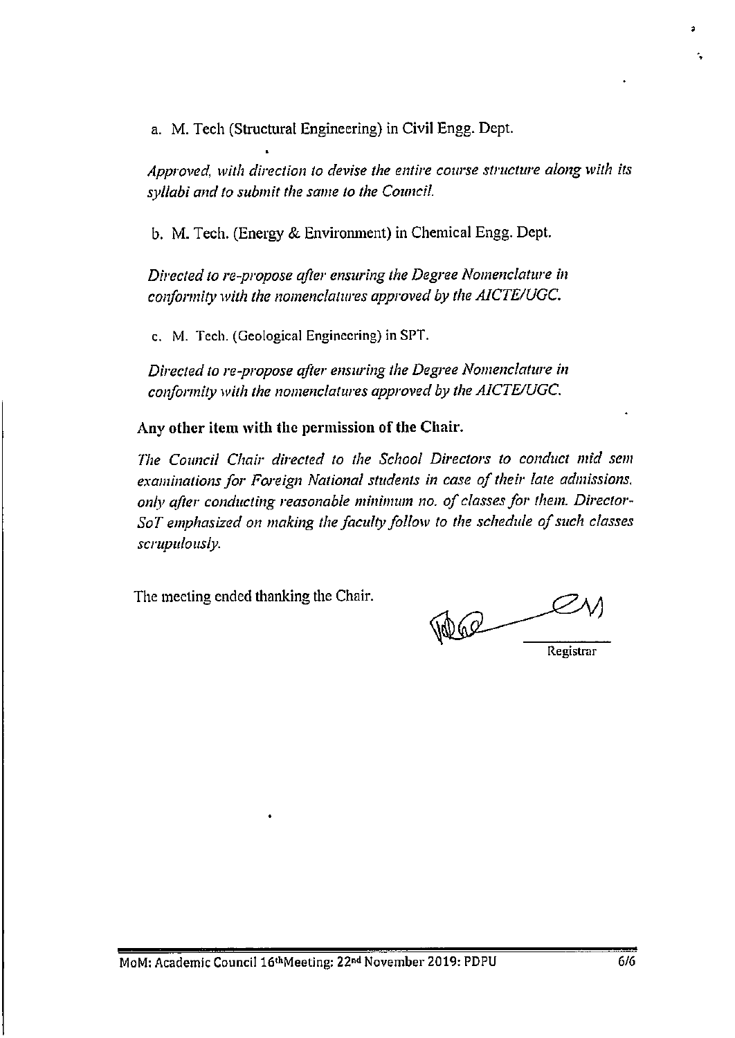a. M. Tech (Structural Engineering) in Civil Engg. Dept.

*Approved, with direction to devise the entire course structure along with its syllabi and to submit the same to the Council.*

b. M. Tech. (Energy & Environment) in Chemical Engg. Dept.

*Directed to re-propose after ensuring the Degree Nomenclature in conformity with the nomenclatures approved by the AICTE/UGC.*

c. M. Tech. (Geological Engineering) in SPT.

*Directed to re-propose after ensuring the Degree Nomenclature in conformity with the nomenclatures approved by the AICTE/UGC.*

**Any other item with the permission of the Chair.**

*The Council Chair directed to the School Directors to conduct mid sem examinations for Foreign National students in case of their late admissions, only after conducting reasonable minimum no. of classes for them. Director-SoT emphasized on making the faculty follow to the schedule of such classes scrupulously.*

The meeting ended thanking the Chair.

Registrar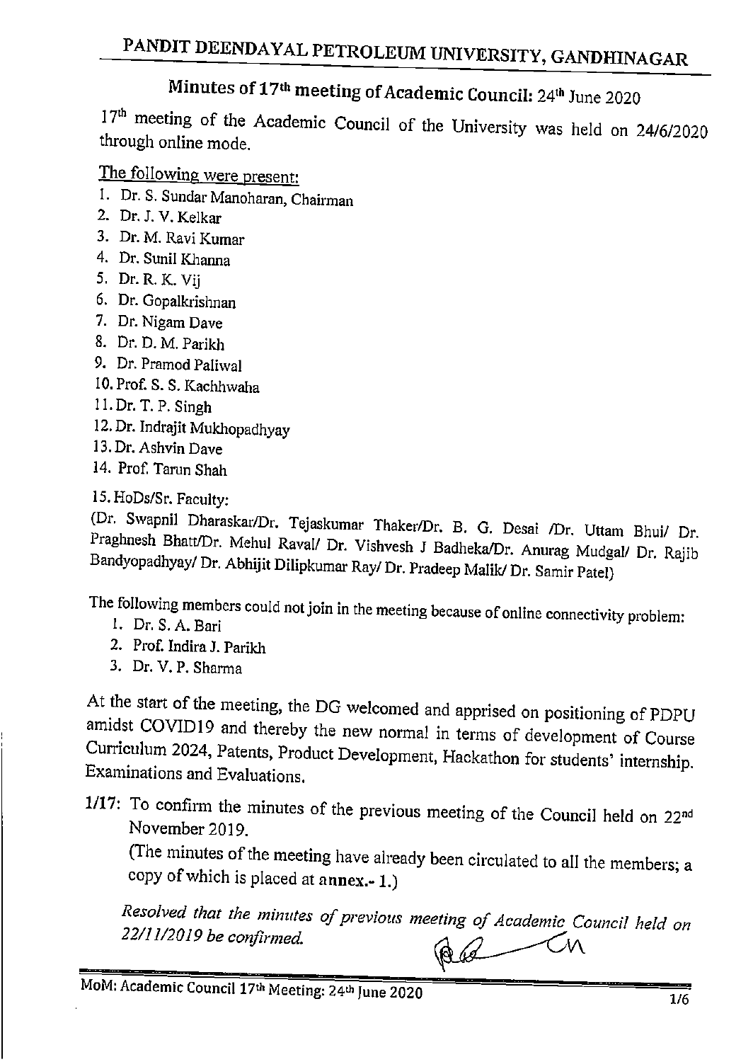# PANDIT DEENDAYAL PETROLEUM UNIVERSITY, GANDHINAGAR

## Minutes of 17th meeting of Academic Council: 24th June 2020

17th meeting of the Academic Council of the University was held on 24/6/2020 through online mode.

The following were present:

1. Dr. S. Sundar Manoharan, Chairman
2. Dr. J. V. Kelkar
3. Dr. M. Ravi Kumar
4. Dr. Sunil Khanna
5. Dr. R. K. Vij
6. Dr. Gopalkrishnan
7. Dr. Nigam Dave
8. Dr. D. M. Parikh
9. Dr. Pramod Paliwal
10. Prof. S. S. Kachhwaha
11. Dr. T. P. Singh
12. Dr. Indrajit Mukhopadhyay
13. Dr. Ashvin Dave
14. Prof. Tarun Shah
15. HoDs/Sr. Faculty:

(Dr. Swapnil Dharaskar/Dr. Tejaskumar Thaker/Dr. B. G. Desai /Dr. Uttam Bhui/ Dr. Praghnesh Bhatt/Dr. Mehul Raval/ Dr. Vishvesh J Badheka/Dr. Anurag Mudgal/ Dr. Rajib Bandyopadhyay/ Dr. Abhijit Dilipkumar Ray/ Dr. Pradeep Malik/ Dr. Samir Patel)

The following members could not join in the meeting because of online connectivity problem:

1. Dr. S. A. Bari
2. Prof. Indira J. Parikh
3. Dr. V. P. Sharma

At the start of the meeting, the DG welcomed and apprised on positioning of PDPU amidst COVID19 and thereby the new normal in terms of development of Course Curriculum 2024, Patents, Product Development, Hackathon for students' internship. Examinations and Evaluations.

1/17: To confirm the minutes of the previous meeting of the Council held on 22nd November 2019.

(The minutes of the meeting have already been circulated to all the members; a copy of which is placed at **annex.- 1.**)

*Resolved that the minutes of previous meeting of Academic Council held on 22/11/2019 be confirmed.*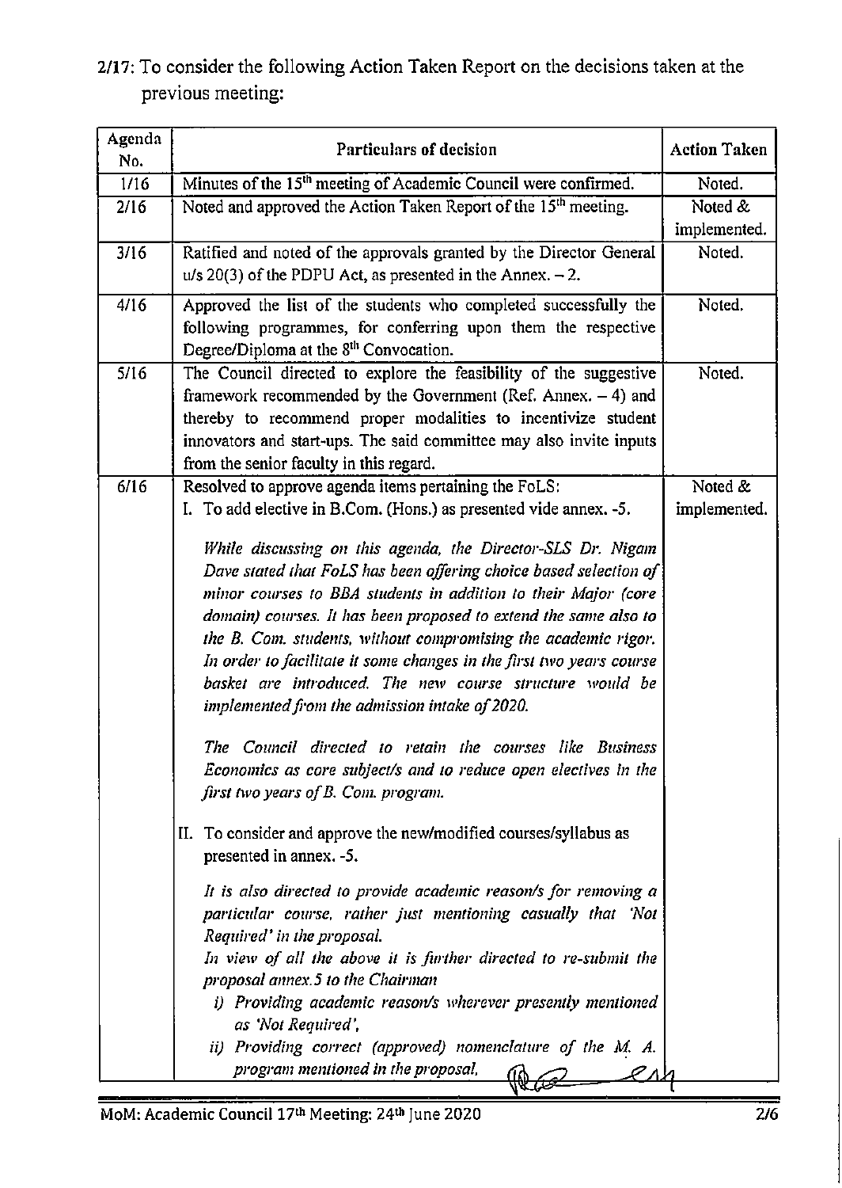2/17: To consider the following Action Taken Report on the decisions taken at the previous meeting:

| Agenda No. | Particulars of decision | Action Taken |
|---|---|---|
| 1/16 | Minutes of the 15th meeting of Academic Council were confirmed. | Noted. |
| 2/16 | Noted and approved the Action Taken Report of the 15th meeting. | Noted & implemented. |
| 3/16 | Ratified and noted of the approvals granted by the Director General u/s 20(3) of the PDPU Act, as presented in the Annex. – 2. | Noted. |
| 4/16 | Approved the list of the students who completed successfully the following programmes, for conferring upon them the respective Degree/Diploma at the 8th Convocation. | Noted. |
| 5/16 | The Council directed to explore the feasibility of the suggestive framework recommended by the Government (Ref. Annex. – 4) and thereby to recommend proper modalities to incentivize student innovators and start-ups. The said committee may also invite inputs from the senior faculty in this regard. | Noted. |
| 6/16 | Resolved to approve agenda items pertaining the FoLS:<br>I. To add elective in B.Com. (Hons.) as presented vide annex. -5.<br><br>*While discussing on this agenda, the Director-SLS Dr. Nigam Dave stated that FoLS has been offering choice based selection of minor courses to BBA students in addition to their Major (core domain) courses. It has been proposed to extend the same also to the B. Com. students, without compromising the academic rigor. In order to facilitate it some changes in the first two years course basket are introduced. The new course structure would be implemented from the admission intake of 2020.*<br><br>*The Council directed to retain the courses like Business Economics as core subject/s and to reduce open electives in the first two years of B. Com. program.*<br><br>II. To consider and approve the new/modified courses/syllabus as presented in annex. -5.<br><br>*It is also directed to provide academic reason/s for removing a particular course, rather just mentioning casually that 'Not Required' in the proposal.*<br>*In view of all the above it is further directed to re-submit the proposal annex.5 to the Chairman*<br>*i) Providing academic reason/s wherever presently mentioned as 'Not Required',*<br>*ii) Providing correct (approved) nomenclature of the M. A. program mentioned in the proposal.* | Noted & implemented. |

MoM: Academic Council 17th Meeting: 24th June 2020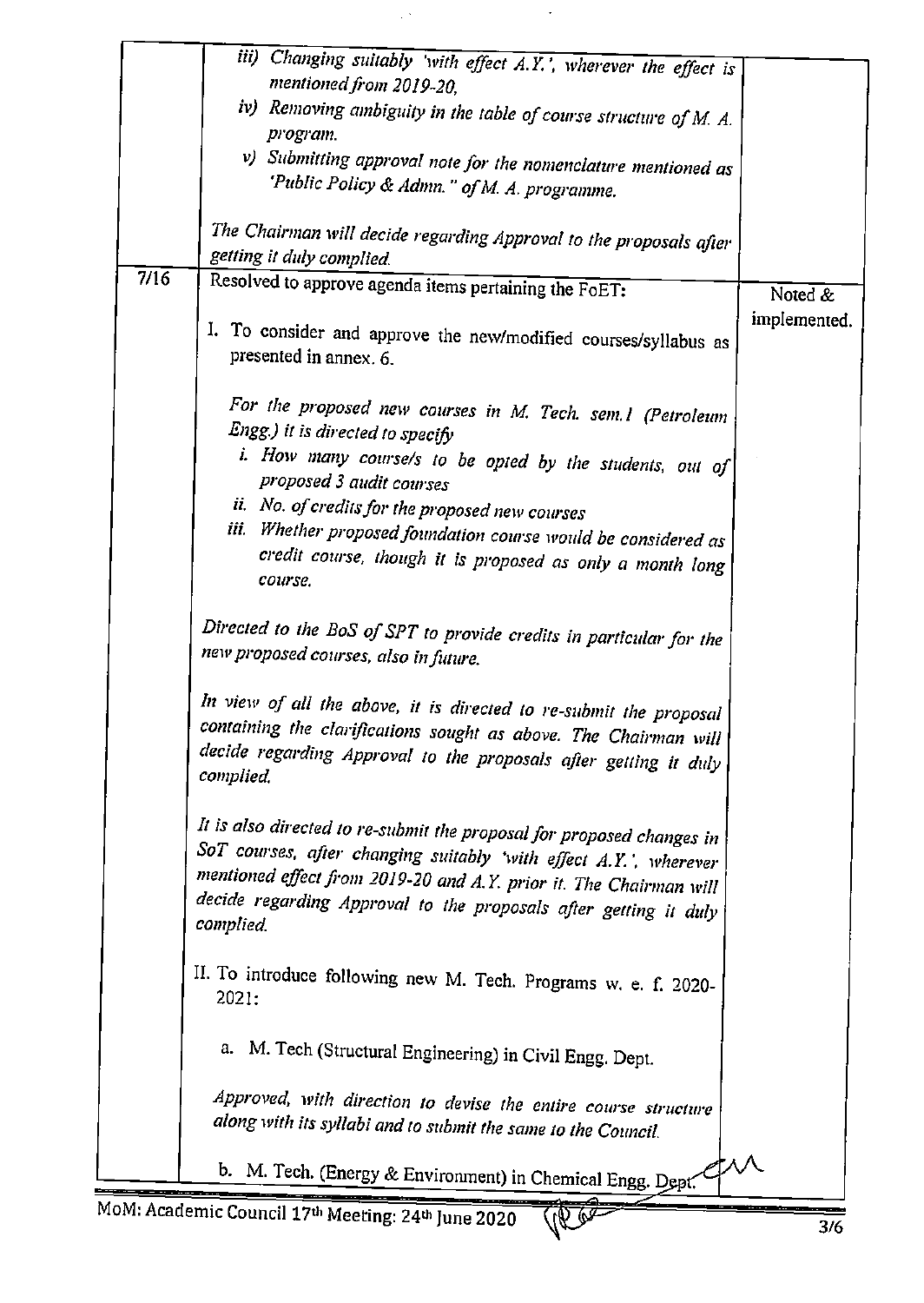|  |  |  |
|---|---|---|
|  | *iii) Changing suitably 'with effect A.Y.', wherever the effect is mentioned from 2019-20,*<br>*iv) Removing ambiguity in the table of course structure of M. A. program.*<br>*v) Submitting approval note for the nomenclature mentioned as 'Public Policy & Admn." of M. A. programme.*<br><br>*The Chairman will decide regarding Approval to the proposals after getting it duly complied.* |  |
| 7/16 | Resolved to approve agenda items pertaining the FoET:<br><br>I. To consider and approve the new/modified courses/syllabus as presented in annex. 6.<br><br>*For the proposed new courses in M. Tech. sem.I (Petroleum Engg.) it is directed to specify*<br>*i. How many course/s to be opted by the students, out of proposed 3 audit courses*<br>*ii. No. of credits for the proposed new courses*<br>*iii. Whether proposed foundation course would be considered as credit course, though it is proposed as only a month long course.*<br><br>*Directed to the BoS of SPT to provide credits in particular for the new proposed courses, also in future.*<br><br>*In view of all the above, it is directed to re-submit the proposal containing the clarifications sought as above. The Chairman will decide regarding Approval to the proposals after getting it duly complied.*<br><br>*It is also directed to re-submit the proposal for proposed changes in SoT courses, after changing suitably 'with effect A.Y.', wherever mentioned effect from 2019-20 and A.Y. prior it. The Chairman will decide regarding Approval to the proposals after getting it duly complied.*<br><br>II. To introduce following new M. Tech. Programs w. e. f. 2020-2021:<br><br>a. M. Tech (Structural Engineering) in Civil Engg. Dept.<br><br>*Approved, with direction to devise the entire course structure along with its syllabi and to submit the same to the Council.*<br><br>b. M. Tech. (Energy & Environment) in Chemical Engg. Dept. | Noted & implemented. |

MoM: Academic Council 17th Meeting: 24th June 2020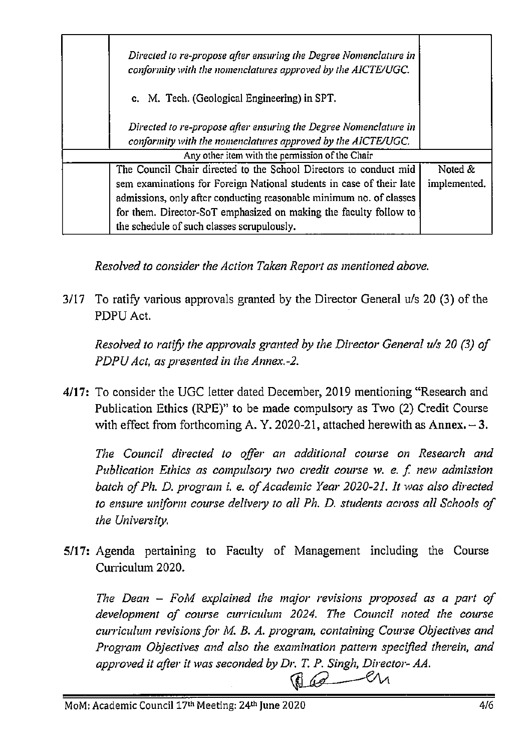| | | |
|---|---|---|
| | *Directed to re-propose after ensuring the Degree Nomenclature in conformity with the nomenclatures approved by the AICTE/UGC.*<br><br>c. M. Tech. (Geological Engineering) in SPT.<br><br>*Directed to re-propose after ensuring the Degree Nomenclature in conformity with the nomenclatures approved by the AICTE/UGC.* | |
| Any other item with the permission of the Chair | | |
| | The Council Chair directed to the School Directors to conduct mid sem examinations for Foreign National students in case of their late admissions, only after conducting reasonable minimum no. of classes for them. Director-SoT emphasized on making the faculty follow to the schedule of such classes scrupulously. | Noted & implemented. |

*Resolved to consider the Action Taken Report as mentioned above.*

3/17 To ratify various approvals granted by the Director General u/s 20 (3) of the PDPU Act.

*Resolved to ratify the approvals granted by the Director General u/s 20 (3) of PDPU Act, as presented in the Annex.-2.*

**4/17:** To consider the UGC letter dated December, 2019 mentioning "Research and Publication Ethics (RPE)" to be made compulsory as Two (2) Credit Course with effect from forthcoming A. Y. 2020-21, attached herewith as **Annex. – 3.**

*The Council directed to offer an additional course on Research and Publication Ethics as compulsory two credit course w. e. f. new admission batch of Ph. D. program i. e. of Academic Year 2020-21. It was also directed to ensure uniform course delivery to all Ph. D. students across all Schools of the University.*

**5/17:** Agenda pertaining to Faculty of Management including the Course Curriculum 2020.

*The Dean – FoM explained the major revisions proposed as a part of development of course curriculum 2024. The Council noted the course curriculum revisions for M. B. A. program, containing Course Objectives and Program Objectives and also the examination pattern specified therein, and approved it after it was seconded by Dr. T. P. Singh, Director- AA.*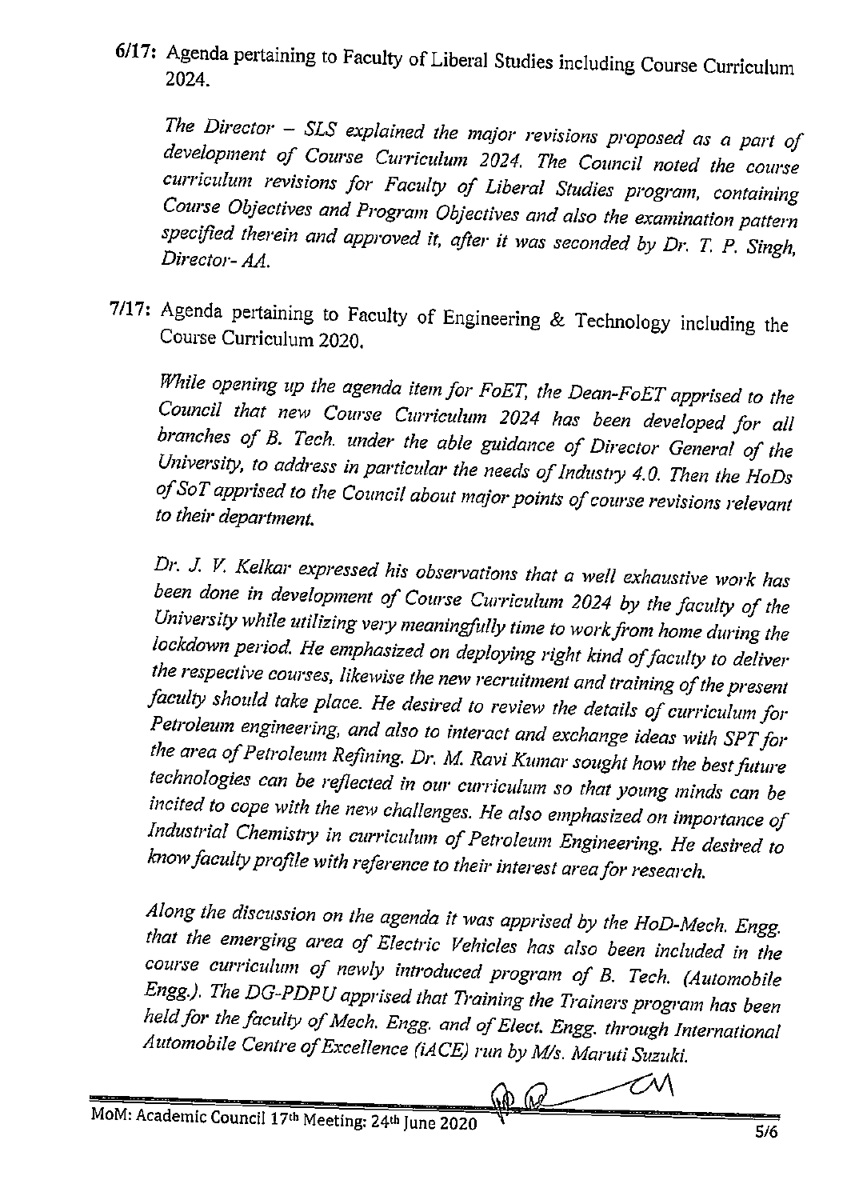**6/17:** Agenda pertaining to Faculty of Liberal Studies including Course Curriculum 2024.

*The Director – SLS explained the major revisions proposed as a part of development of Course Curriculum 2024. The Council noted the course curriculum revisions for Faculty of Liberal Studies program, containing Course Objectives and Program Objectives and also the examination pattern specified therein and approved it, after it was seconded by Dr. T. P. Singh, Director- AA.*

**7/17:** Agenda pertaining to Faculty of Engineering & Technology including the Course Curriculum 2020.

*While opening up the agenda item for FoET, the Dean-FoET apprised to the Council that new Course Curriculum 2024 has been developed for all branches of B. Tech. under the able guidance of Director General of the University, to address in particular the needs of Industry 4.0. Then the HoDs of SoT apprised to the Council about major points of course revisions relevant to their department.*

*Dr. J. V. Kelkar expressed his observations that a well exhaustive work has been done in development of Course Curriculum 2024 by the faculty of the University while utilizing very meaningfully time to work from home during the lockdown period. He emphasized on deploying right kind of faculty to deliver the respective courses, likewise the new recruitment and training of the present faculty should take place. He desired to review the details of curriculum for Petroleum engineering, and also to interact and exchange ideas with SPT for the area of Petroleum Refining. Dr. M. Ravi Kumar sought how the best future technologies can be reflected in our curriculum so that young minds can be incited to cope with the new challenges. He also emphasized on importance of Industrial Chemistry in curriculum of Petroleum Engineering. He desired to know faculty profile with reference to their interest area for research.*

*Along the discussion on the agenda it was apprised by the HoD-Mech. Engg. that the emerging area of Electric Vehicles has also been included in the course curriculum of newly introduced program of B. Tech. (Automobile Engg.). The DG-PDPU apprised that Training the Trainers program has been held for the faculty of Mech. Engg. and of Elect. Engg. through International Automobile Centre of Excellence (iACE) run by M/s. Maruti Suzuki.*

MoM: Academic Council 17th Meeting: 24th June 2020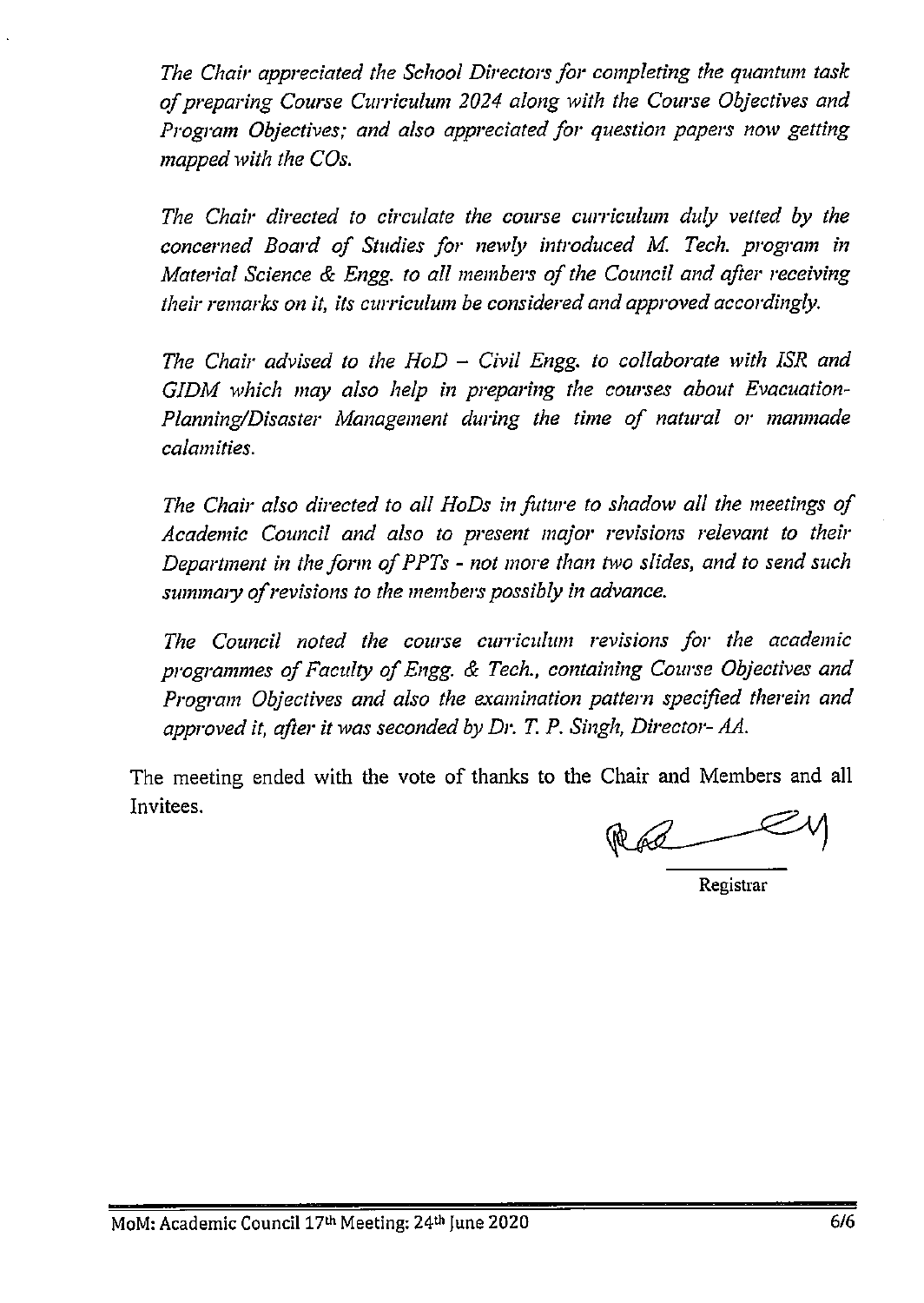*The Chair appreciated the School Directors for completing the quantum task of preparing Course Curriculum 2024 along with the Course Objectives and Program Objectives; and also appreciated for question papers now getting mapped with the COs.*

*The Chair directed to circulate the course curriculum duly vetted by the concerned Board of Studies for newly introduced M. Tech. program in Material Science & Engg. to all members of the Council and after receiving their remarks on it, its curriculum be considered and approved accordingly.*

*The Chair advised to the HoD – Civil Engg. to collaborate with ISR and GIDM which may also help in preparing the courses about Evacuation-Planning/Disaster Management during the time of natural or manmade calamities.*

*The Chair also directed to all HoDs in future to shadow all the meetings of Academic Council and also to present major revisions relevant to their Department in the form of PPTs - not more than two slides, and to send such summary of revisions to the members possibly in advance.*

*The Council noted the course curriculum revisions for the academic programmes of Faculty of Engg. & Tech., containing Course Objectives and Program Objectives and also the examination pattern specified therein and approved it, after it was seconded by Dr. T. P. Singh, Director- AA.*

The meeting ended with the vote of thanks to the Chair and Members and all Invitees.

Registrar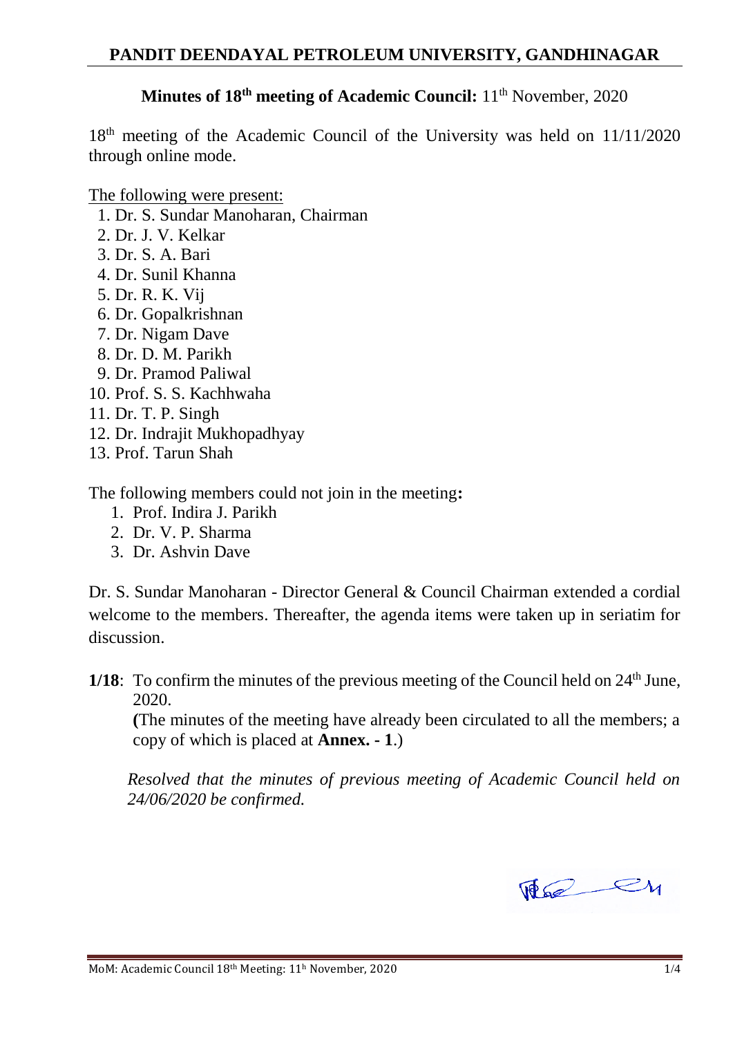## PANDIT DEENDAYAL PETROLEUM UNIVERSITY, GANDHINAGAR

**Minutes of 18th meeting of Academic Council:** 11th November, 2020

18th meeting of the Academic Council of the University was held on 11/11/2020 through online mode.

The following were present:

1. Dr. S. Sundar Manoharan, Chairman
2. Dr. J. V. Kelkar
3. Dr. S. A. Bari
4. Dr. Sunil Khanna
5. Dr. R. K. Vij
6. Dr. Gopalkrishnan
7. Dr. Nigam Dave
8. Dr. D. M. Parikh
9. Dr. Pramod Paliwal
10. Prof. S. S. Kachhwaha
11. Dr. T. P. Singh
12. Dr. Indrajit Mukhopadhyay
13. Prof. Tarun Shah

The following members could not join in the meeting**:**

1. Prof. Indira J. Parikh
2. Dr. V. P. Sharma
3. Dr. Ashvin Dave

Dr. S. Sundar Manoharan - Director General & Council Chairman extended a cordial welcome to the members. Thereafter, the agenda items were taken up in seriatim for discussion.

**1/18**: To confirm the minutes of the previous meeting of the Council held on 24th June, 2020.
**(**The minutes of the meeting have already been circulated to all the members; a copy of which is placed at **Annex. - 1**.)

*Resolved that the minutes of previous meeting of Academic Council held on 24/06/2020 be confirmed.*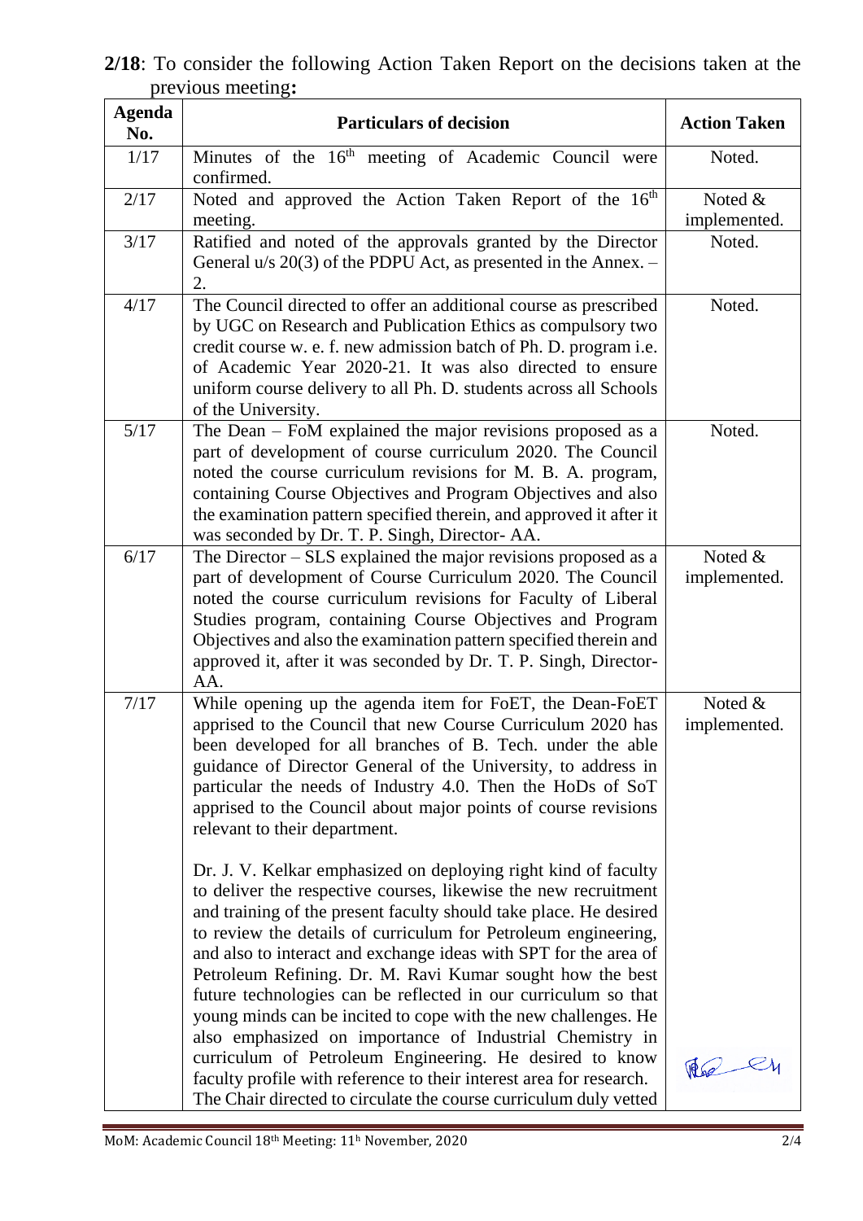**2/18**: To consider the following Action Taken Report on the decisions taken at the previous meeting**:**

| Agenda No. | Particulars of decision | Action Taken |
|---|---|---|
| 1/17 | Minutes of the 16th meeting of Academic Council were confirmed. | Noted. |
| 2/17 | Noted and approved the Action Taken Report of the 16th meeting. | Noted & implemented. |
| 3/17 | Ratified and noted of the approvals granted by the Director General u/s 20(3) of the PDPU Act, as presented in the Annex. – 2. | Noted. |
| 4/17 | The Council directed to offer an additional course as prescribed by UGC on Research and Publication Ethics as compulsory two credit course w. e. f. new admission batch of Ph. D. program i.e. of Academic Year 2020-21. It was also directed to ensure uniform course delivery to all Ph. D. students across all Schools of the University. | Noted. |
| 5/17 | The Dean – FoM explained the major revisions proposed as a part of development of course curriculum 2020. The Council noted the course curriculum revisions for M. B. A. program, containing Course Objectives and Program Objectives and also the examination pattern specified therein, and approved it after it was seconded by Dr. T. P. Singh, Director- AA. | Noted. |
| 6/17 | The Director – SLS explained the major revisions proposed as a part of development of Course Curriculum 2020. The Council noted the course curriculum revisions for Faculty of Liberal Studies program, containing Course Objectives and Program Objectives and also the examination pattern specified therein and approved it, after it was seconded by Dr. T. P. Singh, Director-AA. | Noted & implemented. |
| 7/17 | While opening up the agenda item for FoET, the Dean-FoET apprised to the Council that new Course Curriculum 2020 has been developed for all branches of B. Tech. under the able guidance of Director General of the University, to address in particular the needs of Industry 4.0. Then the HoDs of SoT apprised to the Council about major points of course revisions relevant to their department.<br><br>Dr. J. V. Kelkar emphasized on deploying right kind of faculty to deliver the respective courses, likewise the new recruitment and training of the present faculty should take place. He desired to review the details of curriculum for Petroleum engineering, and also to interact and exchange ideas with SPT for the area of Petroleum Refining. Dr. M. Ravi Kumar sought how the best future technologies can be reflected in our curriculum so that young minds can be incited to cope with the new challenges. He also emphasized on importance of Industrial Chemistry in curriculum of Petroleum Engineering. He desired to know faculty profile with reference to their interest area for research. The Chair directed to circulate the course curriculum duly vetted | Noted & implemented. |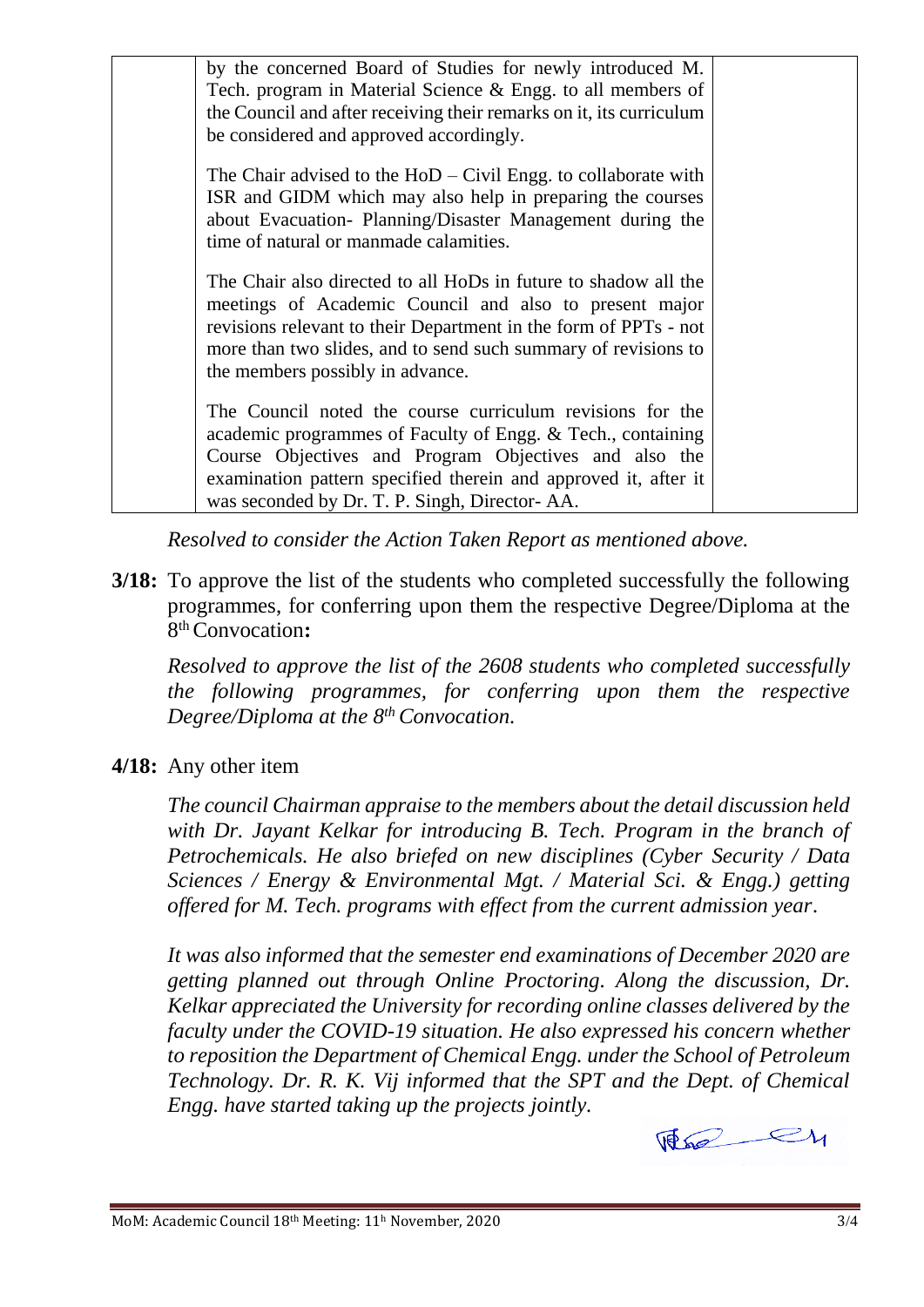| | by the concerned Board of Studies for newly introduced M. Tech. program in Material Science & Engg. to all members of the Council and after receiving their remarks on it, its curriculum be considered and approved accordingly.<br><br>The Chair advised to the HoD – Civil Engg. to collaborate with ISR and GIDM which may also help in preparing the courses about Evacuation- Planning/Disaster Management during the time of natural or manmade calamities.<br><br>The Chair also directed to all HoDs in future to shadow all the meetings of Academic Council and also to present major revisions relevant to their Department in the form of PPTs - not more than two slides, and to send such summary of revisions to the members possibly in advance.<br><br>The Council noted the course curriculum revisions for the academic programmes of Faculty of Engg. & Tech., containing Course Objectives and Program Objectives and also the examination pattern specified therein and approved it, after it was seconded by Dr. T. P. Singh, Director- AA. | |
|---|---|---|

*Resolved to consider the Action Taken Report as mentioned above.*

**3/18:** To approve the list of the students who completed successfully the following programmes, for conferring upon them the respective Degree/Diploma at the 8th Convocation**:**

*Resolved to approve the list of the 2608 students who completed successfully the following programmes, for conferring upon them the respective Degree/Diploma at the 8th Convocation.*

**4/18:** Any other item

*The council Chairman appraise to the members about the detail discussion held with Dr. Jayant Kelkar for introducing B. Tech. Program in the branch of Petrochemicals. He also briefed on new disciplines (Cyber Security / Data Sciences / Energy & Environmental Mgt. / Material Sci. & Engg.) getting offered for M. Tech. programs with effect from the current admission year.*

*It was also informed that the semester end examinations of December 2020 are getting planned out through Online Proctoring. Along the discussion, Dr. Kelkar appreciated the University for recording online classes delivered by the faculty under the COVID-19 situation. He also expressed his concern whether to reposition the Department of Chemical Engg. under the School of Petroleum Technology. Dr. R. K. Vij informed that the SPT and the Dept. of Chemical Engg. have started taking up the projects jointly.*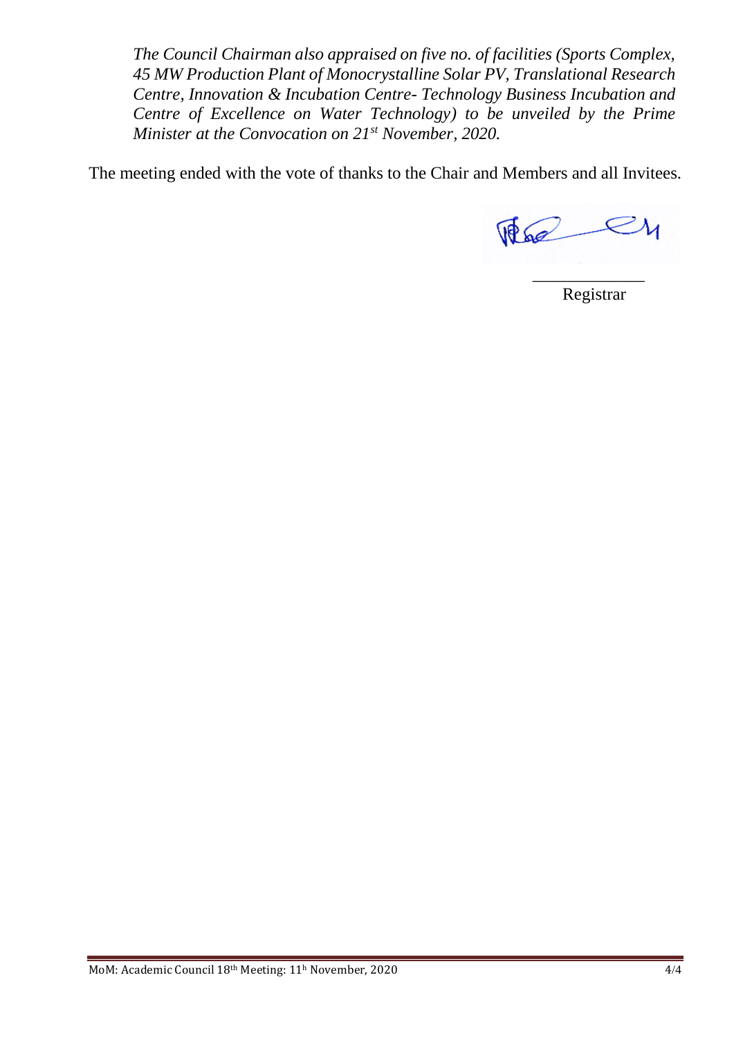*The Council Chairman also appraised on five no. of facilities (Sports Complex, 45 MW Production Plant of Monocrystalline Solar PV, Translational Research Centre, Innovation & Incubation Centre- Technology Business Incubation and Centre of Excellence on Water Technology) to be unveiled by the Prime Minister at the Convocation on 21st November, 2020.*

The meeting ended with the vote of thanks to the Chair and Members and all Invitees.

Registrar